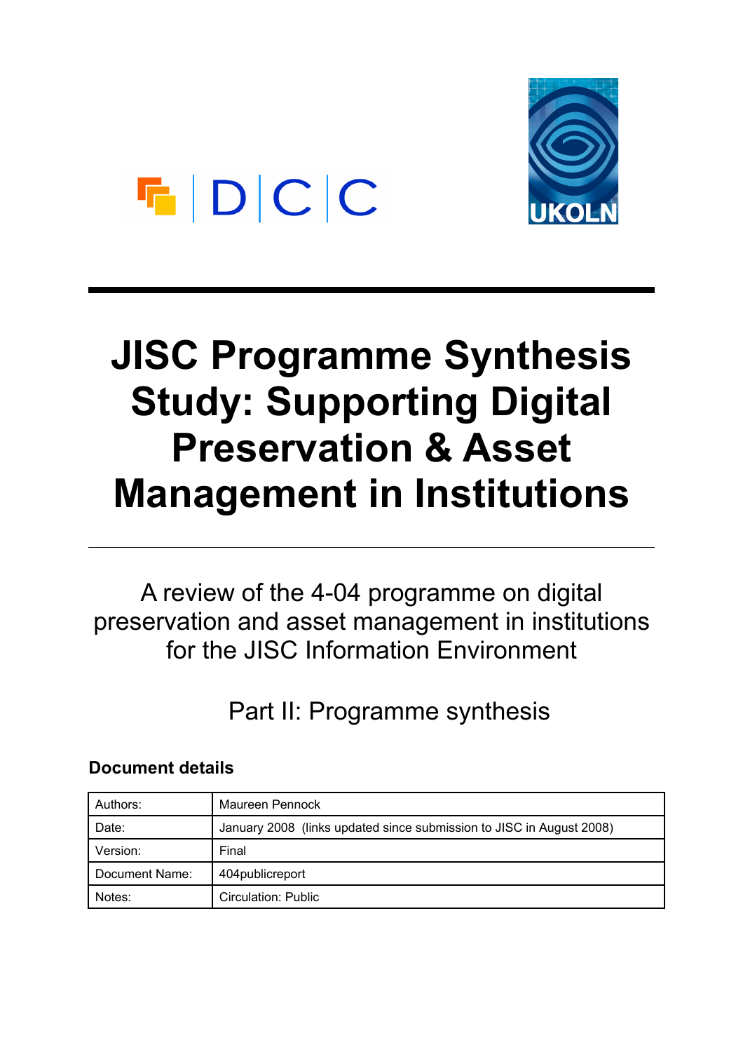# JISC Programme Synthesis Study: Supporting Digital Preservation & Asset Management in Institutions

A review of the 4-04 programme on digital preservation and asset management in institutions for the JISC Information Environment

Part II: Programme synthesis

**Document details**

| Authors: | Maureen Pennock |
|---|---|
| Date: | January 2008 (links updated since submission to JISC in August 2008) |
| Version: | Final |
| Document Name: | 404publicreport |
| Notes: | Circulation: Public |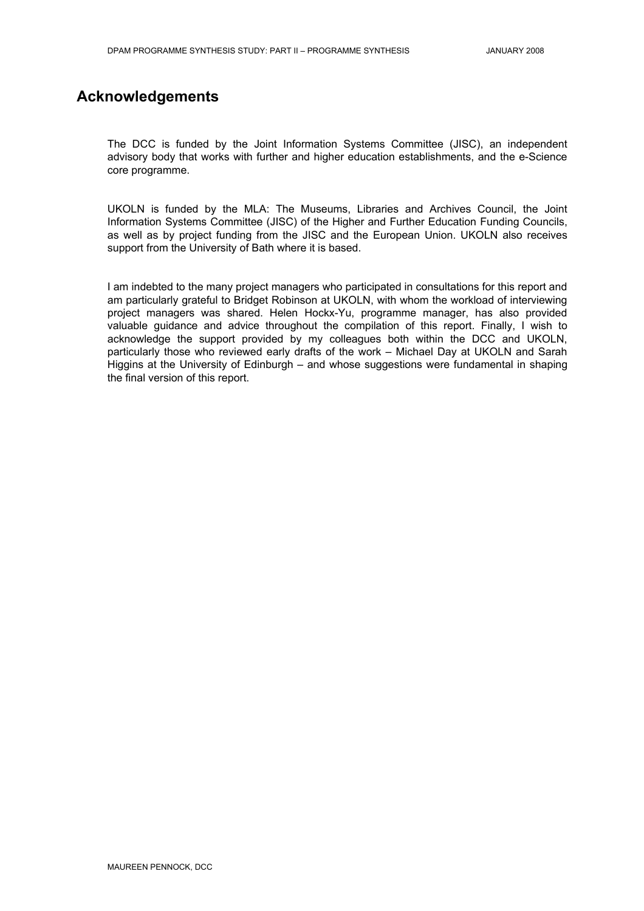# Acknowledgements

The DCC is funded by the Joint Information Systems Committee (JISC), an independent advisory body that works with further and higher education establishments, and the e-Science core programme.

UKOLN is funded by the MLA: The Museums, Libraries and Archives Council, the Joint Information Systems Committee (JISC) of the Higher and Further Education Funding Councils, as well as by project funding from the JISC and the European Union. UKOLN also receives support from the University of Bath where it is based.

I am indebted to the many project managers who participated in consultations for this report and am particularly grateful to Bridget Robinson at UKOLN, with whom the workload of interviewing project managers was shared. Helen Hockx-Yu, programme manager, has also provided valuable guidance and advice throughout the compilation of this report. Finally, I wish to acknowledge the support provided by my colleagues both within the DCC and UKOLN, particularly those who reviewed early drafts of the work – Michael Day at UKOLN and Sarah Higgins at the University of Edinburgh – and whose suggestions were fundamental in shaping the final version of this report.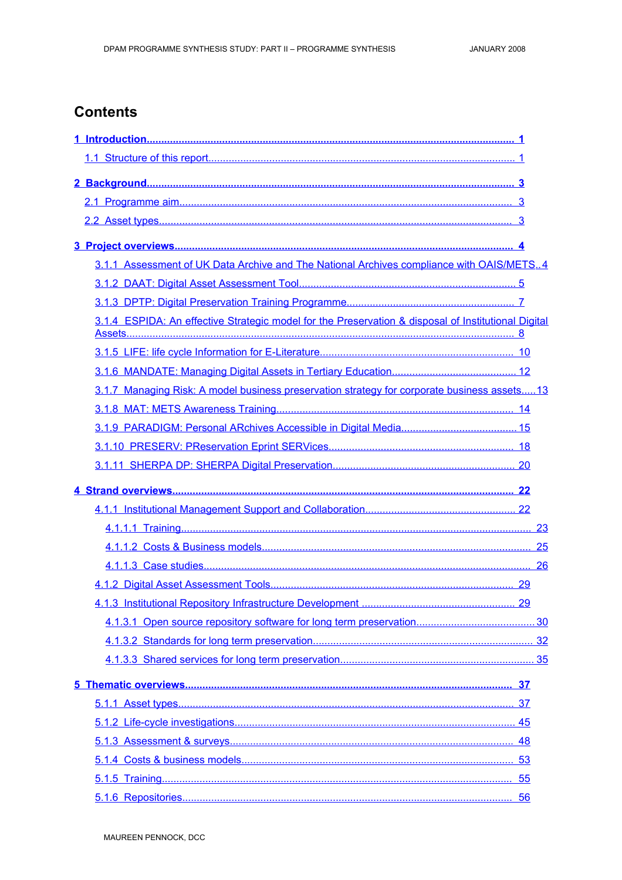# Contents

1 Introduction ... 1
- 1.1 Structure of this report ... 1

2 Background ... 3
- 2.1 Programme aim ... 3
- 2.2 Asset types ... 3

3 Project overviews ... 4
- 3.1.1 Assessment of UK Data Archive and The National Archives compliance with OAIS/METS ... 4
- 3.1.2 DAAT: Digital Asset Assessment Tool ... 5
- 3.1.3 DPTP: Digital Preservation Training Programme ... 7
- 3.1.4 ESPIDA: An effective Strategic model for the Preservation & disposal of Institutional Digital Assets ... 8
- 3.1.5 LIFE: life cycle Information for E-Literature ... 10
- 3.1.6 MANDATE: Managing Digital Assets in Tertiary Education ... 12
- 3.1.7 Managing Risk: A model business preservation strategy for corporate business assets ... 13
- 3.1.8 MAT: METS Awareness Training ... 14
- 3.1.9 PARADIGM: Personal ARchives Accessible in Digital Media ... 15
- 3.1.10 PRESERV: PReservation Eprint SERVices ... 18
- 3.1.11 SHERPA DP: SHERPA Digital Preservation ... 20

4 Strand overviews ... 22
- 4.1.1 Institutional Management Support and Collaboration ... 22
  - 4.1.1.1 Training ... 23
  - 4.1.1.2 Costs & Business models ... 25
  - 4.1.1.3 Case studies ... 26
- 4.1.2 Digital Asset Assessment Tools ... 29
- 4.1.3 Institutional Repository Infrastructure Development ... 29
  - 4.1.3.1 Open source repository software for long term preservation ... 30
  - 4.1.3.2 Standards for long term preservation ... 32
  - 4.1.3.3 Shared services for long term preservation ... 35

5 Thematic overviews ... 37
- 5.1.1 Asset types ... 37
- 5.1.2 Life-cycle investigations ... 45
- 5.1.3 Assessment & surveys ... 48
- 5.1.4 Costs & business models ... 53
- 5.1.5 Training ... 55
- 5.1.6 Repositories ... 56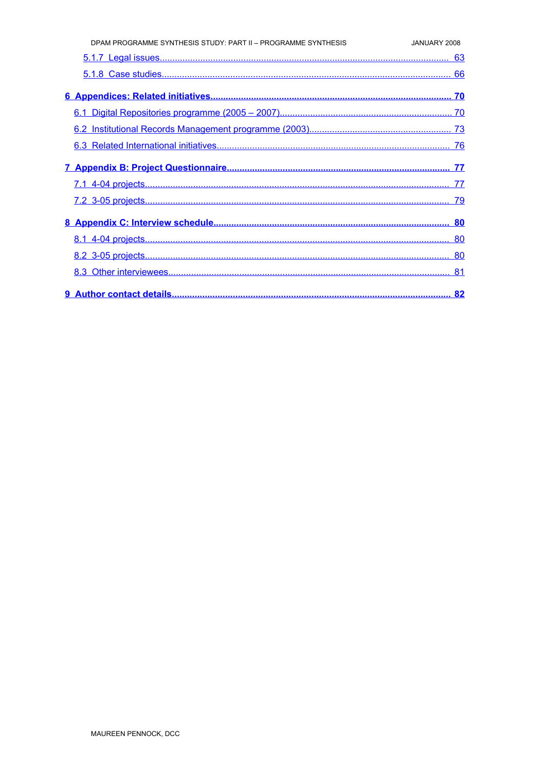- 5.1.7 Legal issues ........ 63
- 5.1.8 Case studies ........ 66

**6 Appendices: Related initiatives ........ 70**

- 6.1 Digital Repositories programme (2005 – 2007) ........ 70
- 6.2 Institutional Records Management programme (2003) ........ 73
- 6.3 Related International initiatives ........ 76

**7 Appendix B: Project Questionnaire ........ 77**

- 7.1 4-04 projects ........ 77
- 7.2 3-05 projects ........ 79

**8 Appendix C: Interview schedule ........ 80**

- 8.1 4-04 projects ........ 80
- 8.2 3-05 projects ........ 80
- 8.3 Other interviewees ........ 81

**9 Author contact details ........ 82**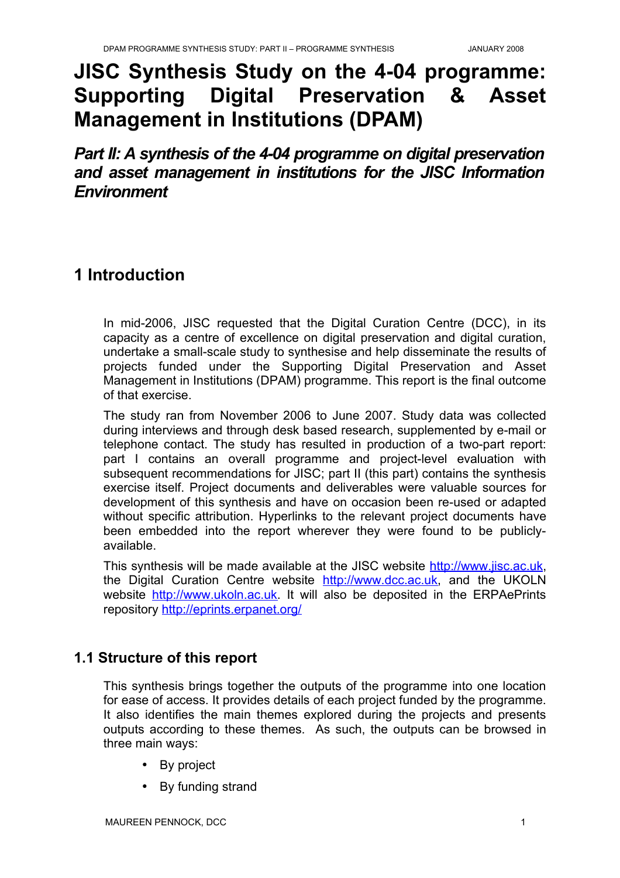# JISC Synthesis Study on the 4-04 programme: Supporting Digital Preservation & Asset Management in Institutions (DPAM)

## *Part II: A synthesis of the 4-04 programme on digital preservation and asset management in institutions for the JISC Information Environment*

# 1 Introduction

In mid-2006, JISC requested that the Digital Curation Centre (DCC), in its capacity as a centre of excellence on digital preservation and digital curation, undertake a small-scale study to synthesise and help disseminate the results of projects funded under the Supporting Digital Preservation and Asset Management in Institutions (DPAM) programme. This report is the final outcome of that exercise.

The study ran from November 2006 to June 2007. Study data was collected during interviews and through desk based research, supplemented by e-mail or telephone contact. The study has resulted in production of a two-part report: part I contains an overall programme and project-level evaluation with subsequent recommendations for JISC; part II (this part) contains the synthesis exercise itself. Project documents and deliverables were valuable sources for development of this synthesis and have on occasion been re-used or adapted without specific attribution. Hyperlinks to the relevant project documents have been embedded into the report wherever they were found to be publicly-available.

This synthesis will be made available at the JISC website http://www.jisc.ac.uk, the Digital Curation Centre website http://www.dcc.ac.uk, and the UKOLN website http://www.ukoln.ac.uk. It will also be deposited in the ERPAePrints repository http://eprints.erpanet.org/

## 1.1 Structure of this report

This synthesis brings together the outputs of the programme into one location for ease of access. It provides details of each project funded by the programme. It also identifies the main themes explored during the projects and presents outputs according to these themes. As such, the outputs can be browsed in three main ways:

- By project
- By funding strand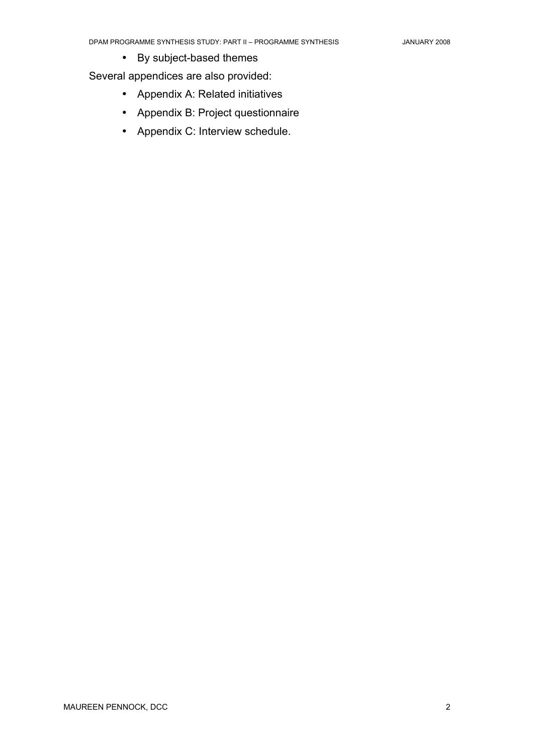- By subject-based themes

Several appendices are also provided:

- Appendix A: Related initiatives
- Appendix B: Project questionnaire
- Appendix C: Interview schedule.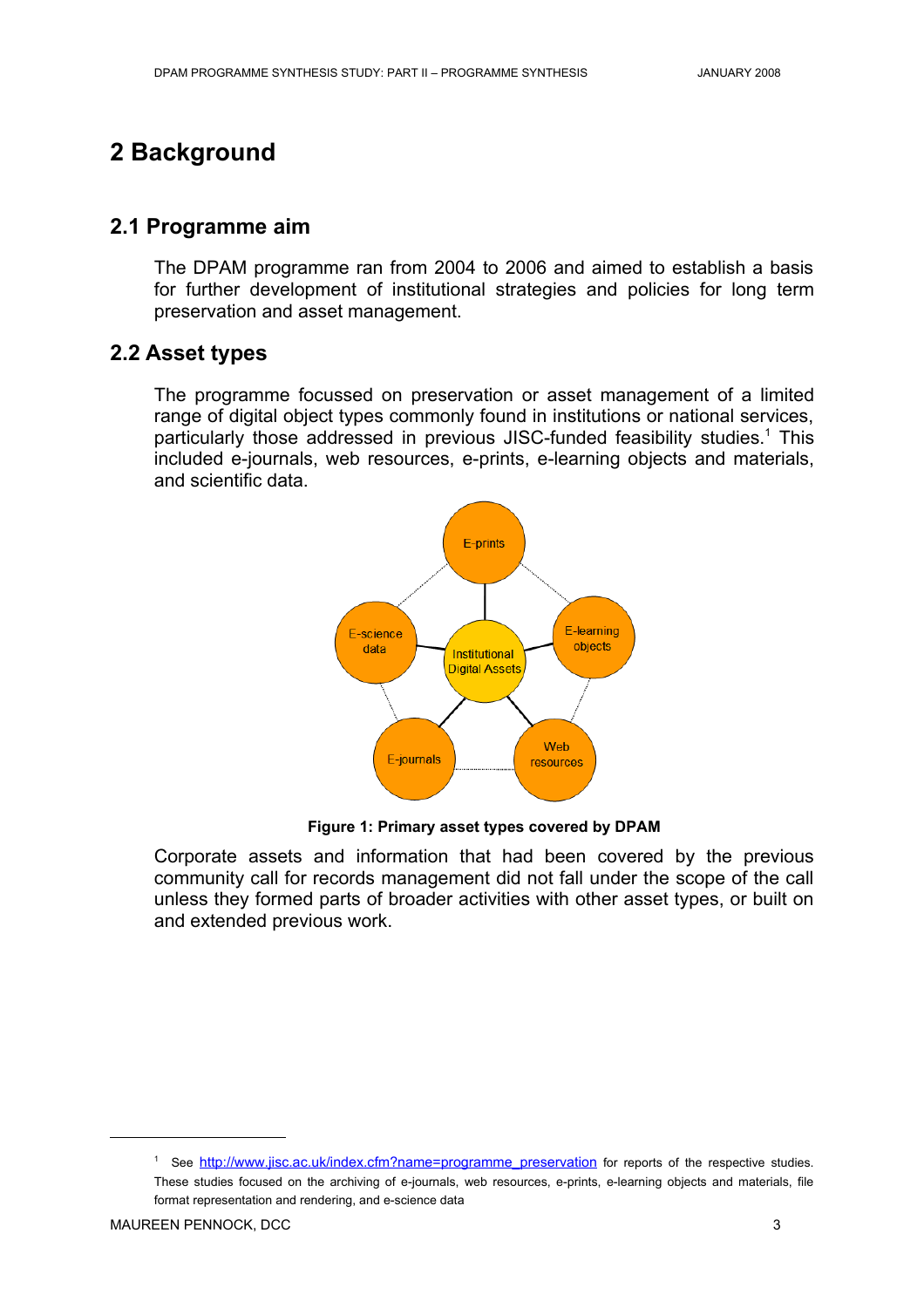# 2 Background

## 2.1 Programme aim

The DPAM programme ran from 2004 to 2006 and aimed to establish a basis for further development of institutional strategies and policies for long term preservation and asset management.

## 2.2 Asset types

The programme focussed on preservation or asset management of a limited range of digital object types commonly found in institutions or national services, particularly those addressed in previous JISC-funded feasibility studies.[1] This included e-journals, web resources, e-prints, e-learning objects and materials, and scientific data.

**Figure 1: Primary asset types covered by DPAM**

Corporate assets and information that had been covered by the previous community call for records management did not fall under the scope of the call unless they formed parts of broader activities with other asset types, or built on and extended previous work.

---

[1] See http://www.jisc.ac.uk/index.cfm?name=programme_preservation for reports of the respective studies. These studies focused on the archiving of e-journals, web resources, e-prints, e-learning objects and materials, file format representation and rendering, and e-science data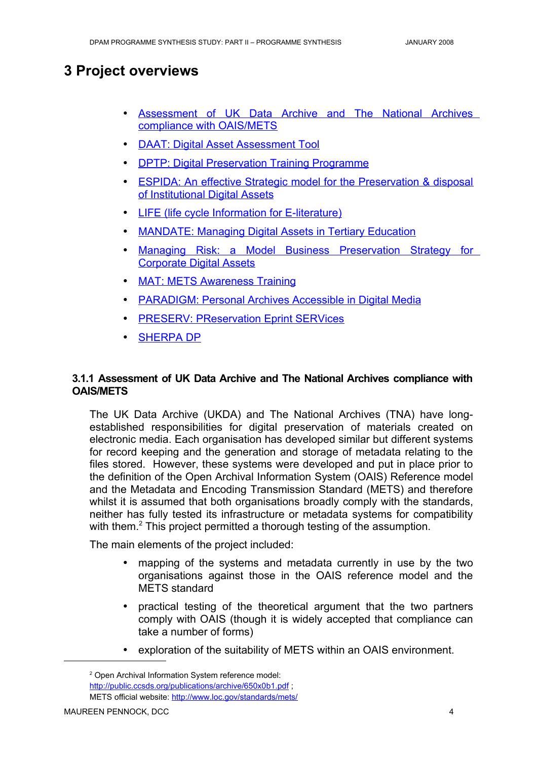# 3 Project overviews

- Assessment of UK Data Archive and The National Archives compliance with OAIS/METS
- DAAT: Digital Asset Assessment Tool
- DPTP: Digital Preservation Training Programme
- ESPIDA: An effective Strategic model for the Preservation & disposal of Institutional Digital Assets
- LIFE (life cycle Information for E-literature)
- MANDATE: Managing Digital Assets in Tertiary Education
- Managing Risk: a Model Business Preservation Strategy for Corporate Digital Assets
- MAT: METS Awareness Training
- PARADIGM: Personal Archives Accessible in Digital Media
- PRESERV: PReservation Eprint SERVices
- SHERPA DP

### 3.1.1 Assessment of UK Data Archive and The National Archives compliance with OAIS/METS

The UK Data Archive (UKDA) and The National Archives (TNA) have long-established responsibilities for digital preservation of materials created on electronic media. Each organisation has developed similar but different systems for record keeping and the generation and storage of metadata relating to the files stored. However, these systems were developed and put in place prior to the definition of the Open Archival Information System (OAIS) Reference model and the Metadata and Encoding Transmission Standard (METS) and therefore whilst it is assumed that both organisations broadly comply with the standards, neither has fully tested its infrastructure or metadata systems for compatibility with them.[2] This project permitted a thorough testing of the assumption.

The main elements of the project included:

- mapping of the systems and metadata currently in use by the two organisations against those in the OAIS reference model and the METS standard
- practical testing of the theoretical argument that the two partners comply with OAIS (though it is widely accepted that compliance can take a number of forms)
- exploration of the suitability of METS within an OAIS environment.

[2] Open Archival Information System reference model: http://public.ccsds.org/publications/archive/650x0b1.pdf ; METS official website: http://www.loc.gov/standards/mets/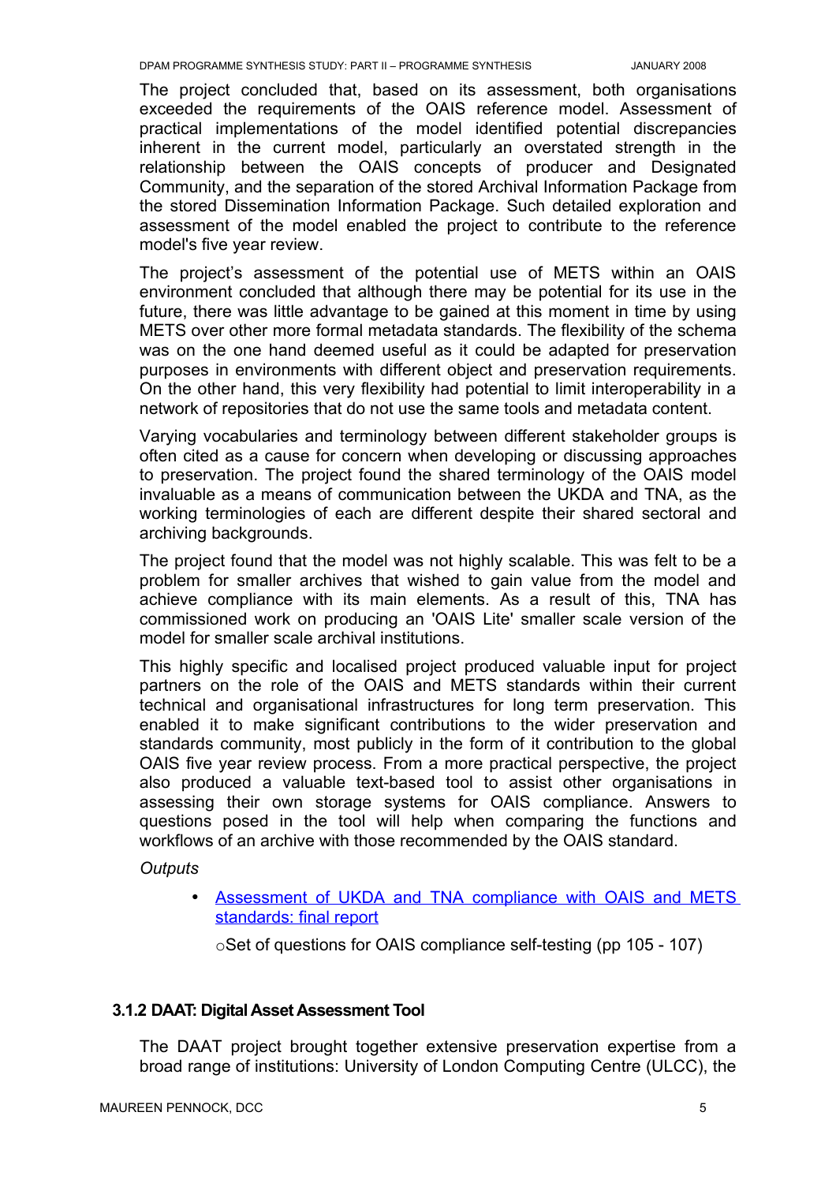The project concluded that, based on its assessment, both organisations exceeded the requirements of the OAIS reference model. Assessment of practical implementations of the model identified potential discrepancies inherent in the current model, particularly an overstated strength in the relationship between the OAIS concepts of producer and Designated Community, and the separation of the stored Archival Information Package from the stored Dissemination Information Package. Such detailed exploration and assessment of the model enabled the project to contribute to the reference model's five year review.

The project's assessment of the potential use of METS within an OAIS environment concluded that although there may be potential for its use in the future, there was little advantage to be gained at this moment in time by using METS over other more formal metadata standards. The flexibility of the schema was on the one hand deemed useful as it could be adapted for preservation purposes in environments with different object and preservation requirements. On the other hand, this very flexibility had potential to limit interoperability in a network of repositories that do not use the same tools and metadata content.

Varying vocabularies and terminology between different stakeholder groups is often cited as a cause for concern when developing or discussing approaches to preservation. The project found the shared terminology of the OAIS model invaluable as a means of communication between the UKDA and TNA, as the working terminologies of each are different despite their shared sectoral and archiving backgrounds.

The project found that the model was not highly scalable. This was felt to be a problem for smaller archives that wished to gain value from the model and achieve compliance with its main elements. As a result of this, TNA has commissioned work on producing an 'OAIS Lite' smaller scale version of the model for smaller scale archival institutions.

This highly specific and localised project produced valuable input for project partners on the role of the OAIS and METS standards within their current technical and organisational infrastructures for long term preservation. This enabled it to make significant contributions to the wider preservation and standards community, most publicly in the form of it contribution to the global OAIS five year review process. From a more practical perspective, the project also produced a valuable text-based tool to assist other organisations in assessing their own storage systems for OAIS compliance. Answers to questions posed in the tool will help when comparing the functions and workflows of an archive with those recommended by the OAIS standard.

*Outputs*

- Assessment of UKDA and TNA compliance with OAIS and METS standards: final report
  - Set of questions for OAIS compliance self-testing (pp 105 - 107)

### 3.1.2 DAAT: Digital Asset Assessment Tool

The DAAT project brought together extensive preservation expertise from a broad range of institutions: University of London Computing Centre (ULCC), the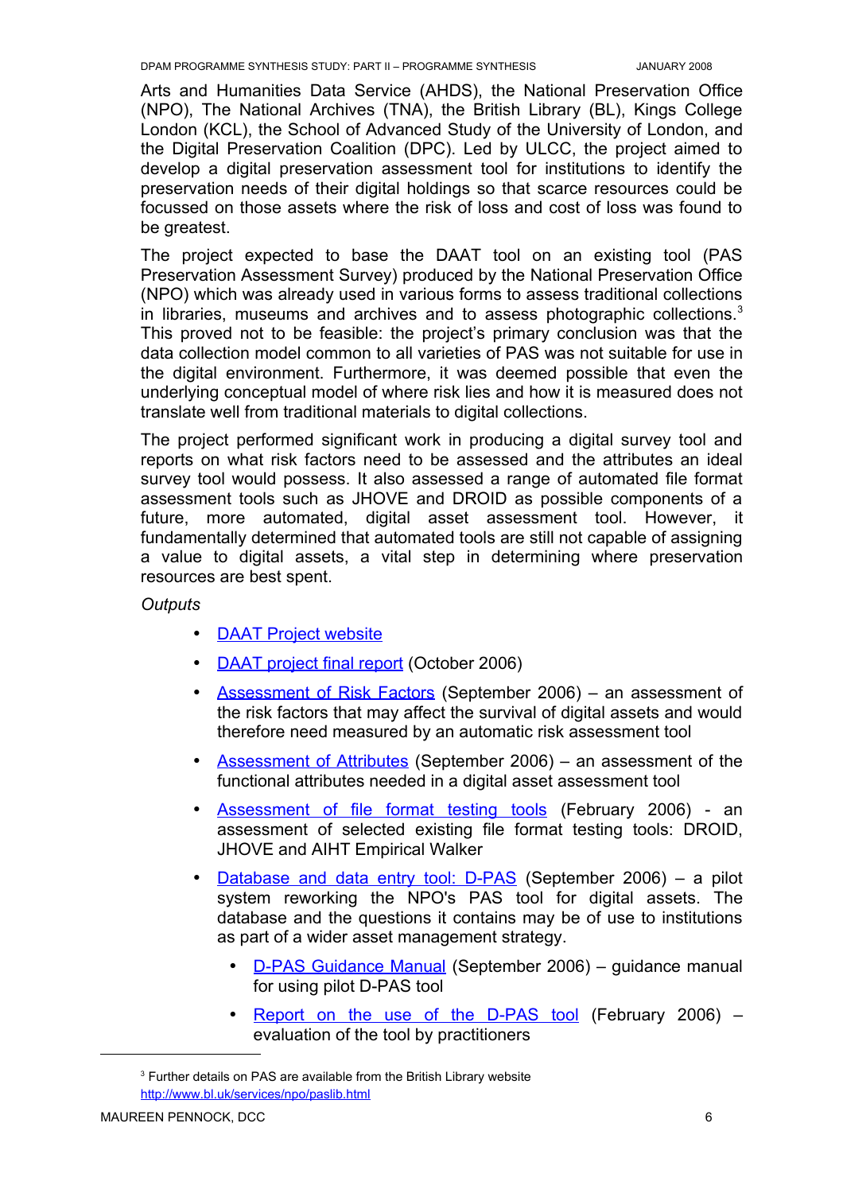Arts and Humanities Data Service (AHDS), the National Preservation Office (NPO), The National Archives (TNA), the British Library (BL), Kings College London (KCL), the School of Advanced Study of the University of London, and the Digital Preservation Coalition (DPC). Led by ULCC, the project aimed to develop a digital preservation assessment tool for institutions to identify the preservation needs of their digital holdings so that scarce resources could be focussed on those assets where the risk of loss and cost of loss was found to be greatest.

The project expected to base the DAAT tool on an existing tool (PAS Preservation Assessment Survey) produced by the National Preservation Office (NPO) which was already used in various forms to assess traditional collections in libraries, museums and archives and to assess photographic collections.[3] This proved not to be feasible: the project's primary conclusion was that the data collection model common to all varieties of PAS was not suitable for use in the digital environment. Furthermore, it was deemed possible that even the underlying conceptual model of where risk lies and how it is measured does not translate well from traditional materials to digital collections.

The project performed significant work in producing a digital survey tool and reports on what risk factors need to be assessed and the attributes an ideal survey tool would possess. It also assessed a range of automated file format assessment tools such as JHOVE and DROID as possible components of a future, more automated, digital asset assessment tool. However, it fundamentally determined that automated tools are still not capable of assigning a value to digital assets, a vital step in determining where preservation resources are best spent.

*Outputs*

- DAAT Project website
- DAAT project final report (October 2006)
- Assessment of Risk Factors (September 2006) – an assessment of the risk factors that may affect the survival of digital assets and would therefore need measured by an automatic risk assessment tool
- Assessment of Attributes (September 2006) – an assessment of the functional attributes needed in a digital asset assessment tool
- Assessment of file format testing tools (February 2006) - an assessment of selected existing file format testing tools: DROID, JHOVE and AIHT Empirical Walker
- Database and data entry tool: D-PAS (September 2006) – a pilot system reworking the NPO's PAS tool for digital assets. The database and the questions it contains may be of use to institutions as part of a wider asset management strategy.
  - D-PAS Guidance Manual (September 2006) – guidance manual for using pilot D-PAS tool
  - Report on the use of the D-PAS tool (February 2006) – evaluation of the tool by practitioners

[3] Further details on PAS are available from the British Library website http://www.bl.uk/services/npo/paslib.html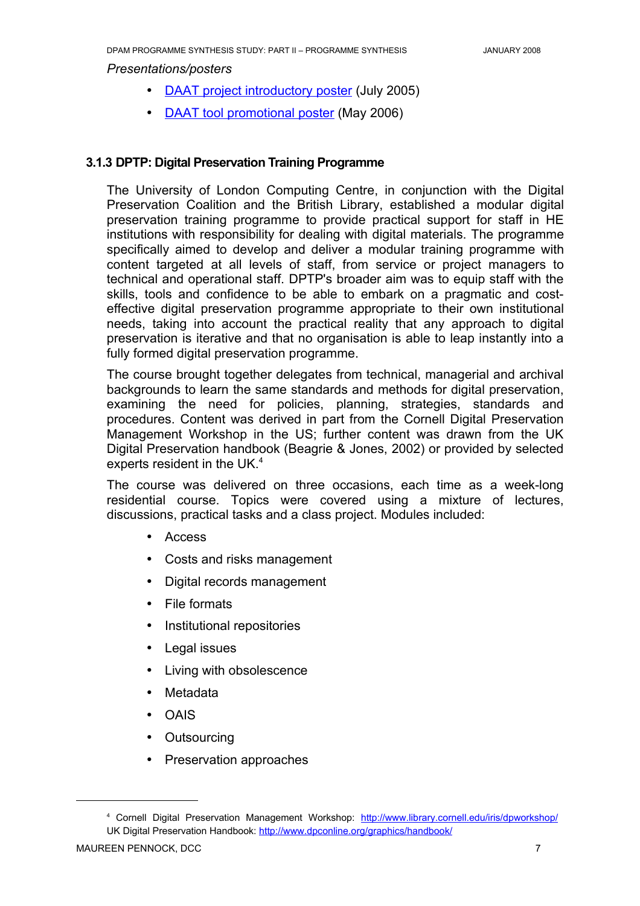*Presentations/posters*

- [DAAT project introductory poster](#) (July 2005)
- [DAAT tool promotional poster](#) (May 2006)

### 3.1.3 DPTP: Digital Preservation Training Programme

The University of London Computing Centre, in conjunction with the Digital Preservation Coalition and the British Library, established a modular digital preservation training programme to provide practical support for staff in HE institutions with responsibility for dealing with digital materials. The programme specifically aimed to develop and deliver a modular training programme with content targeted at all levels of staff, from service or project managers to technical and operational staff. DPTP's broader aim was to equip staff with the skills, tools and confidence to be able to embark on a pragmatic and cost-effective digital preservation programme appropriate to their own institutional needs, taking into account the practical reality that any approach to digital preservation is iterative and that no organisation is able to leap instantly into a fully formed digital preservation programme.

The course brought together delegates from technical, managerial and archival backgrounds to learn the same standards and methods for digital preservation, examining the need for policies, planning, strategies, standards and procedures. Content was derived in part from the Cornell Digital Preservation Management Workshop in the US; further content was drawn from the UK Digital Preservation handbook (Beagrie & Jones, 2002) or provided by selected experts resident in the UK.[4]

The course was delivered on three occasions, each time as a week-long residential course. Topics were covered using a mixture of lectures, discussions, practical tasks and a class project. Modules included:

- Access
- Costs and risks management
- Digital records management
- File formats
- Institutional repositories
- Legal issues
- Living with obsolescence
- Metadata
- OAIS
- Outsourcing
- Preservation approaches

---

[4] Cornell Digital Preservation Management Workshop: http://www.library.cornell.edu/iris/dpworkshop/
UK Digital Preservation Handbook: http://www.dpconline.org/graphics/handbook/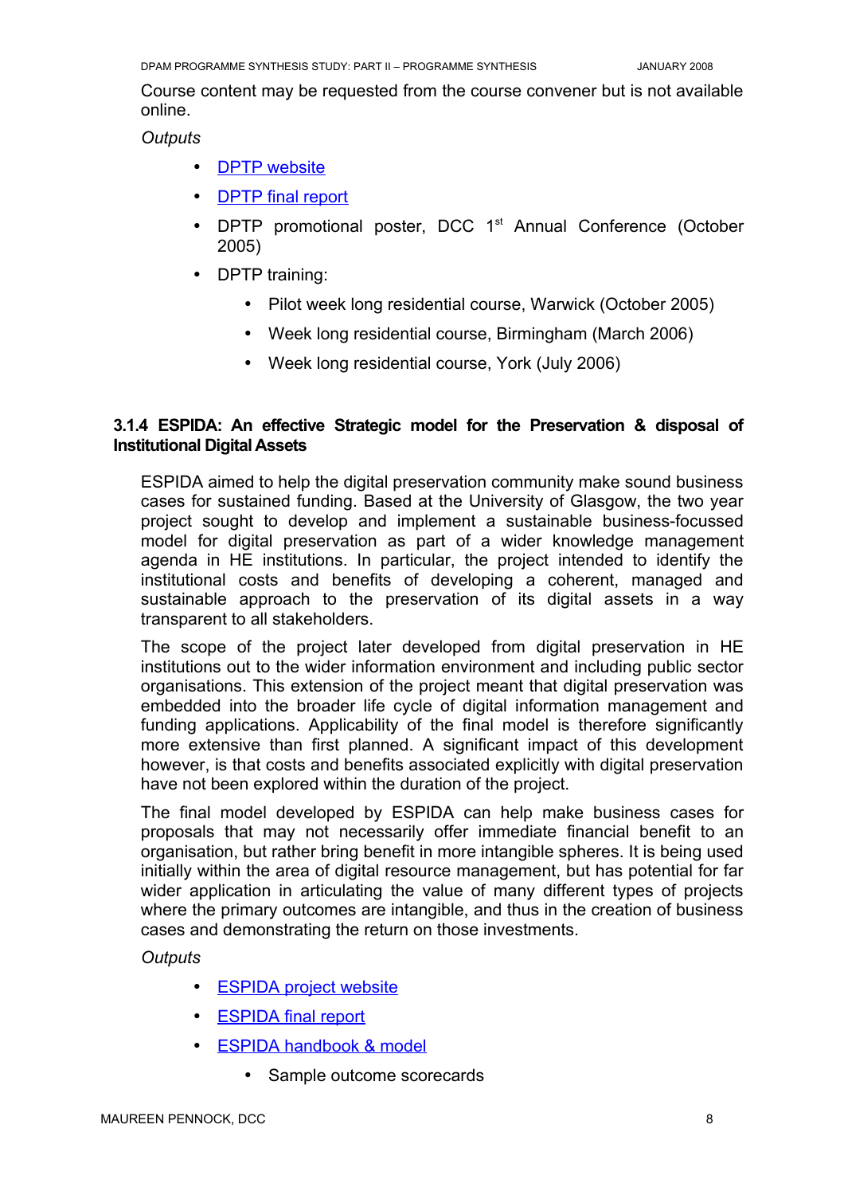Course content may be requested from the course convener but is not available online.

*Outputs*

- DPTP website
- DPTP final report
- DPTP promotional poster, DCC 1st Annual Conference (October 2005)
- DPTP training:
    - Pilot week long residential course, Warwick (October 2005)
    - Week long residential course, Birmingham (March 2006)
    - Week long residential course, York (July 2006)

### 3.1.4 ESPIDA: An effective Strategic model for the Preservation & disposal of Institutional Digital Assets

ESPIDA aimed to help the digital preservation community make sound business cases for sustained funding. Based at the University of Glasgow, the two year project sought to develop and implement a sustainable business-focussed model for digital preservation as part of a wider knowledge management agenda in HE institutions. In particular, the project intended to identify the institutional costs and benefits of developing a coherent, managed and sustainable approach to the preservation of its digital assets in a way transparent to all stakeholders.

The scope of the project later developed from digital preservation in HE institutions out to the wider information environment and including public sector organisations. This extension of the project meant that digital preservation was embedded into the broader life cycle of digital information management and funding applications. Applicability of the final model is therefore significantly more extensive than first planned. A significant impact of this development however, is that costs and benefits associated explicitly with digital preservation have not been explored within the duration of the project.

The final model developed by ESPIDA can help make business cases for proposals that may not necessarily offer immediate financial benefit to an organisation, but rather bring benefit in more intangible spheres. It is being used initially within the area of digital resource management, but has potential for far wider application in articulating the value of many different types of projects where the primary outcomes are intangible, and thus in the creation of business cases and demonstrating the return on those investments.

*Outputs*

- ESPIDA project website
- ESPIDA final report
- ESPIDA handbook & model
    - Sample outcome scorecards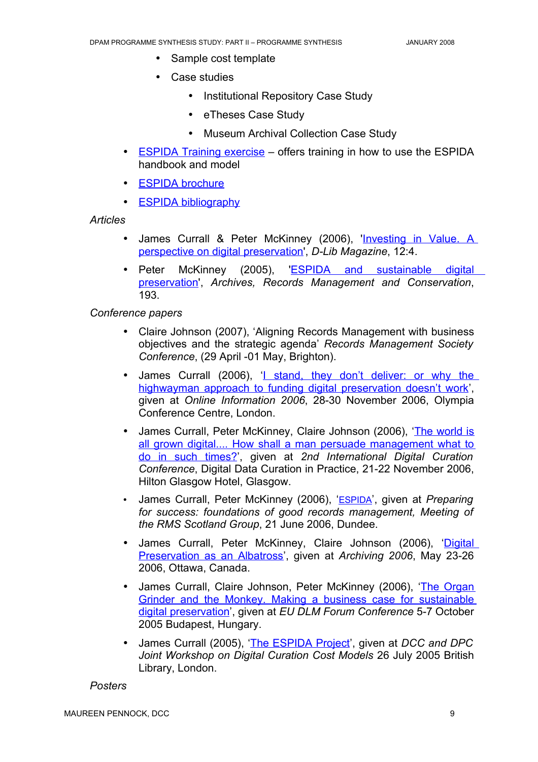- Sample cost template
- Case studies
    - Institutional Repository Case Study
    - eTheses Case Study
    - Museum Archival Collection Case Study

- ESPIDA Training exercise – offers training in how to use the ESPIDA handbook and model
- ESPIDA brochure
- ESPIDA bibliography

*Articles*

- James Currall & Peter McKinney (2006), 'Investing in Value. A perspective on digital preservation', *D-Lib Magazine*, 12:4.
- Peter McKinney (2005), 'ESPIDA and sustainable digital preservation', *Archives, Records Management and Conservation*, 193.

*Conference papers*

- Claire Johnson (2007), 'Aligning Records Management with business objectives and the strategic agenda' *Records Management Society Conference*, (29 April -01 May, Brighton).
- James Currall (2006), 'I stand, they don't deliver: or why the highwayman approach to funding digital preservation doesn't work', given at *Online Information 2006*, 28-30 November 2006, Olympia Conference Centre, London.
- James Currall, Peter McKinney, Claire Johnson (2006), 'The world is all grown digital.... How shall a man persuade management what to do in such times?', given at *2nd International Digital Curation Conference*, Digital Data Curation in Practice, 21-22 November 2006, Hilton Glasgow Hotel, Glasgow.
- James Currall, Peter McKinney (2006), 'ESPIDA', given at *Preparing for success: foundations of good records management, Meeting of the RMS Scotland Group*, 21 June 2006, Dundee.
- James Currall, Peter McKinney, Claire Johnson (2006), 'Digital Preservation as an Albatross', given at *Archiving 2006*, May 23-26 2006, Ottawa, Canada.
- James Currall, Claire Johnson, Peter McKinney (2006), 'The Organ Grinder and the Monkey. Making a business case for sustainable digital preservation', given at *EU DLM Forum Conference* 5-7 October 2005 Budapest, Hungary.
- James Currall (2005), 'The ESPIDA Project', given at *DCC and DPC Joint Workshop on Digital Curation Cost Models* 26 July 2005 British Library, London.

*Posters*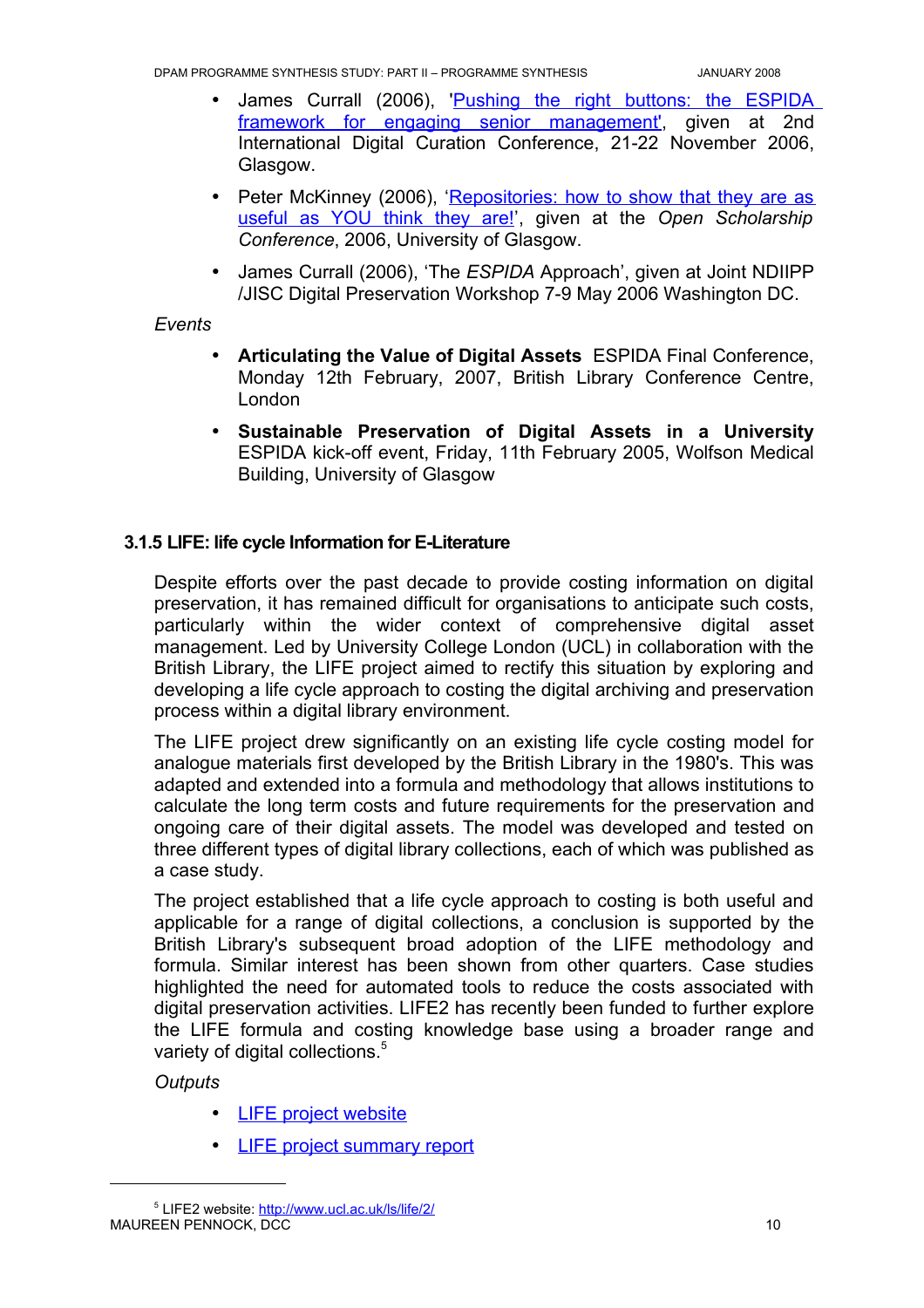- James Currall (2006), 'Pushing the right buttons: the ESPIDA framework for engaging senior management', given at 2nd International Digital Curation Conference, 21-22 November 2006, Glasgow.
- Peter McKinney (2006), 'Repositories: how to show that they are as useful as YOU think they are!', given at the *Open Scholarship Conference*, 2006, University of Glasgow.
- James Currall (2006), 'The *ESPIDA* Approach', given at Joint NDIIPP /JISC Digital Preservation Workshop 7-9 May 2006 Washington DC.

*Events*

- **Articulating the Value of Digital Assets** ESPIDA Final Conference, Monday 12th February, 2007, British Library Conference Centre, London
- **Sustainable Preservation of Digital Assets in a University** ESPIDA kick-off event, Friday, 11th February 2005, Wolfson Medical Building, University of Glasgow

### 3.1.5 LIFE: life cycle Information for E-Literature

Despite efforts over the past decade to provide costing information on digital preservation, it has remained difficult for organisations to anticipate such costs, particularly within the wider context of comprehensive digital asset management. Led by University College London (UCL) in collaboration with the British Library, the LIFE project aimed to rectify this situation by exploring and developing a life cycle approach to costing the digital archiving and preservation process within a digital library environment.

The LIFE project drew significantly on an existing life cycle costing model for analogue materials first developed by the British Library in the 1980's. This was adapted and extended into a formula and methodology that allows institutions to calculate the long term costs and future requirements for the preservation and ongoing care of their digital assets. The model was developed and tested on three different types of digital library collections, each of which was published as a case study.

The project established that a life cycle approach to costing is both useful and applicable for a range of digital collections, a conclusion is supported by the British Library's subsequent broad adoption of the LIFE methodology and formula. Similar interest has been shown from other quarters. Case studies highlighted the need for automated tools to reduce the costs associated with digital preservation activities. LIFE2 has recently been funded to further explore the LIFE formula and costing knowledge base using a broader range and variety of digital collections.[5]

*Outputs*

- LIFE project website
- LIFE project summary report

[5] LIFE2 website: http://www.ucl.ac.uk/ls/life/2/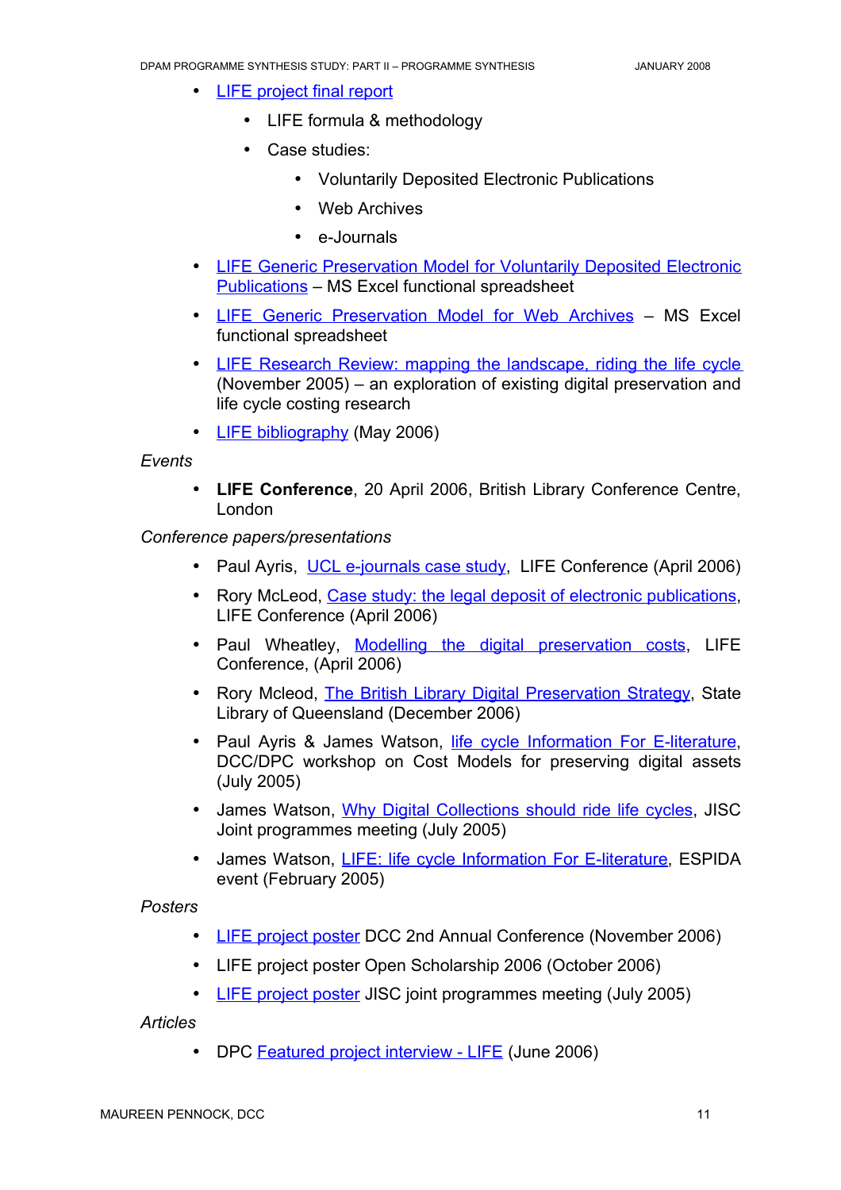- LIFE project final report
  - LIFE formula & methodology
  - Case studies:
    - Voluntarily Deposited Electronic Publications
    - Web Archives
    - e-Journals
- LIFE Generic Preservation Model for Voluntarily Deposited Electronic Publications – MS Excel functional spreadsheet
- LIFE Generic Preservation Model for Web Archives – MS Excel functional spreadsheet
- LIFE Research Review: mapping the landscape, riding the life cycle (November 2005) – an exploration of existing digital preservation and life cycle costing research
- LIFE bibliography (May 2006)

*Events*

- **LIFE Conference**, 20 April 2006, British Library Conference Centre, London

*Conference papers/presentations*

- Paul Ayris, UCL e-journals case study, LIFE Conference (April 2006)
- Rory McLeod, Case study: the legal deposit of electronic publications, LIFE Conference (April 2006)
- Paul Wheatley, Modelling the digital preservation costs, LIFE Conference, (April 2006)
- Rory Mcleod, The British Library Digital Preservation Strategy, State Library of Queensland (December 2006)
- Paul Ayris & James Watson, life cycle Information For E-literature, DCC/DPC workshop on Cost Models for preserving digital assets (July 2005)
- James Watson, Why Digital Collections should ride life cycles, JISC Joint programmes meeting (July 2005)
- James Watson, LIFE: life cycle Information For E-literature, ESPIDA event (February 2005)

*Posters*

- LIFE project poster DCC 2nd Annual Conference (November 2006)
- LIFE project poster Open Scholarship 2006 (October 2006)
- LIFE project poster JISC joint programmes meeting (July 2005)

*Articles*

- DPC Featured project interview - LIFE (June 2006)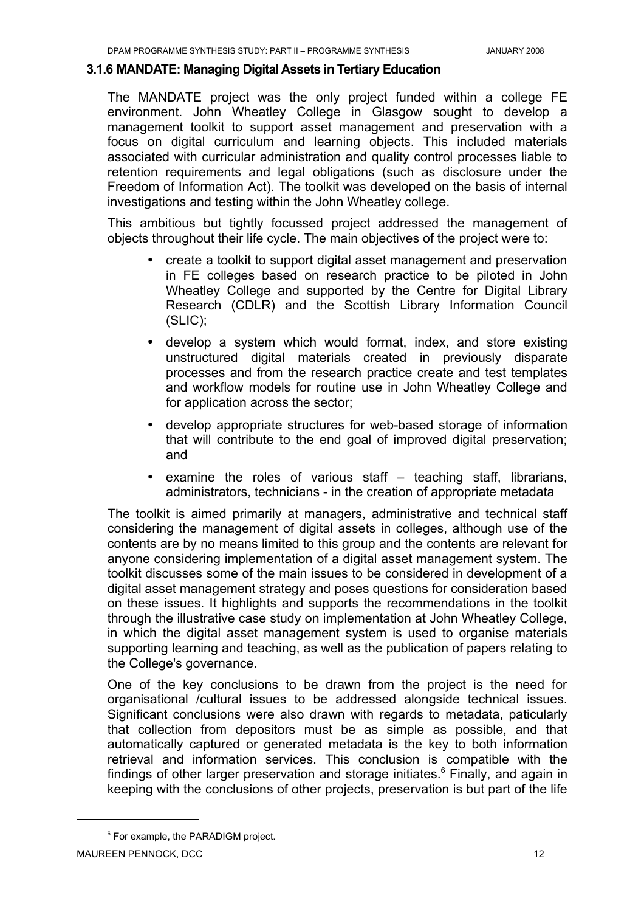### 3.1.6 MANDATE: Managing Digital Assets in Tertiary Education

The MANDATE project was the only project funded within a college FE environment. John Wheatley College in Glasgow sought to develop a management toolkit to support asset management and preservation with a focus on digital curriculum and learning objects. This included materials associated with curricular administration and quality control processes liable to retention requirements and legal obligations (such as disclosure under the Freedom of Information Act). The toolkit was developed on the basis of internal investigations and testing within the John Wheatley college.

This ambitious but tightly focussed project addressed the management of objects throughout their life cycle. The main objectives of the project were to:

- create a toolkit to support digital asset management and preservation in FE colleges based on research practice to be piloted in John Wheatley College and supported by the Centre for Digital Library Research (CDLR) and the Scottish Library Information Council (SLIC);
- develop a system which would format, index, and store existing unstructured digital materials created in previously disparate processes and from the research practice create and test templates and workflow models for routine use in John Wheatley College and for application across the sector;
- develop appropriate structures for web-based storage of information that will contribute to the end goal of improved digital preservation; and
- examine the roles of various staff – teaching staff, librarians, administrators, technicians - in the creation of appropriate metadata

The toolkit is aimed primarily at managers, administrative and technical staff considering the management of digital assets in colleges, although use of the contents are by no means limited to this group and the contents are relevant for anyone considering implementation of a digital asset management system. The toolkit discusses some of the main issues to be considered in development of a digital asset management strategy and poses questions for consideration based on these issues. It highlights and supports the recommendations in the toolkit through the illustrative case study on implementation at John Wheatley College, in which the digital asset management system is used to organise materials supporting learning and teaching, as well as the publication of papers relating to the College's governance.

One of the key conclusions to be drawn from the project is the need for organisational /cultural issues to be addressed alongside technical issues. Significant conclusions were also drawn with regards to metadata, paticularly that collection from depositors must be as simple as possible, and that automatically captured or generated metadata is the key to both information retrieval and information services. This conclusion is compatible with the findings of other larger preservation and storage initiates.[6] Finally, and again in keeping with the conclusions of other projects, preservation is but part of the life

[6] For example, the PARADIGM project.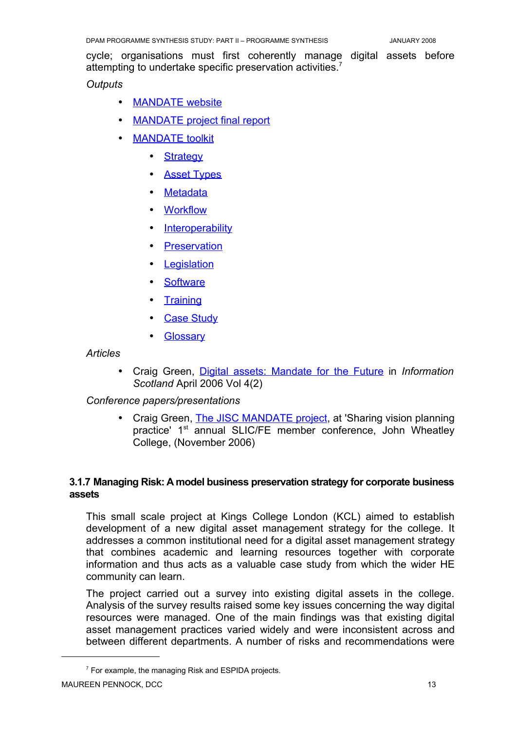cycle; organisations must first coherently manage digital assets before attempting to undertake specific preservation activities.[7]

*Outputs*

- MANDATE website
- MANDATE project final report
- MANDATE toolkit
  - Strategy
  - Asset Types
  - Metadata
  - Workflow
  - Interoperability
  - Preservation
  - Legislation
  - Software
  - Training
  - Case Study
  - Glossary

*Articles*

- Craig Green, Digital assets: Mandate for the Future in *Information Scotland* April 2006 Vol 4(2)

*Conference papers/presentations*

- Craig Green, The JISC MANDATE project, at 'Sharing vision planning practice' 1st annual SLIC/FE member conference, John Wheatley College, (November 2006)

### 3.1.7 Managing Risk: A model business preservation strategy for corporate business assets

This small scale project at Kings College London (KCL) aimed to establish development of a new digital asset management strategy for the college. It addresses a common institutional need for a digital asset management strategy that combines academic and learning resources together with corporate information and thus acts as a valuable case study from which the wider HE community can learn.

The project carried out a survey into existing digital assets in the college. Analysis of the survey results raised some key issues concerning the way digital resources were managed. One of the main findings was that existing digital asset management practices varied widely and were inconsistent across and between different departments. A number of risks and recommendations were

[7] For example, the managing Risk and ESPIDA projects.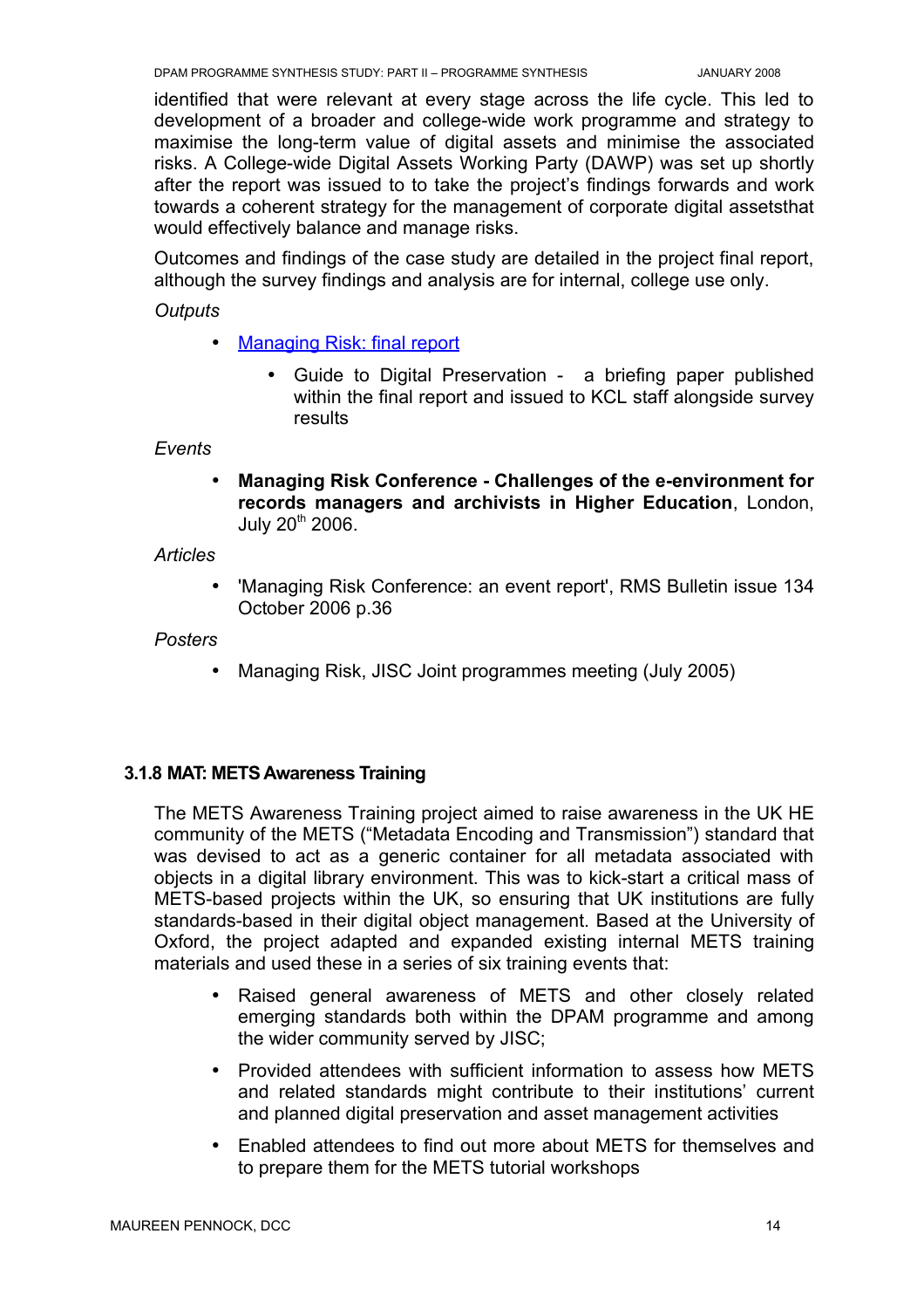identified that were relevant at every stage across the life cycle. This led to development of a broader and college-wide work programme and strategy to maximise the long-term value of digital assets and minimise the associated risks. A College-wide Digital Assets Working Party (DAWP) was set up shortly after the report was issued to to take the project's findings forwards and work towards a coherent strategy for the management of corporate digital assetsthat would effectively balance and manage risks.

Outcomes and findings of the case study are detailed in the project final report, although the survey findings and analysis are for internal, college use only.

*Outputs*

- Managing Risk: final report
    - Guide to Digital Preservation - a briefing paper published within the final report and issued to KCL staff alongside survey results

*Events*

- **Managing Risk Conference - Challenges of the e-environment for records managers and archivists in Higher Education**, London, July 20th 2006.

*Articles*

- 'Managing Risk Conference: an event report', RMS Bulletin issue 134 October 2006 p.36

*Posters*

- Managing Risk, JISC Joint programmes meeting (July 2005)

### 3.1.8 MAT: METS Awareness Training

The METS Awareness Training project aimed to raise awareness in the UK HE community of the METS ("Metadata Encoding and Transmission") standard that was devised to act as a generic container for all metadata associated with objects in a digital library environment. This was to kick-start a critical mass of METS-based projects within the UK, so ensuring that UK institutions are fully standards-based in their digital object management. Based at the University of Oxford, the project adapted and expanded existing internal METS training materials and used these in a series of six training events that:

- Raised general awareness of METS and other closely related emerging standards both within the DPAM programme and among the wider community served by JISC;
- Provided attendees with sufficient information to assess how METS and related standards might contribute to their institutions' current and planned digital preservation and asset management activities
- Enabled attendees to find out more about METS for themselves and to prepare them for the METS tutorial workshops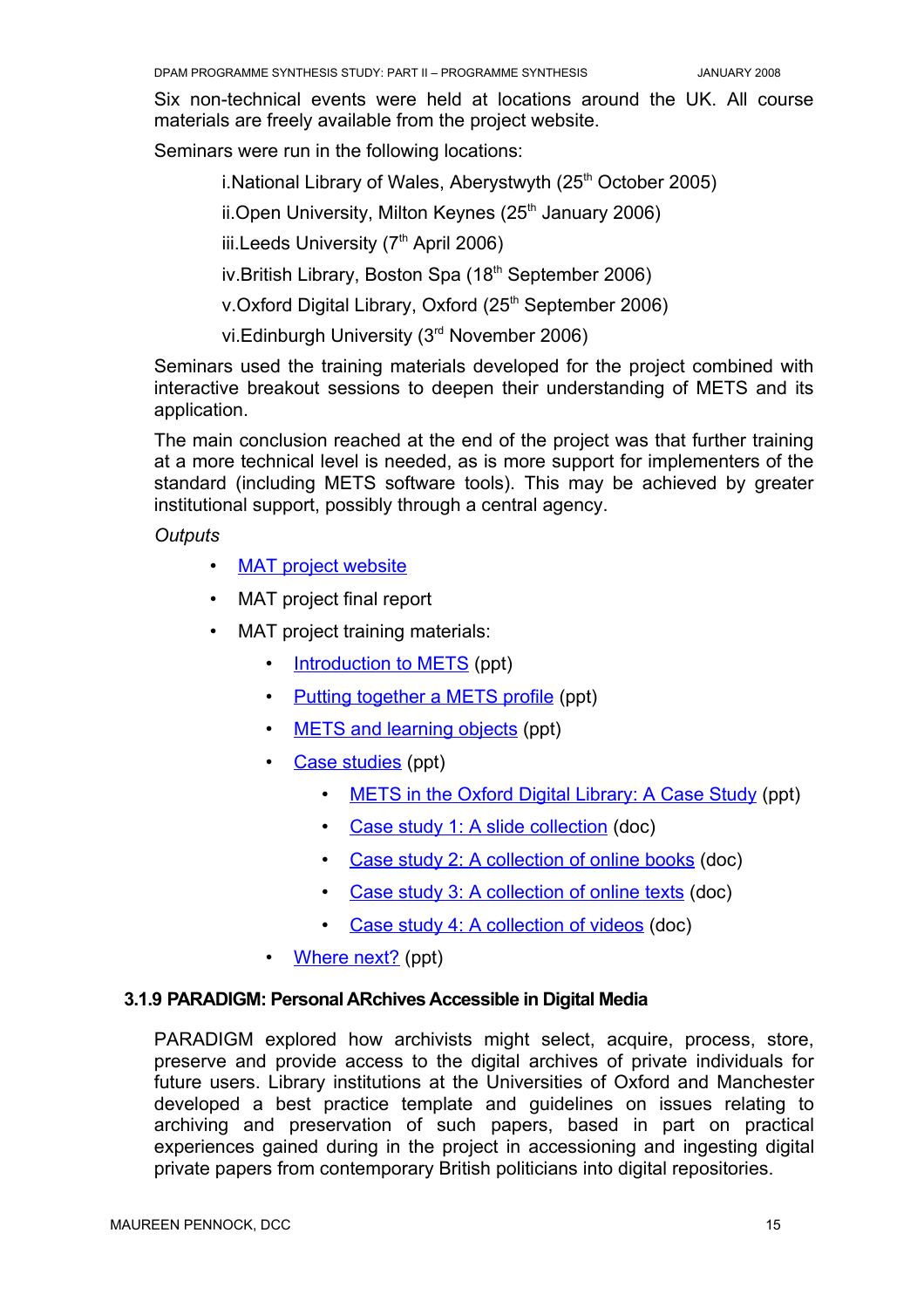Six non-technical events were held at locations around the UK. All course materials are freely available from the project website.

Seminars were run in the following locations:

i. National Library of Wales, Aberystwyth (25th October 2005)

ii. Open University, Milton Keynes (25th January 2006)

iii. Leeds University (7th April 2006)

iv. British Library, Boston Spa (18th September 2006)

v. Oxford Digital Library, Oxford (25th September 2006)

vi. Edinburgh University (3rd November 2006)

Seminars used the training materials developed for the project combined with interactive breakout sessions to deepen their understanding of METS and its application.

The main conclusion reached at the end of the project was that further training at a more technical level is needed, as is more support for implementers of the standard (including METS software tools). This may be achieved by greater institutional support, possibly through a central agency.

*Outputs*

- MAT project website
- MAT project final report
- MAT project training materials:
  - Introduction to METS (ppt)
  - Putting together a METS profile (ppt)
  - METS and learning objects (ppt)
  - Case studies (ppt)
    - METS in the Oxford Digital Library: A Case Study (ppt)
    - Case study 1: A slide collection (doc)
    - Case study 2: A collection of online books (doc)
    - Case study 3: A collection of online texts (doc)
    - Case study 4: A collection of videos (doc)
  - Where next? (ppt)

### 3.1.9 PARADIGM: Personal ARchives Accessible in Digital Media

PARADIGM explored how archivists might select, acquire, process, store, preserve and provide access to the digital archives of private individuals for future users. Library institutions at the Universities of Oxford and Manchester developed a best practice template and guidelines on issues relating to archiving and preservation of such papers, based in part on practical experiences gained during in the project in accessioning and ingesting digital private papers from contemporary British politicians into digital repositories.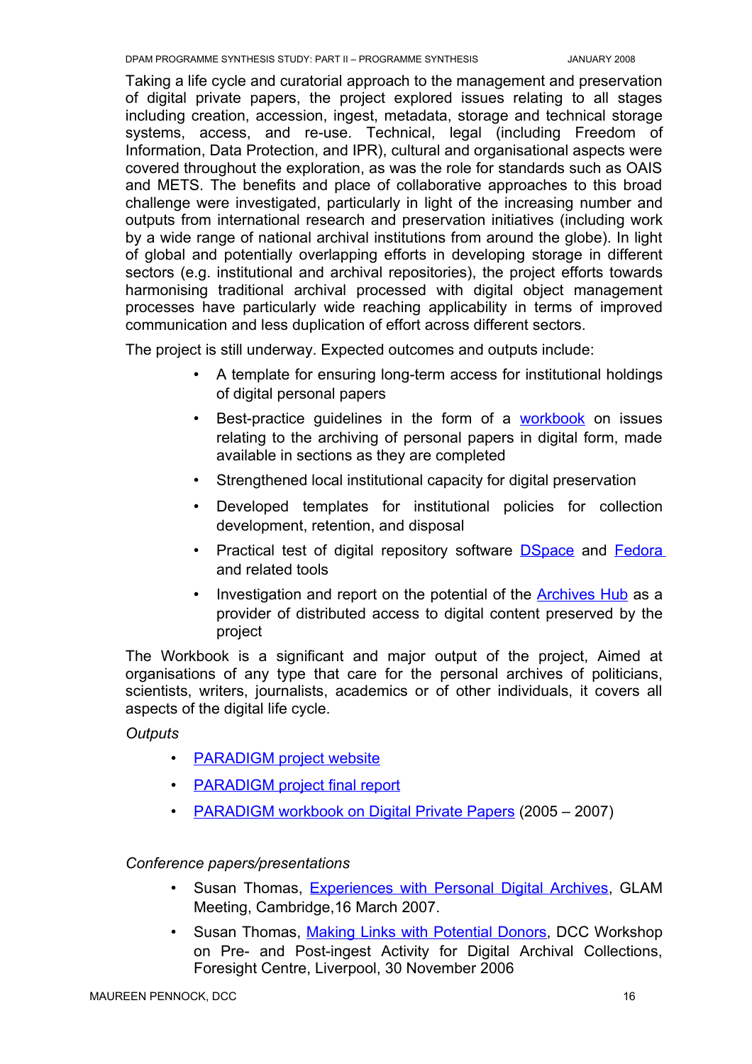Taking a life cycle and curatorial approach to the management and preservation of digital private papers, the project explored issues relating to all stages including creation, accession, ingest, metadata, storage and technical storage systems, access, and re-use. Technical, legal (including Freedom of Information, Data Protection, and IPR), cultural and organisational aspects were covered throughout the exploration, as was the role for standards such as OAIS and METS. The benefits and place of collaborative approaches to this broad challenge were investigated, particularly in light of the increasing number and outputs from international research and preservation initiatives (including work by a wide range of national archival institutions from around the globe). In light of global and potentially overlapping efforts in developing storage in different sectors (e.g. institutional and archival repositories), the project efforts towards harmonising traditional archival processed with digital object management processes have particularly wide reaching applicability in terms of improved communication and less duplication of effort across different sectors.

The project is still underway. Expected outcomes and outputs include:

- A template for ensuring long-term access for institutional holdings of digital personal papers
- Best-practice guidelines in the form of a workbook on issues relating to the archiving of personal papers in digital form, made available in sections as they are completed
- Strengthened local institutional capacity for digital preservation
- Developed templates for institutional policies for collection development, retention, and disposal
- Practical test of digital repository software DSpace and Fedora and related tools
- Investigation and report on the potential of the Archives Hub as a provider of distributed access to digital content preserved by the project

The Workbook is a significant and major output of the project, Aimed at organisations of any type that care for the personal archives of politicians, scientists, writers, journalists, academics or of other individuals, it covers all aspects of the digital life cycle.

*Outputs*

- PARADIGM project website
- PARADIGM project final report
- PARADIGM workbook on Digital Private Papers (2005 – 2007)

*Conference papers/presentations*

- Susan Thomas, Experiences with Personal Digital Archives, GLAM Meeting, Cambridge,16 March 2007.
- Susan Thomas, Making Links with Potential Donors, DCC Workshop on Pre- and Post-ingest Activity for Digital Archival Collections, Foresight Centre, Liverpool, 30 November 2006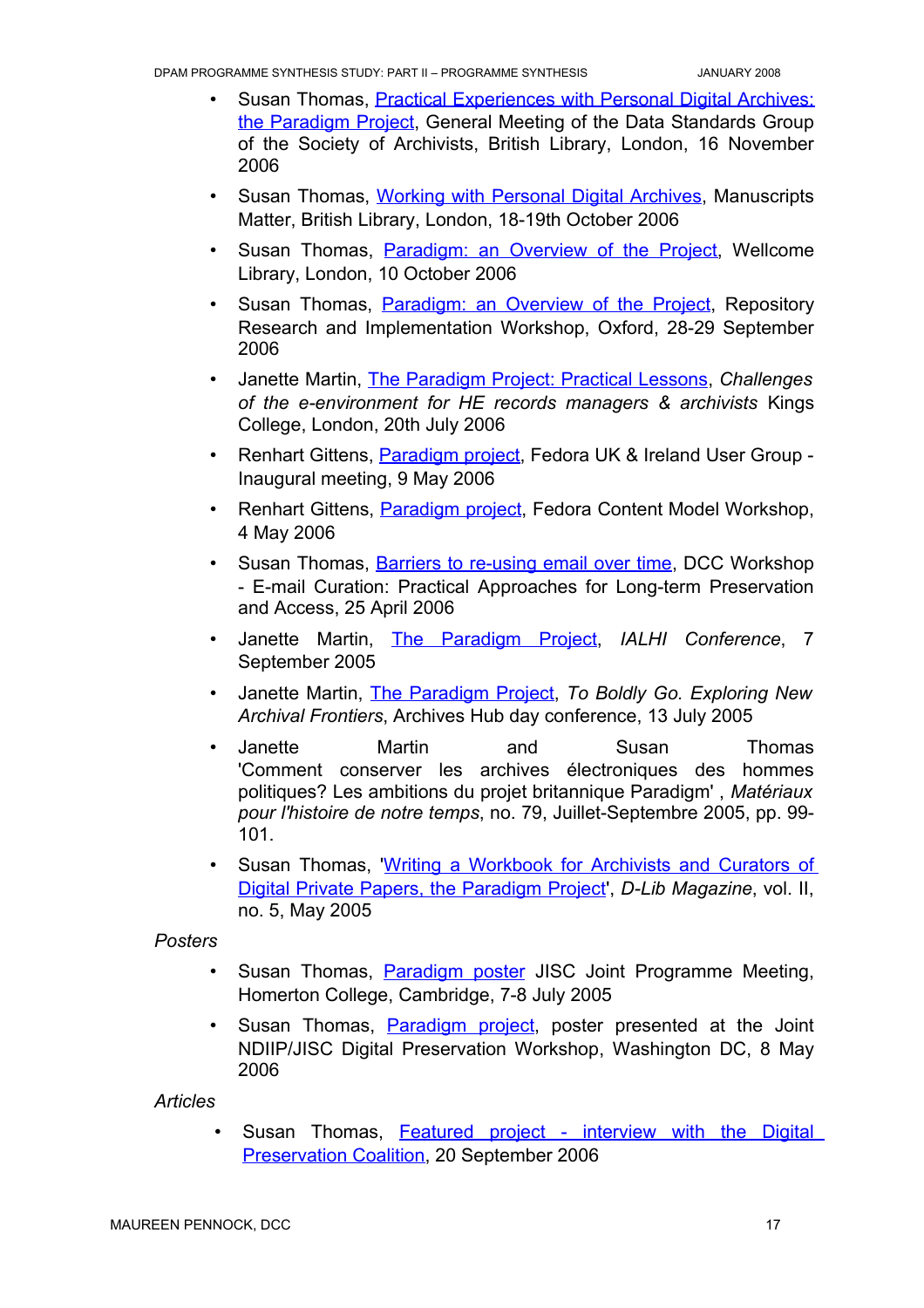- Susan Thomas, Practical Experiences with Personal Digital Archives: the Paradigm Project, General Meeting of the Data Standards Group of the Society of Archivists, British Library, London, 16 November 2006
- Susan Thomas, Working with Personal Digital Archives, Manuscripts Matter, British Library, London, 18-19th October 2006
- Susan Thomas, Paradigm: an Overview of the Project, Wellcome Library, London, 10 October 2006
- Susan Thomas, Paradigm: an Overview of the Project, Repository Research and Implementation Workshop, Oxford, 28-29 September 2006
- Janette Martin, The Paradigm Project: Practical Lessons, *Challenges of the e-environment for HE records managers & archivists* Kings College, London, 20th July 2006
- Renhart Gittens, Paradigm project, Fedora UK & Ireland User Group - Inaugural meeting, 9 May 2006
- Renhart Gittens, Paradigm project, Fedora Content Model Workshop, 4 May 2006
- Susan Thomas, Barriers to re-using email over time, DCC Workshop - E-mail Curation: Practical Approaches for Long-term Preservation and Access, 25 April 2006
- Janette Martin, The Paradigm Project, *IALHI Conference*, 7 September 2005
- Janette Martin, The Paradigm Project, *To Boldly Go. Exploring New Archival Frontiers*, Archives Hub day conference, 13 July 2005
- Janette Martin and Susan Thomas 'Comment conserver les archives électroniques des hommes politiques? Les ambitions du projet britannique Paradigm' , *Matériaux pour l'histoire de notre temps*, no. 79, Juillet-Septembre 2005, pp. 99-101.
- Susan Thomas, 'Writing a Workbook for Archivists and Curators of Digital Private Papers, the Paradigm Project', *D-Lib Magazine*, vol. II, no. 5, May 2005

*Posters*

- Susan Thomas, Paradigm poster JISC Joint Programme Meeting, Homerton College, Cambridge, 7-8 July 2005
- Susan Thomas, Paradigm project, poster presented at the Joint NDIIP/JISC Digital Preservation Workshop, Washington DC, 8 May 2006

*Articles*

- Susan Thomas, Featured project - interview with the Digital Preservation Coalition, 20 September 2006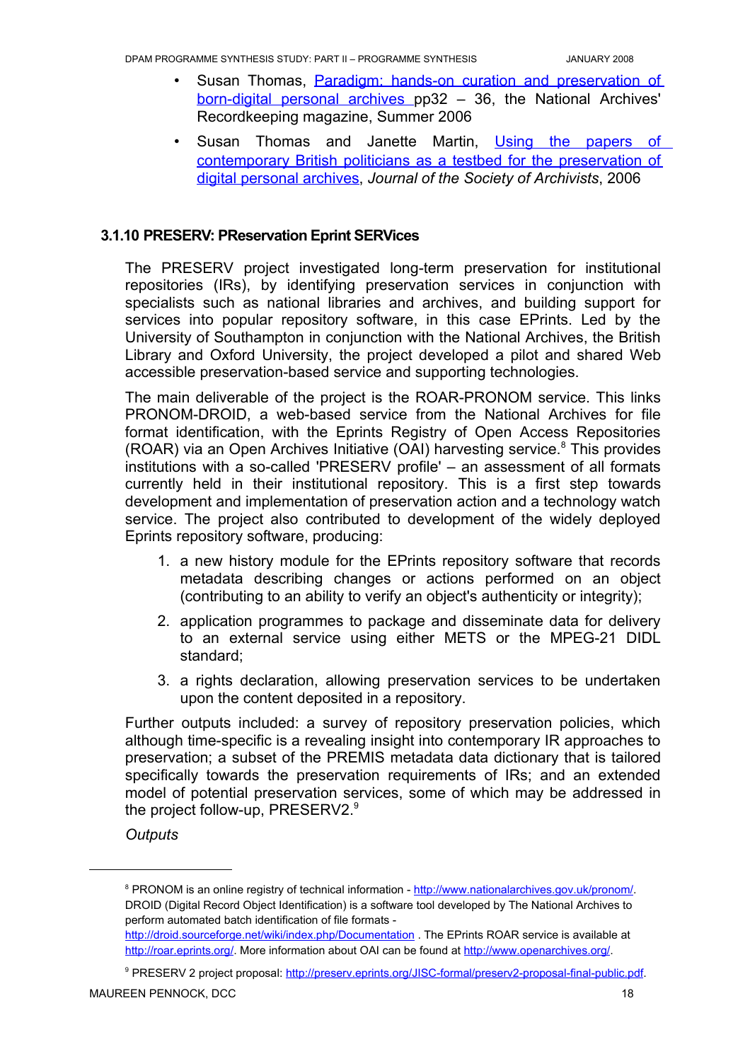- Susan Thomas, [Paradigm: hands-on curation and preservation of born-digital personal archives ]pp32 – 36, the National Archives' Recordkeeping magazine, Summer 2006
- Susan Thomas and Janette Martin, [Using the papers of contemporary British politicians as a testbed for the preservation of digital personal archives], *Journal of the Society of Archivists*, 2006

### 3.1.10 PRESERV: PReservation Eprint SERVices

The PRESERV project investigated long-term preservation for institutional repositories (IRs), by identifying preservation services in conjunction with specialists such as national libraries and archives, and building support for services into popular repository software, in this case EPrints. Led by the University of Southampton in conjunction with the National Archives, the British Library and Oxford University, the project developed a pilot and shared Web accessible preservation-based service and supporting technologies.

The main deliverable of the project is the ROAR-PRONOM service. This links PRONOM-DROID, a web-based service from the National Archives for file format identification, with the Eprints Registry of Open Access Repositories (ROAR) via an Open Archives Initiative (OAI) harvesting service.[8] This provides institutions with a so-called 'PRESERV profile' – an assessment of all formats currently held in their institutional repository. This is a first step towards development and implementation of preservation action and a technology watch service. The project also contributed to development of the widely deployed Eprints repository software, producing:

1. a new history module for the EPrints repository software that records metadata describing changes or actions performed on an object (contributing to an ability to verify an object's authenticity or integrity);
2. application programmes to package and disseminate data for delivery to an external service using either METS or the MPEG-21 DIDL standard;
3. a rights declaration, allowing preservation services to be undertaken upon the content deposited in a repository.

Further outputs included: a survey of repository preservation policies, which although time-specific is a revealing insight into contemporary IR approaches to preservation; a subset of the PREMIS metadata data dictionary that is tailored specifically towards the preservation requirements of IRs; and an extended model of potential preservation services, some of which may be addressed in the project follow-up, PRESERV2.[9]

*Outputs*

---

[8] PRONOM is an online registry of technical information - http://www.nationalarchives.gov.uk/pronom/. DROID (Digital Record Object Identification) is a software tool developed by The National Archives to perform automated batch identification of file formats - http://droid.sourceforge.net/wiki/index.php/Documentation . The EPrints ROAR service is available at http://roar.eprints.org/. More information about OAI can be found at http://www.openarchives.org/.

[9] PRESERV 2 project proposal: http://preserv.eprints.org/JISC-formal/preserv2-proposal-final-public.pdf.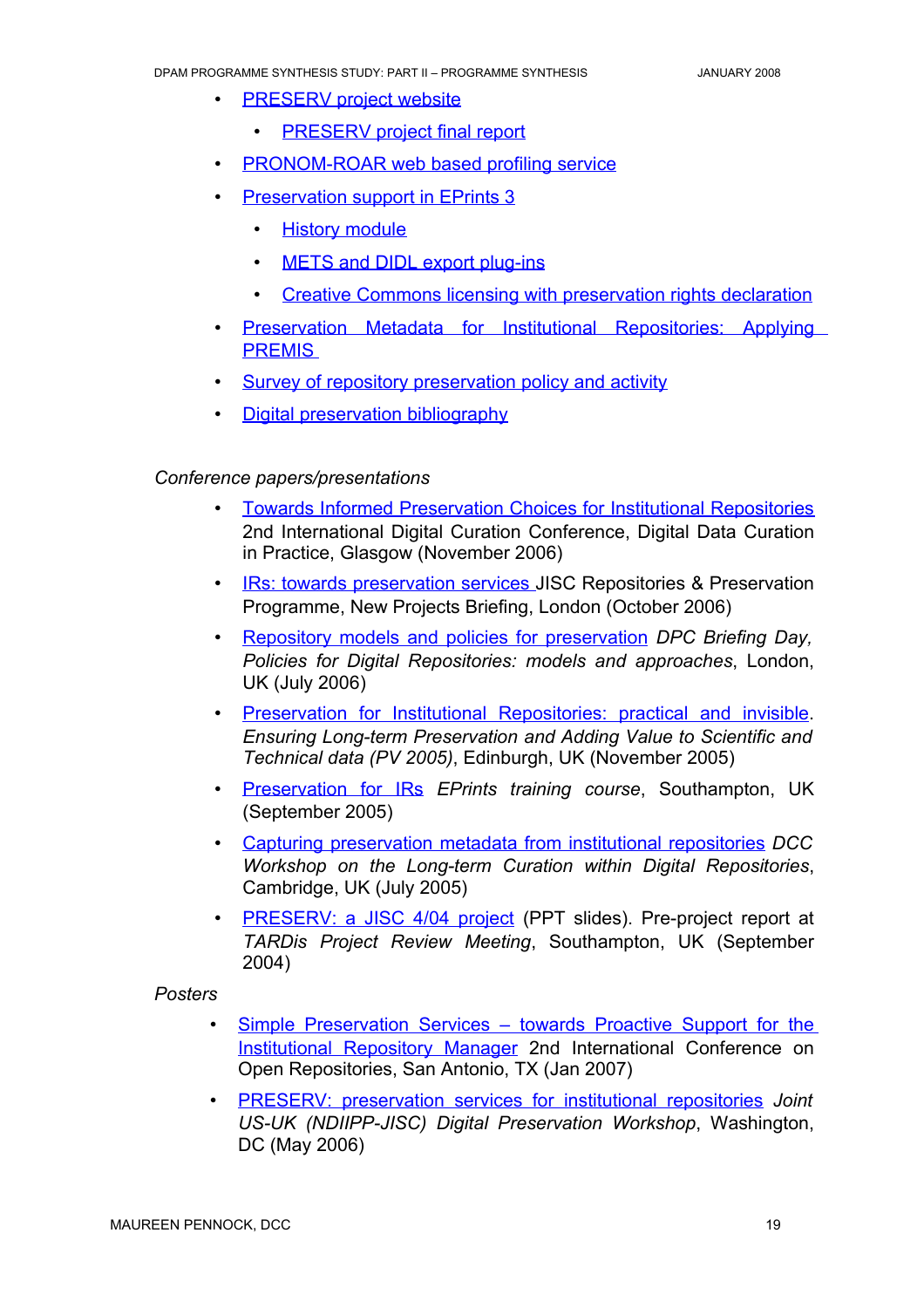- PRESERV project website
    - PRESERV project final report
- PRONOM-ROAR web based profiling service
- Preservation support in EPrints 3
    - History module
    - METS and DIDL export plug-ins
    - Creative Commons licensing with preservation rights declaration
- Preservation Metadata for Institutional Repositories: Applying PREMIS
- Survey of repository preservation policy and activity
- Digital preservation bibliography

*Conference papers/presentations*

- Towards Informed Preservation Choices for Institutional Repositories 2nd International Digital Curation Conference, Digital Data Curation in Practice, Glasgow (November 2006)
- IRs: towards preservation services JISC Repositories & Preservation Programme, New Projects Briefing, London (October 2006)
- Repository models and policies for preservation *DPC Briefing Day, Policies for Digital Repositories: models and approaches*, London, UK (July 2006)
- Preservation for Institutional Repositories: practical and invisible. *Ensuring Long-term Preservation and Adding Value to Scientific and Technical data (PV 2005)*, Edinburgh, UK (November 2005)
- Preservation for IRs *EPrints training course*, Southampton, UK (September 2005)
- Capturing preservation metadata from institutional repositories *DCC Workshop on the Long-term Curation within Digital Repositories*, Cambridge, UK (July 2005)
- PRESERV: a JISC 4/04 project (PPT slides). Pre-project report at *TARDis Project Review Meeting*, Southampton, UK (September 2004)

*Posters*

- Simple Preservation Services – towards Proactive Support for the Institutional Repository Manager 2nd International Conference on Open Repositories, San Antonio, TX (Jan 2007)
- PRESERV: preservation services for institutional repositories *Joint US-UK (NDIIPP-JISC) Digital Preservation Workshop*, Washington, DC (May 2006)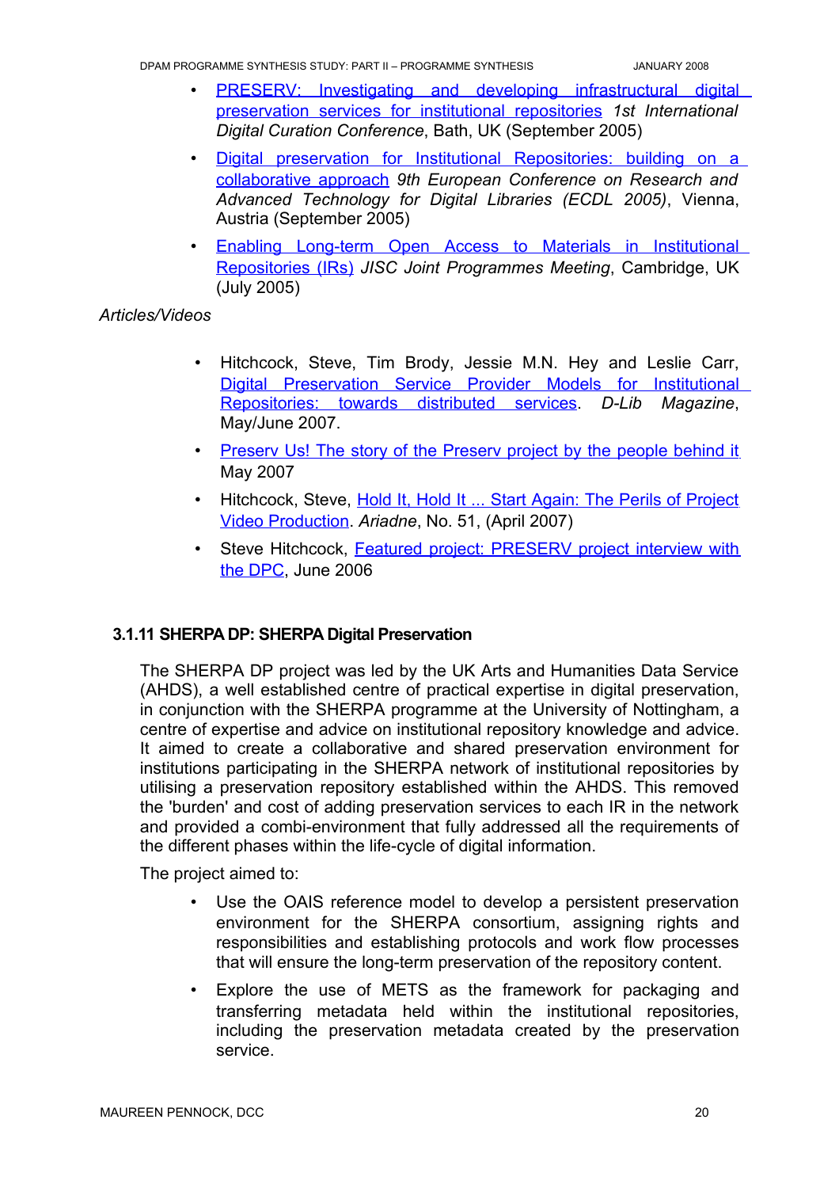- PRESERV: Investigating and developing infrastructural digital preservation services for institutional repositories *1st International Digital Curation Conference*, Bath, UK (September 2005)
- Digital preservation for Institutional Repositories: building on a collaborative approach *9th European Conference on Research and Advanced Technology for Digital Libraries (ECDL 2005)*, Vienna, Austria (September 2005)
- Enabling Long-term Open Access to Materials in Institutional Repositories (IRs) *JISC Joint Programmes Meeting*, Cambridge, UK (July 2005)

*Articles/Videos*

- Hitchcock, Steve, Tim Brody, Jessie M.N. Hey and Leslie Carr, Digital Preservation Service Provider Models for Institutional Repositories: towards distributed services. *D-Lib Magazine*, May/June 2007.
- Preserv Us! The story of the Preserv project by the people behind it May 2007
- Hitchcock, Steve, Hold It, Hold It ... Start Again: The Perils of Project Video Production. *Ariadne*, No. 51, (April 2007)
- Steve Hitchcock, Featured project: PRESERV project interview with the DPC, June 2006

### 3.1.11 SHERPA DP: SHERPA Digital Preservation

The SHERPA DP project was led by the UK Arts and Humanities Data Service (AHDS), a well established centre of practical expertise in digital preservation, in conjunction with the SHERPA programme at the University of Nottingham, a centre of expertise and advice on institutional repository knowledge and advice. It aimed to create a collaborative and shared preservation environment for institutions participating in the SHERPA network of institutional repositories by utilising a preservation repository established within the AHDS. This removed the 'burden' and cost of adding preservation services to each IR in the network and provided a combi-environment that fully addressed all the requirements of the different phases within the life-cycle of digital information.

The project aimed to:

- Use the OAIS reference model to develop a persistent preservation environment for the SHERPA consortium, assigning rights and responsibilities and establishing protocols and work flow processes that will ensure the long-term preservation of the repository content.
- Explore the use of METS as the framework for packaging and transferring metadata held within the institutional repositories, including the preservation metadata created by the preservation service.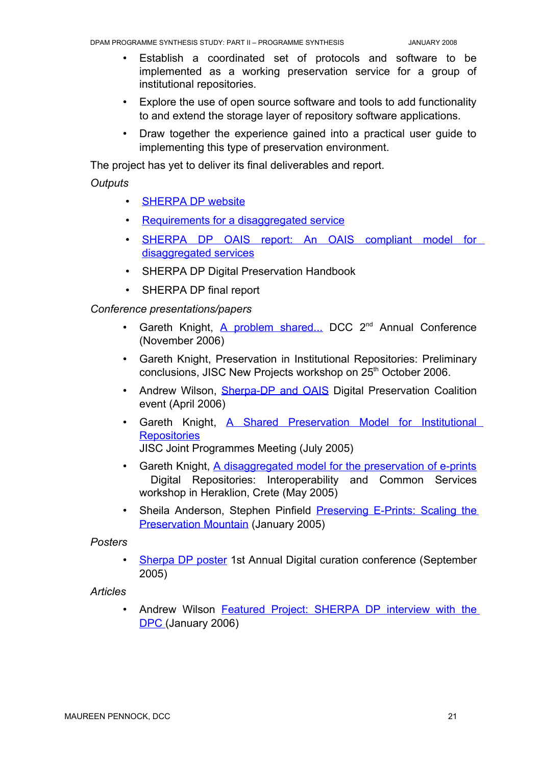- Establish a coordinated set of protocols and software to be implemented as a working preservation service for a group of institutional repositories.
- Explore the use of open source software and tools to add functionality to and extend the storage layer of repository software applications.
- Draw together the experience gained into a practical user guide to implementing this type of preservation environment.

The project has yet to deliver its final deliverables and report.

*Outputs*

- SHERPA DP website
- Requirements for a disaggregated service
- SHERPA DP OAIS report: An OAIS compliant model for disaggregated services
- SHERPA DP Digital Preservation Handbook
- SHERPA DP final report

*Conference presentations/papers*

- Gareth Knight, A problem shared... DCC 2nd Annual Conference (November 2006)
- Gareth Knight, Preservation in Institutional Repositories: Preliminary conclusions, JISC New Projects workshop on 25th October 2006.
- Andrew Wilson, Sherpa-DP and OAIS Digital Preservation Coalition event (April 2006)
- Gareth Knight, A Shared Preservation Model for Institutional Repositories
  JISC Joint Programmes Meeting (July 2005)
- Gareth Knight, A disaggregated model for the preservation of e-prints Digital Repositories: Interoperability and Common Services workshop in Heraklion, Crete (May 2005)
- Sheila Anderson, Stephen Pinfield Preserving E-Prints: Scaling the Preservation Mountain (January 2005)

*Posters*

- Sherpa DP poster 1st Annual Digital curation conference (September 2005)

*Articles*

- Andrew Wilson Featured Project: SHERPA DP interview with the DPC (January 2006)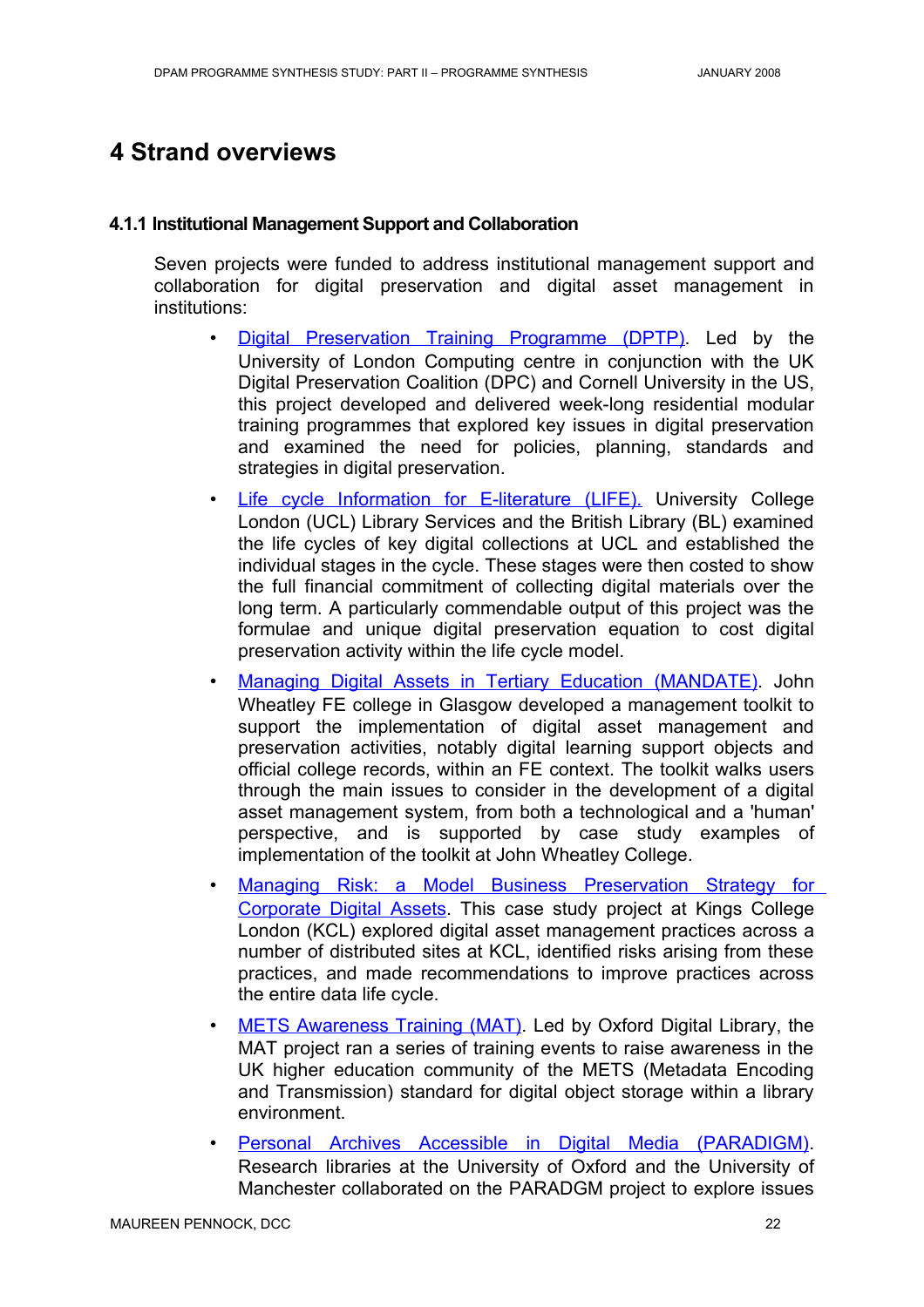# 4 Strand overviews

### 4.1.1 Institutional Management Support and Collaboration

Seven projects were funded to address institutional management support and collaboration for digital preservation and digital asset management in institutions:

- Digital Preservation Training Programme (DPTP). Led by the University of London Computing centre in conjunction with the UK Digital Preservation Coalition (DPC) and Cornell University in the US, this project developed and delivered week-long residential modular training programmes that explored key issues in digital preservation and examined the need for policies, planning, standards and strategies in digital preservation.
- Life cycle Information for E-literature (LIFE). University College London (UCL) Library Services and the British Library (BL) examined the life cycles of key digital collections at UCL and established the individual stages in the cycle. These stages were then costed to show the full financial commitment of collecting digital materials over the long term. A particularly commendable output of this project was the formulae and unique digital preservation equation to cost digital preservation activity within the life cycle model.
- Managing Digital Assets in Tertiary Education (MANDATE). John Wheatley FE college in Glasgow developed a management toolkit to support the implementation of digital asset management and preservation activities, notably digital learning support objects and official college records, within an FE context. The toolkit walks users through the main issues to consider in the development of a digital asset management system, from both a technological and a 'human' perspective, and is supported by case study examples of implementation of the toolkit at John Wheatley College.
- Managing Risk: a Model Business Preservation Strategy for Corporate Digital Assets. This case study project at Kings College London (KCL) explored digital asset management practices across a number of distributed sites at KCL, identified risks arising from these practices, and made recommendations to improve practices across the entire data life cycle.
- METS Awareness Training (MAT). Led by Oxford Digital Library, the MAT project ran a series of training events to raise awareness in the UK higher education community of the METS (Metadata Encoding and Transmission) standard for digital object storage within a library environment.
- Personal Archives Accessible in Digital Media (PARADIGM). Research libraries at the University of Oxford and the University of Manchester collaborated on the PARADGM project to explore issues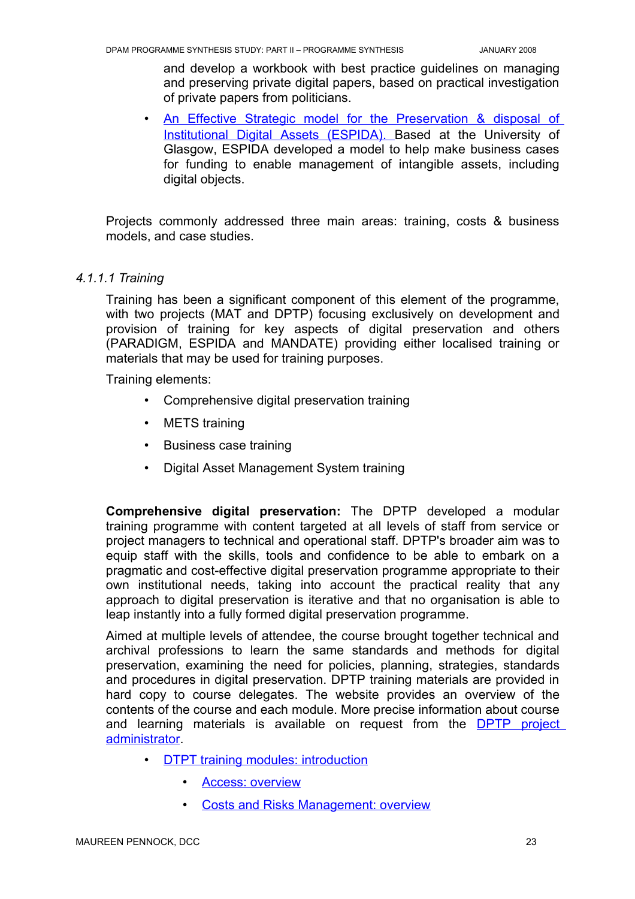and develop a workbook with best practice guidelines on managing and preserving private digital papers, based on practical investigation of private papers from politicians.

- An Effective Strategic model for the Preservation & disposal of Institutional Digital Assets (ESPIDA). Based at the University of Glasgow, ESPIDA developed a model to help make business cases for funding to enable management of intangible assets, including digital objects.

Projects commonly addressed three main areas: training, costs & business models, and case studies.

*4.1.1.1 Training*

Training has been a significant component of this element of the programme, with two projects (MAT and DPTP) focusing exclusively on development and provision of training for key aspects of digital preservation and others (PARADIGM, ESPIDA and MANDATE) providing either localised training or materials that may be used for training purposes.

Training elements:

- Comprehensive digital preservation training
- METS training
- Business case training
- Digital Asset Management System training

**Comprehensive digital preservation:** The DPTP developed a modular training programme with content targeted at all levels of staff from service or project managers to technical and operational staff. DPTP's broader aim was to equip staff with the skills, tools and confidence to be able to embark on a pragmatic and cost-effective digital preservation programme appropriate to their own institutional needs, taking into account the practical reality that any approach to digital preservation is iterative and that no organisation is able to leap instantly into a fully formed digital preservation programme.

Aimed at multiple levels of attendee, the course brought together technical and archival professions to learn the same standards and methods for digital preservation, examining the need for policies, planning, strategies, standards and procedures in digital preservation. DPTP training materials are provided in hard copy to course delegates. The website provides an overview of the contents of the course and each module. More precise information about course and learning materials is available on request from the DPTP project administrator.

- DTPT training modules: introduction
    - Access: overview
    - Costs and Risks Management: overview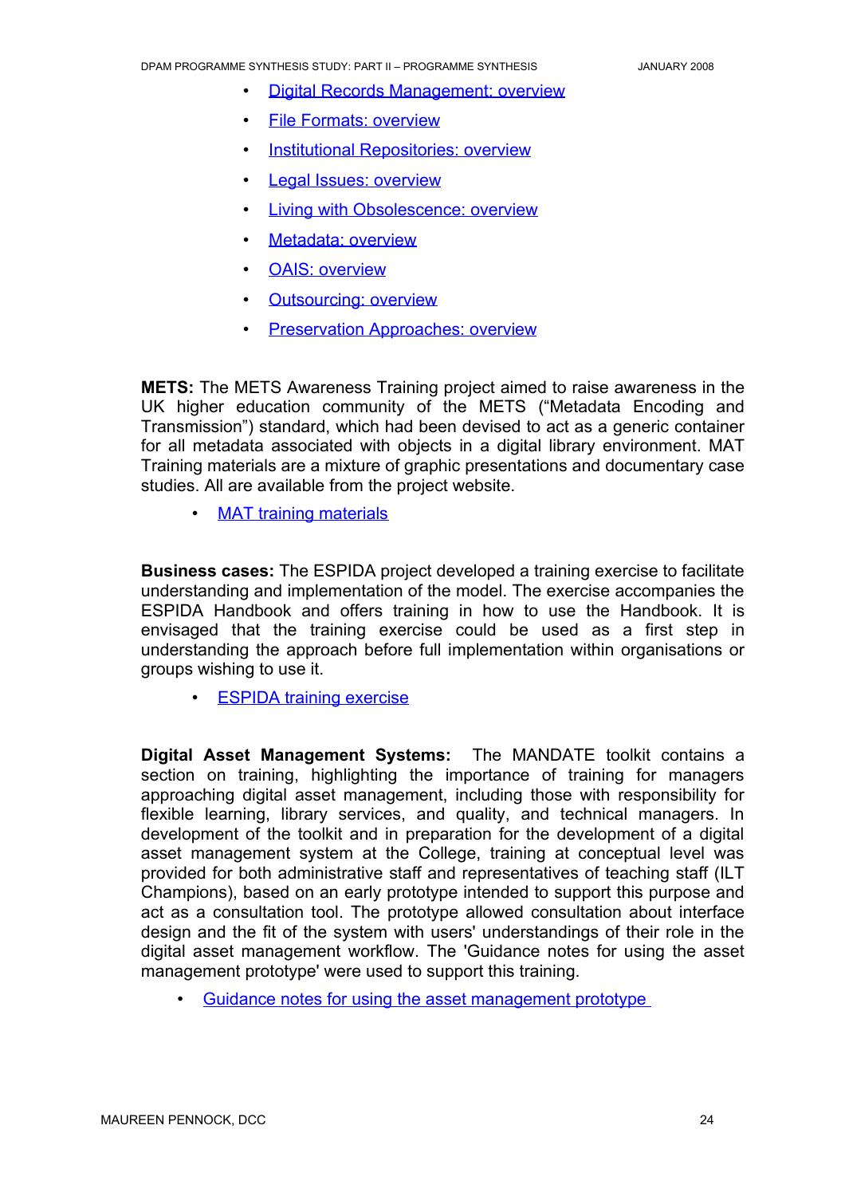- Digital Records Management: overview
- File Formats: overview
- Institutional Repositories: overview
- Legal Issues: overview
- Living with Obsolescence: overview
- Metadata: overview
- OAIS: overview
- Outsourcing: overview
- Preservation Approaches: overview

**METS:** The METS Awareness Training project aimed to raise awareness in the UK higher education community of the METS ("Metadata Encoding and Transmission") standard, which had been devised to act as a generic container for all metadata associated with objects in a digital library environment. MAT Training materials are a mixture of graphic presentations and documentary case studies. All are available from the project website.

- MAT training materials

**Business cases:** The ESPIDA project developed a training exercise to facilitate understanding and implementation of the model. The exercise accompanies the ESPIDA Handbook and offers training in how to use the Handbook. It is envisaged that the training exercise could be used as a first step in understanding the approach before full implementation within organisations or groups wishing to use it.

- ESPIDA training exercise

**Digital Asset Management Systems:** The MANDATE toolkit contains a section on training, highlighting the importance of training for managers approaching digital asset management, including those with responsibility for flexible learning, library services, and quality, and technical managers. In development of the toolkit and in preparation for the development of a digital asset management system at the College, training at conceptual level was provided for both administrative staff and representatives of teaching staff (ILT Champions), based on an early prototype intended to support this purpose and act as a consultation tool. The prototype allowed consultation about interface design and the fit of the system with users' understandings of their role in the digital asset management workflow. The 'Guidance notes for using the asset management prototype' were used to support this training.

- Guidance notes for using the asset management prototype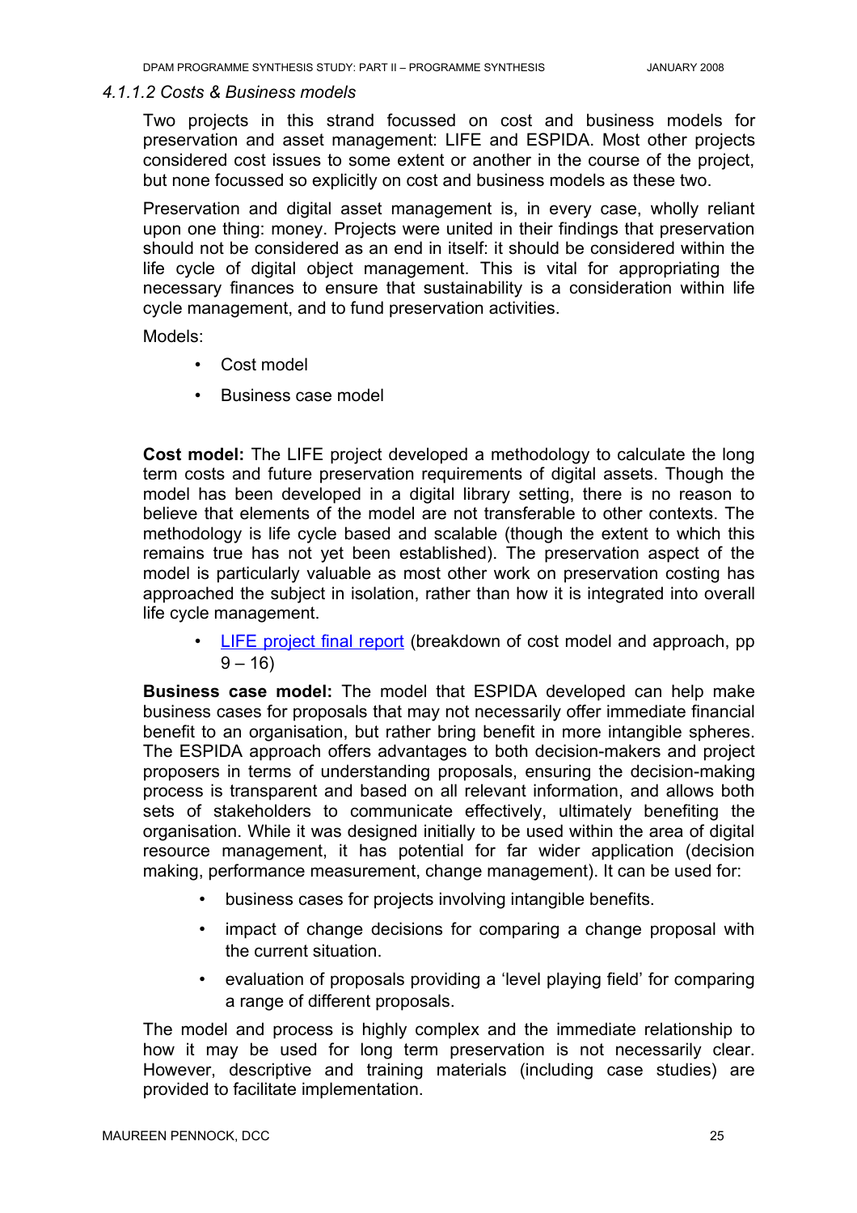#### *4.1.1.2 Costs & Business models*

Two projects in this strand focussed on cost and business models for preservation and asset management: LIFE and ESPIDA. Most other projects considered cost issues to some extent or another in the course of the project, but none focussed so explicitly on cost and business models as these two.

Preservation and digital asset management is, in every case, wholly reliant upon one thing: money. Projects were united in their findings that preservation should not be considered as an end in itself: it should be considered within the life cycle of digital object management. This is vital for appropriating the necessary finances to ensure that sustainability is a consideration within life cycle management, and to fund preservation activities.

Models:

- Cost model
- Business case model

**Cost model:** The LIFE project developed a methodology to calculate the long term costs and future preservation requirements of digital assets. Though the model has been developed in a digital library setting, there is no reason to believe that elements of the model are not transferable to other contexts. The methodology is life cycle based and scalable (though the extent to which this remains true has not yet been established). The preservation aspect of the model is particularly valuable as most other work on preservation costing has approached the subject in isolation, rather than how it is integrated into overall life cycle management.

- LIFE project final report (breakdown of cost model and approach, pp 9 – 16)

**Business case model:** The model that ESPIDA developed can help make business cases for proposals that may not necessarily offer immediate financial benefit to an organisation, but rather bring benefit in more intangible spheres. The ESPIDA approach offers advantages to both decision-makers and project proposers in terms of understanding proposals, ensuring the decision-making process is transparent and based on all relevant information, and allows both sets of stakeholders to communicate effectively, ultimately benefiting the organisation. While it was designed initially to be used within the area of digital resource management, it has potential for far wider application (decision making, performance measurement, change management). It can be used for:

- business cases for projects involving intangible benefits.
- impact of change decisions for comparing a change proposal with the current situation.
- evaluation of proposals providing a 'level playing field' for comparing a range of different proposals.

The model and process is highly complex and the immediate relationship to how it may be used for long term preservation is not necessarily clear. However, descriptive and training materials (including case studies) are provided to facilitate implementation.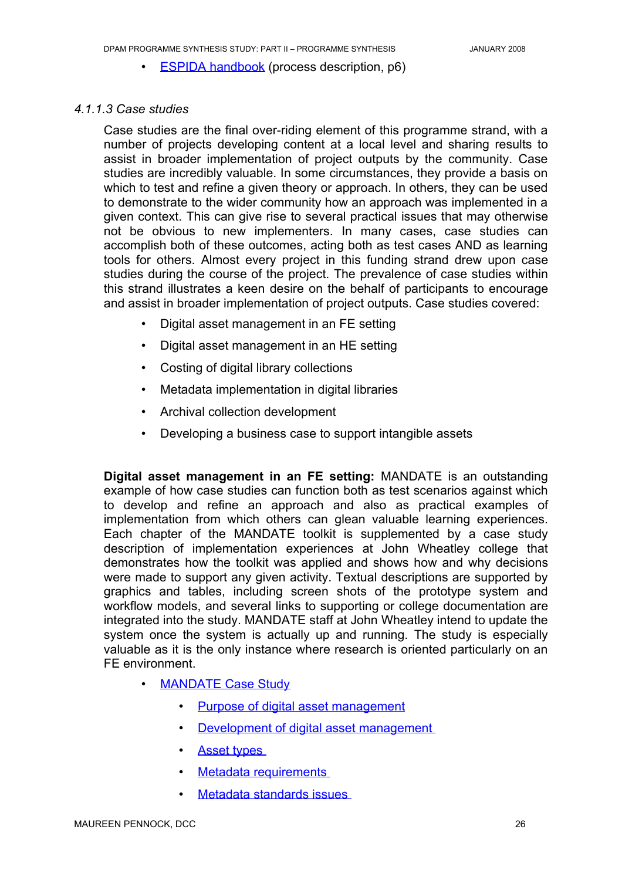- ESPIDA handbook (process description, p6)

#### *4.1.1.3 Case studies*

Case studies are the final over-riding element of this programme strand, with a number of projects developing content at a local level and sharing results to assist in broader implementation of project outputs by the community. Case studies are incredibly valuable. In some circumstances, they provide a basis on which to test and refine a given theory or approach. In others, they can be used to demonstrate to the wider community how an approach was implemented in a given context. This can give rise to several practical issues that may otherwise not be obvious to new implementers. In many cases, case studies can accomplish both of these outcomes, acting both as test cases AND as learning tools for others. Almost every project in this funding strand drew upon case studies during the course of the project. The prevalence of case studies within this strand illustrates a keen desire on the behalf of participants to encourage and assist in broader implementation of project outputs. Case studies covered:

- Digital asset management in an FE setting
- Digital asset management in an HE setting
- Costing of digital library collections
- Metadata implementation in digital libraries
- Archival collection development
- Developing a business case to support intangible assets

**Digital asset management in an FE setting:** MANDATE is an outstanding example of how case studies can function both as test scenarios against which to develop and refine an approach and also as practical examples of implementation from which others can glean valuable learning experiences. Each chapter of the MANDATE toolkit is supplemented by a case study description of implementation experiences at John Wheatley college that demonstrates how the toolkit was applied and shows how and why decisions were made to support any given activity. Textual descriptions are supported by graphics and tables, including screen shots of the prototype system and workflow models, and several links to supporting or college documentation are integrated into the study. MANDATE staff at John Wheatley intend to update the system once the system is actually up and running. The study is especially valuable as it is the only instance where research is oriented particularly on an FE environment.

- MANDATE Case Study
  - Purpose of digital asset management
  - Development of digital asset management
  - Asset types
  - Metadata requirements
  - Metadata standards issues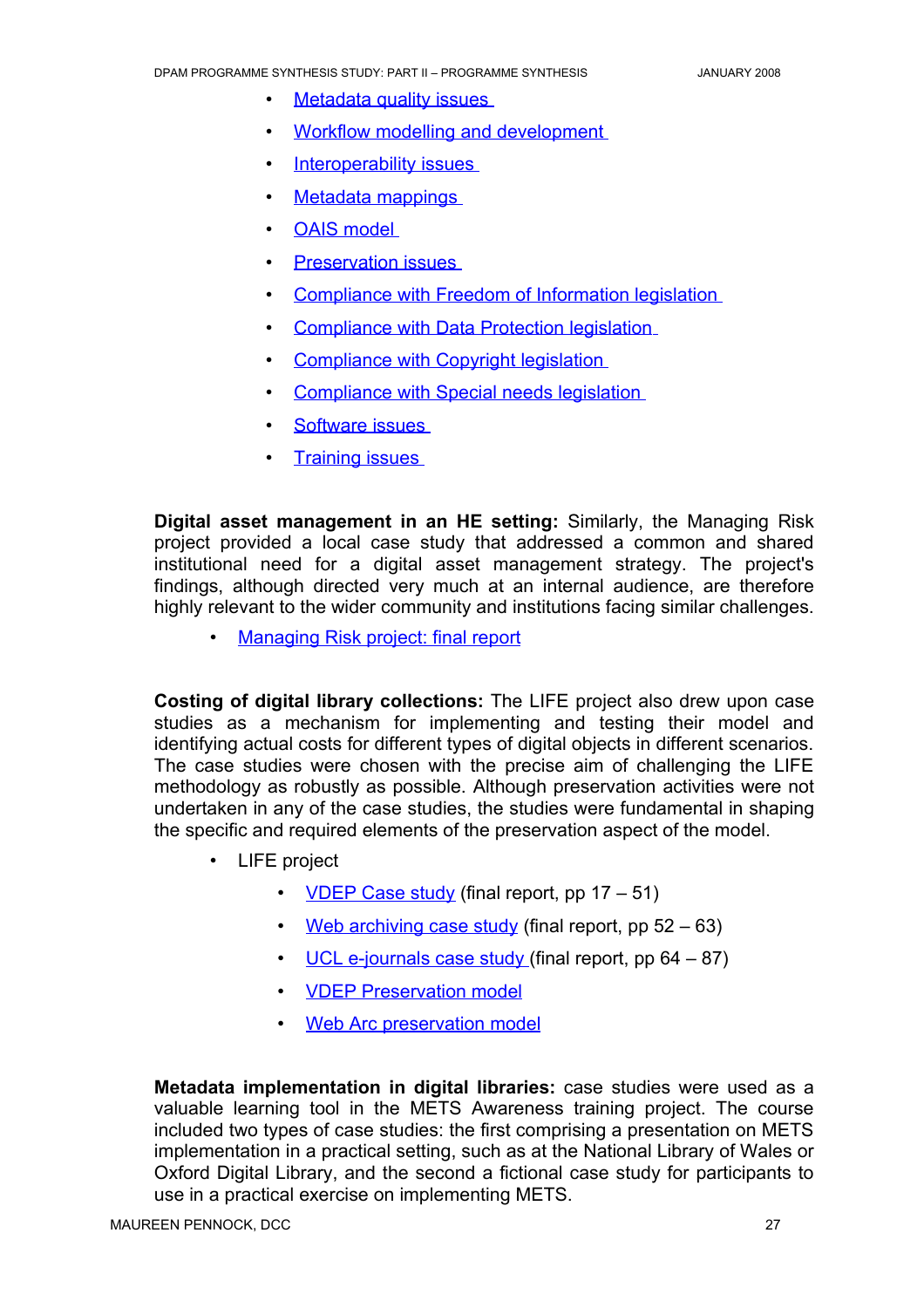- Metadata quality issues
- Workflow modelling and development
- Interoperability issues
- Metadata mappings
- OAIS model
- Preservation issues
- Compliance with Freedom of Information legislation
- Compliance with Data Protection legislation
- Compliance with Copyright legislation
- Compliance with Special needs legislation
- Software issues
- Training issues

**Digital asset management in an HE setting:** Similarly, the Managing Risk project provided a local case study that addressed a common and shared institutional need for a digital asset management strategy. The project's findings, although directed very much at an internal audience, are therefore highly relevant to the wider community and institutions facing similar challenges.

- Managing Risk project: final report

**Costing of digital library collections:** The LIFE project also drew upon case studies as a mechanism for implementing and testing their model and identifying actual costs for different types of digital objects in different scenarios. The case studies were chosen with the precise aim of challenging the LIFE methodology as robustly as possible. Although preservation activities were not undertaken in any of the case studies, the studies were fundamental in shaping the specific and required elements of the preservation aspect of the model.

- LIFE project
  - VDEP Case study (final report, pp 17 – 51)
  - Web archiving case study (final report, pp 52 – 63)
  - UCL e-journals case study (final report, pp 64 – 87)
  - VDEP Preservation model
  - Web Arc preservation model

**Metadata implementation in digital libraries:** case studies were used as a valuable learning tool in the METS Awareness training project. The course included two types of case studies: the first comprising a presentation on METS implementation in a practical setting, such as at the National Library of Wales or Oxford Digital Library, and the second a fictional case study for participants to use in a practical exercise on implementing METS.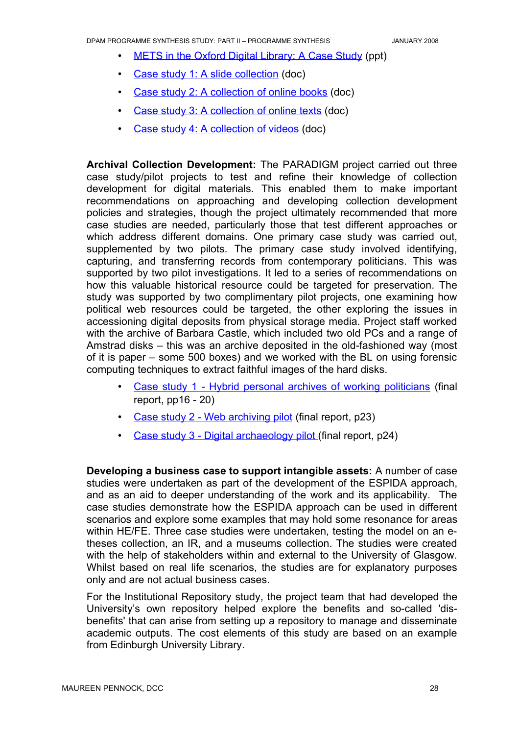- METS in the Oxford Digital Library: A Case Study (ppt)
- Case study 1: A slide collection (doc)
- Case study 2: A collection of online books (doc)
- Case study 3: A collection of online texts (doc)
- Case study 4: A collection of videos (doc)

**Archival Collection Development:** The PARADIGM project carried out three case study/pilot projects to test and refine their knowledge of collection development for digital materials. This enabled them to make important recommendations on approaching and developing collection development policies and strategies, though the project ultimately recommended that more case studies are needed, particularly those that test different approaches or which address different domains. One primary case study was carried out, supplemented by two pilots. The primary case study involved identifying, capturing, and transferring records from contemporary politicians. This was supported by two pilot investigations. It led to a series of recommendations on how this valuable historical resource could be targeted for preservation. The study was supported by two complimentary pilot projects, one examining how political web resources could be targeted, the other exploring the issues in accessioning digital deposits from physical storage media. Project staff worked with the archive of Barbara Castle, which included two old PCs and a range of Amstrad disks – this was an archive deposited in the old-fashioned way (most of it is paper – some 500 boxes) and we worked with the BL on using forensic computing techniques to extract faithful images of the hard disks.

- Case study 1 - Hybrid personal archives of working politicians (final report, pp16 - 20)
- Case study 2 - Web archiving pilot (final report, p23)
- Case study 3 - Digital archaeology pilot (final report, p24)

**Developing a business case to support intangible assets:** A number of case studies were undertaken as part of the development of the ESPIDA approach, and as an aid to deeper understanding of the work and its applicability. The case studies demonstrate how the ESPIDA approach can be used in different scenarios and explore some examples that may hold some resonance for areas within HE/FE. Three case studies were undertaken, testing the model on an e-theses collection, an IR, and a museums collection. The studies were created with the help of stakeholders within and external to the University of Glasgow. Whilst based on real life scenarios, the studies are for explanatory purposes only and are not actual business cases.

For the Institutional Repository study, the project team that had developed the University's own repository helped explore the benefits and so-called 'dis-benefits' that can arise from setting up a repository to manage and disseminate academic outputs. The cost elements of this study are based on an example from Edinburgh University Library.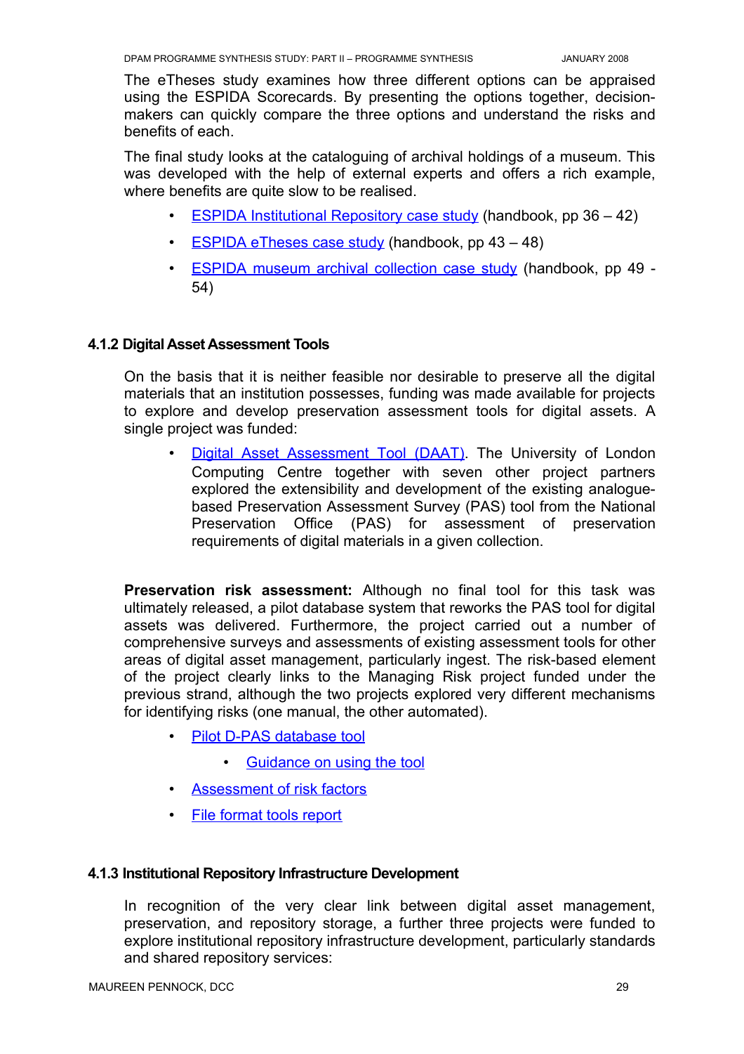The eTheses study examines how three different options can be appraised using the ESPIDA Scorecards. By presenting the options together, decision-makers can quickly compare the three options and understand the risks and benefits of each.

The final study looks at the cataloguing of archival holdings of a museum. This was developed with the help of external experts and offers a rich example, where benefits are quite slow to be realised.

- ESPIDA Institutional Repository case study (handbook, pp 36 – 42)
- ESPIDA eTheses case study (handbook, pp 43 – 48)
- ESPIDA museum archival collection case study (handbook, pp 49 - 54)

### 4.1.2 Digital Asset Assessment Tools

On the basis that it is neither feasible nor desirable to preserve all the digital materials that an institution possesses, funding was made available for projects to explore and develop preservation assessment tools for digital assets. A single project was funded:

- Digital Asset Assessment Tool (DAAT). The University of London Computing Centre together with seven other project partners explored the extensibility and development of the existing analogue-based Preservation Assessment Survey (PAS) tool from the National Preservation Office (PAS) for assessment of preservation requirements of digital materials in a given collection.

**Preservation risk assessment:** Although no final tool for this task was ultimately released, a pilot database system that reworks the PAS tool for digital assets was delivered. Furthermore, the project carried out a number of comprehensive surveys and assessments of existing assessment tools for other areas of digital asset management, particularly ingest. The risk-based element of the project clearly links to the Managing Risk project funded under the previous strand, although the two projects explored very different mechanisms for identifying risks (one manual, the other automated).

- Pilot D-PAS database tool
    - Guidance on using the tool
- Assessment of risk factors
- File format tools report

### 4.1.3 Institutional Repository Infrastructure Development

In recognition of the very clear link between digital asset management, preservation, and repository storage, a further three projects were funded to explore institutional repository infrastructure development, particularly standards and shared repository services: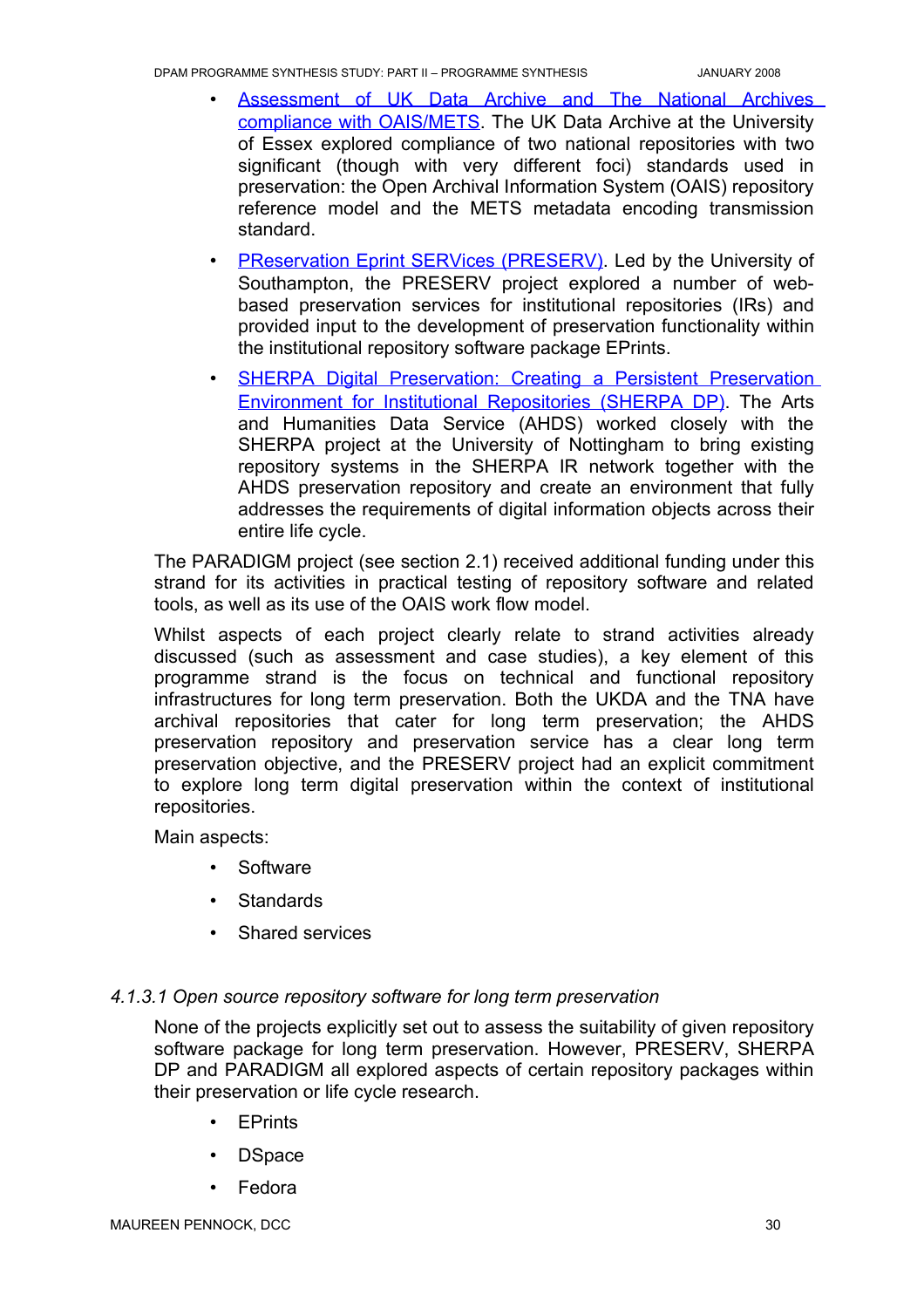- Assessment of UK Data Archive and The National Archives compliance with OAIS/METS. The UK Data Archive at the University of Essex explored compliance of two national repositories with two significant (though with very different foci) standards used in preservation: the Open Archival Information System (OAIS) repository reference model and the METS metadata encoding transmission standard.
- PReservation Eprint SERVices (PRESERV). Led by the University of Southampton, the PRESERV project explored a number of web-based preservation services for institutional repositories (IRs) and provided input to the development of preservation functionality within the institutional repository software package EPrints.
- SHERPA Digital Preservation: Creating a Persistent Preservation Environment for Institutional Repositories (SHERPA DP). The Arts and Humanities Data Service (AHDS) worked closely with the SHERPA project at the University of Nottingham to bring existing repository systems in the SHERPA IR network together with the AHDS preservation repository and create an environment that fully addresses the requirements of digital information objects across their entire life cycle.

The PARADIGM project (see section 2.1) received additional funding under this strand for its activities in practical testing of repository software and related tools, as well as its use of the OAIS work flow model.

Whilst aspects of each project clearly relate to strand activities already discussed (such as assessment and case studies), a key element of this programme strand is the focus on technical and functional repository infrastructures for long term preservation. Both the UKDA and the TNA have archival repositories that cater for long term preservation; the AHDS preservation repository and preservation service has a clear long term preservation objective, and the PRESERV project had an explicit commitment to explore long term digital preservation within the context of institutional repositories.

Main aspects:

- Software
- Standards
- Shared services

#### *4.1.3.1 Open source repository software for long term preservation*

None of the projects explicitly set out to assess the suitability of given repository software package for long term preservation. However, PRESERV, SHERPA DP and PARADIGM all explored aspects of certain repository packages within their preservation or life cycle research.

- EPrints
- DSpace
- Fedora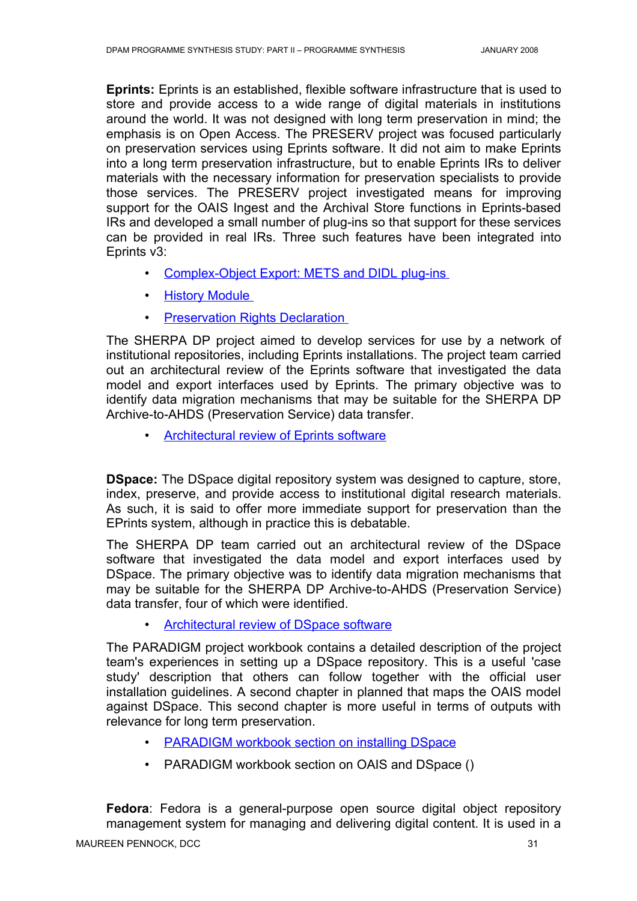**Eprints:** Eprints is an established, flexible software infrastructure that is used to store and provide access to a wide range of digital materials in institutions around the world. It was not designed with long term preservation in mind; the emphasis is on Open Access. The PRESERV project was focused particularly on preservation services using Eprints software. It did not aim to make Eprints into a long term preservation infrastructure, but to enable Eprints IRs to deliver materials with the necessary information for preservation specialists to provide those services. The PRESERV project investigated means for improving support for the OAIS Ingest and the Archival Store functions in Eprints-based IRs and developed a small number of plug-ins so that support for these services can be provided in real IRs. Three such features have been integrated into Eprints v3:

- Complex-Object Export: METS and DIDL plug-ins
- History Module
- Preservation Rights Declaration

The SHERPA DP project aimed to develop services for use by a network of institutional repositories, including Eprints installations. The project team carried out an architectural review of the Eprints software that investigated the data model and export interfaces used by Eprints. The primary objective was to identify data migration mechanisms that may be suitable for the SHERPA DP Archive-to-AHDS (Preservation Service) data transfer.

- Architectural review of Eprints software

**DSpace:** The DSpace digital repository system was designed to capture, store, index, preserve, and provide access to institutional digital research materials. As such, it is said to offer more immediate support for preservation than the EPrints system, although in practice this is debatable.

The SHERPA DP team carried out an architectural review of the DSpace software that investigated the data model and export interfaces used by DSpace. The primary objective was to identify data migration mechanisms that may be suitable for the SHERPA DP Archive-to-AHDS (Preservation Service) data transfer, four of which were identified.

- Architectural review of DSpace software

The PARADIGM project workbook contains a detailed description of the project team's experiences in setting up a DSpace repository. This is a useful 'case study' description that others can follow together with the official user installation guidelines. A second chapter in planned that maps the OAIS model against DSpace. This second chapter is more useful in terms of outputs with relevance for long term preservation.

- PARADIGM workbook section on installing DSpace
- PARADIGM workbook section on OAIS and DSpace ()

**Fedora**: Fedora is a general-purpose open source digital object repository management system for managing and delivering digital content. It is used in a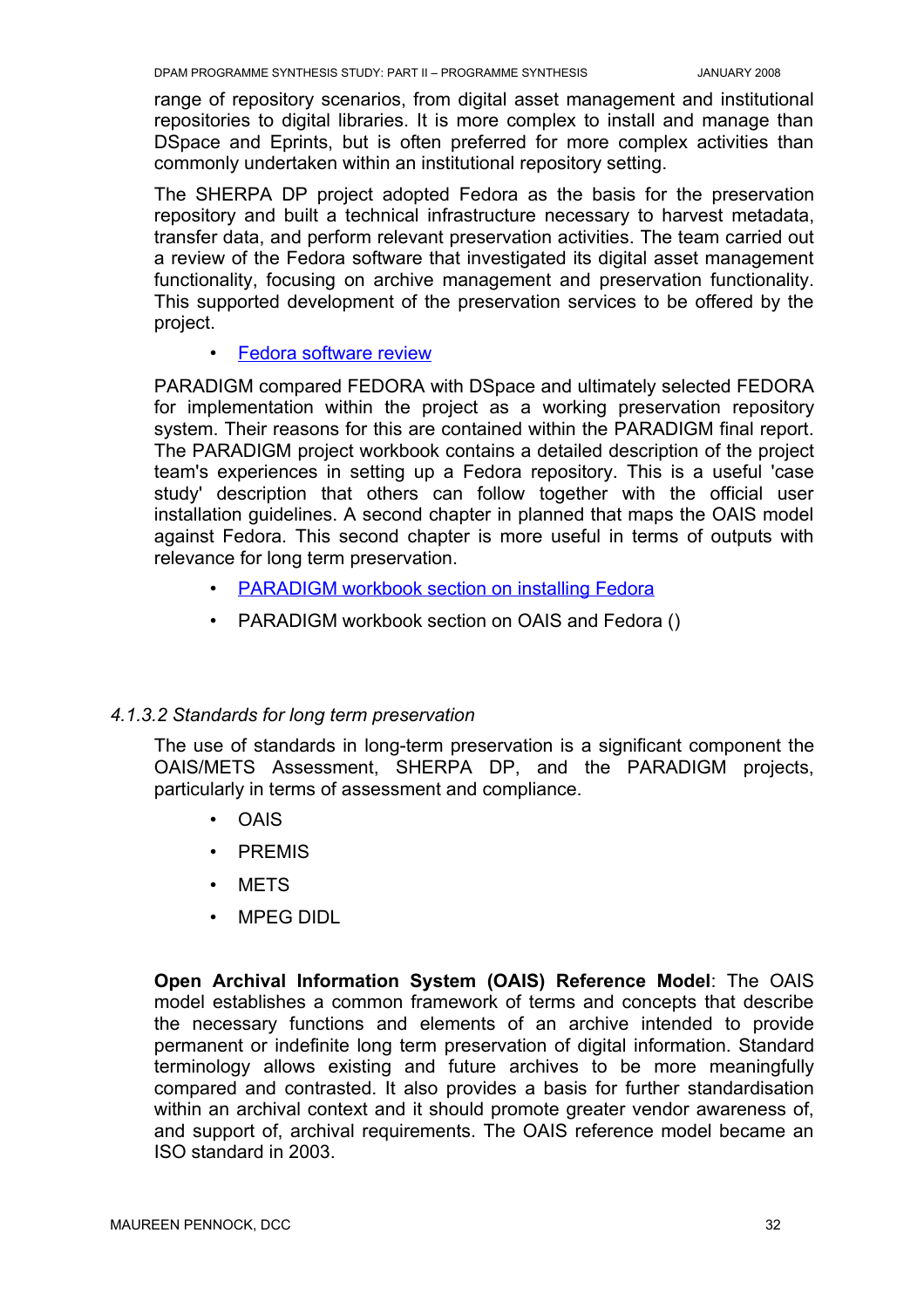range of repository scenarios, from digital asset management and institutional repositories to digital libraries. It is more complex to install and manage than DSpace and Eprints, but is often preferred for more complex activities than commonly undertaken within an institutional repository setting.

The SHERPA DP project adopted Fedora as the basis for the preservation repository and built a technical infrastructure necessary to harvest metadata, transfer data, and perform relevant preservation activities. The team carried out a review of the Fedora software that investigated its digital asset management functionality, focusing on archive management and preservation functionality. This supported development of the preservation services to be offered by the project.

- Fedora software review

PARADIGM compared FEDORA with DSpace and ultimately selected FEDORA for implementation within the project as a working preservation repository system. Their reasons for this are contained within the PARADIGM final report. The PARADIGM project workbook contains a detailed description of the project team's experiences in setting up a Fedora repository. This is a useful 'case study' description that others can follow together with the official user installation guidelines. A second chapter in planned that maps the OAIS model against Fedora. This second chapter is more useful in terms of outputs with relevance for long term preservation.

- PARADIGM workbook section on installing Fedora
- PARADIGM workbook section on OAIS and Fedora ()

*4.1.3.2 Standards for long term preservation*

The use of standards in long-term preservation is a significant component the OAIS/METS Assessment, SHERPA DP, and the PARADIGM projects, particularly in terms of assessment and compliance.

- OAIS
- PREMIS
- METS
- MPEG DIDL

**Open Archival Information System (OAIS) Reference Model**: The OAIS model establishes a common framework of terms and concepts that describe the necessary functions and elements of an archive intended to provide permanent or indefinite long term preservation of digital information. Standard terminology allows existing and future archives to be more meaningfully compared and contrasted. It also provides a basis for further standardisation within an archival context and it should promote greater vendor awareness of, and support of, archival requirements. The OAIS reference model became an ISO standard in 2003.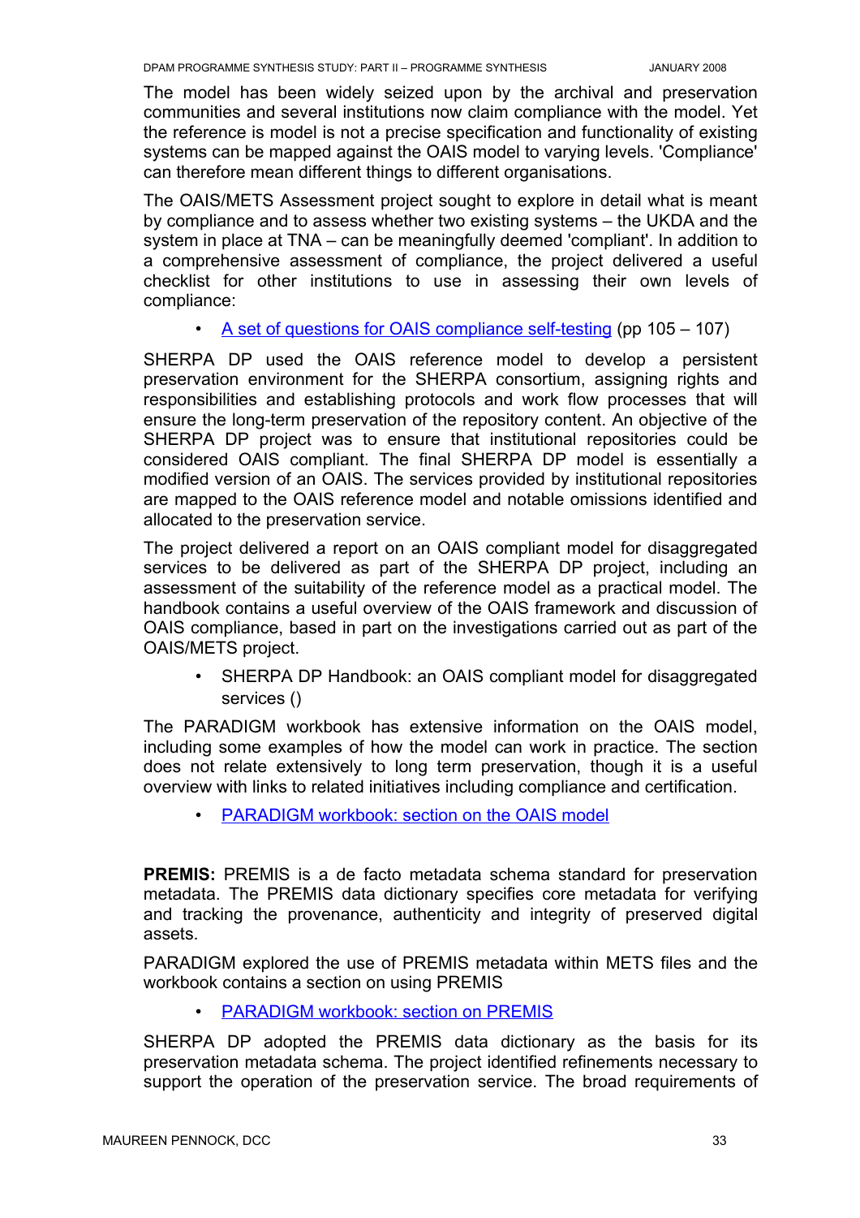The model has been widely seized upon by the archival and preservation communities and several institutions now claim compliance with the model. Yet the reference is model is not a precise specification and functionality of existing systems can be mapped against the OAIS model to varying levels. 'Compliance' can therefore mean different things to different organisations.

The OAIS/METS Assessment project sought to explore in detail what is meant by compliance and to assess whether two existing systems – the UKDA and the system in place at TNA – can be meaningfully deemed 'compliant'. In addition to a comprehensive assessment of compliance, the project delivered a useful checklist for other institutions to use in assessing their own levels of compliance:

- A set of questions for OAIS compliance self-testing (pp 105 – 107)

SHERPA DP used the OAIS reference model to develop a persistent preservation environment for the SHERPA consortium, assigning rights and responsibilities and establishing protocols and work flow processes that will ensure the long-term preservation of the repository content. An objective of the SHERPA DP project was to ensure that institutional repositories could be considered OAIS compliant. The final SHERPA DP model is essentially a modified version of an OAIS. The services provided by institutional repositories are mapped to the OAIS reference model and notable omissions identified and allocated to the preservation service.

The project delivered a report on an OAIS compliant model for disaggregated services to be delivered as part of the SHERPA DP project, including an assessment of the suitability of the reference model as a practical model. The handbook contains a useful overview of the OAIS framework and discussion of OAIS compliance, based in part on the investigations carried out as part of the OAIS/METS project.

- SHERPA DP Handbook: an OAIS compliant model for disaggregated services ()

The PARADIGM workbook has extensive information on the OAIS model, including some examples of how the model can work in practice. The section does not relate extensively to long term preservation, though it is a useful overview with links to related initiatives including compliance and certification.

- PARADIGM workbook: section on the OAIS model

**PREMIS:** PREMIS is a de facto metadata schema standard for preservation metadata. The PREMIS data dictionary specifies core metadata for verifying and tracking the provenance, authenticity and integrity of preserved digital assets.

PARADIGM explored the use of PREMIS metadata within METS files and the workbook contains a section on using PREMIS

- PARADIGM workbook: section on PREMIS

SHERPA DP adopted the PREMIS data dictionary as the basis for its preservation metadata schema. The project identified refinements necessary to support the operation of the preservation service. The broad requirements of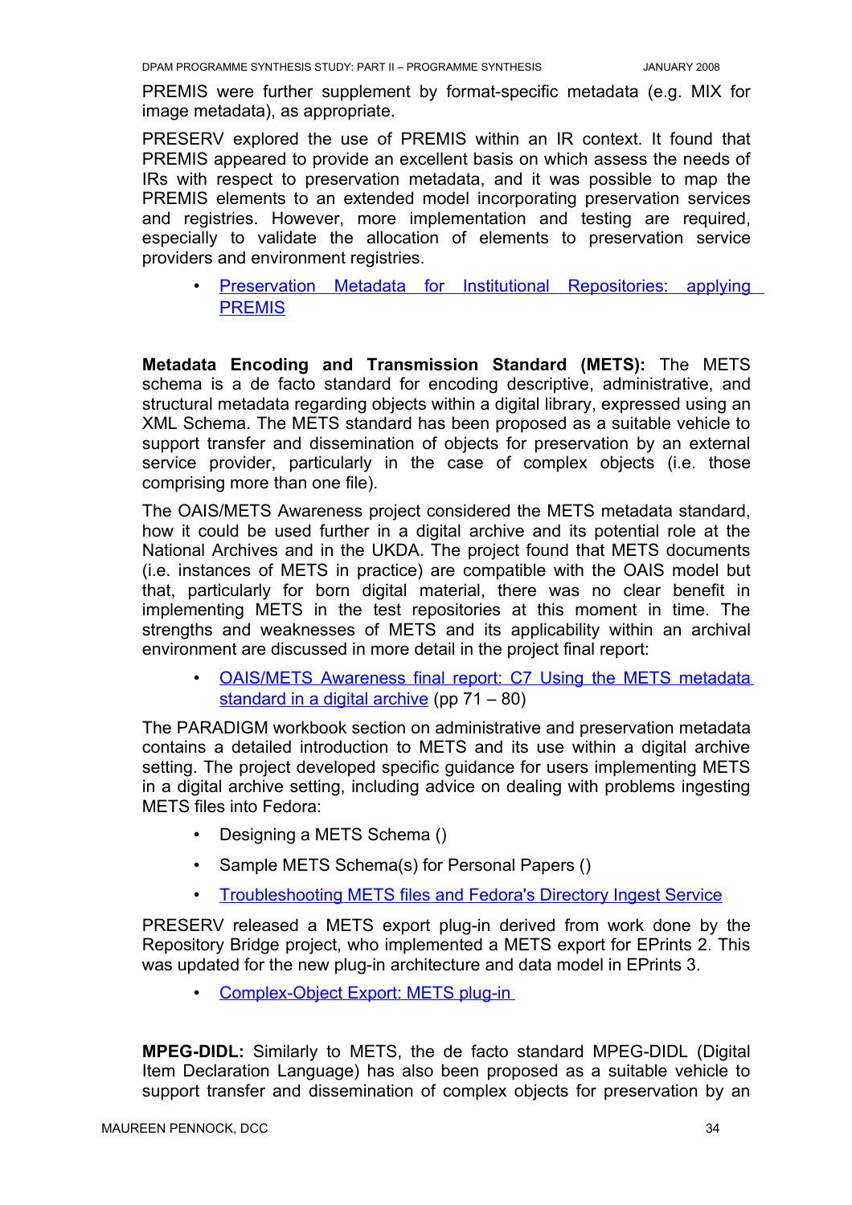PREMIS were further supplement by format-specific metadata (e.g. MIX for image metadata), as appropriate.

PRESERV explored the use of PREMIS within an IR context. It found that PREMIS appeared to provide an excellent basis on which assess the needs of IRs with respect to preservation metadata, and it was possible to map the PREMIS elements to an extended model incorporating preservation services and registries. However, more implementation and testing are required, especially to validate the allocation of elements to preservation service providers and environment registries.

- Preservation Metadata for Institutional Repositories: applying PREMIS

**Metadata Encoding and Transmission Standard (METS):** The METS schema is a de facto standard for encoding descriptive, administrative, and structural metadata regarding objects within a digital library, expressed using an XML Schema. The METS standard has been proposed as a suitable vehicle to support transfer and dissemination of objects for preservation by an external service provider, particularly in the case of complex objects (i.e. those comprising more than one file).

The OAIS/METS Awareness project considered the METS metadata standard, how it could be used further in a digital archive and its potential role at the National Archives and in the UKDA. The project found that METS documents (i.e. instances of METS in practice) are compatible with the OAIS model but that, particularly for born digital material, there was no clear benefit in implementing METS in the test repositories at this moment in time. The strengths and weaknesses of METS and its applicability within an archival environment are discussed in more detail in the project final report:

- OAIS/METS Awareness final report: C7 Using the METS metadata standard in a digital archive (pp 71 – 80)

The PARADIGM workbook section on administrative and preservation metadata contains a detailed introduction to METS and its use within a digital archive setting. The project developed specific guidance for users implementing METS in a digital archive setting, including advice on dealing with problems ingesting METS files into Fedora:

- Designing a METS Schema ()
- Sample METS Schema(s) for Personal Papers ()
- Troubleshooting METS files and Fedora's Directory Ingest Service

PRESERV released a METS export plug-in derived from work done by the Repository Bridge project, who implemented a METS export for EPrints 2. This was updated for the new plug-in architecture and data model in EPrints 3.

- Complex-Object Export: METS plug-in

**MPEG-DIDL:** Similarly to METS, the de facto standard MPEG-DIDL (Digital Item Declaration Language) has also been proposed as a suitable vehicle to support transfer and dissemination of complex objects for preservation by an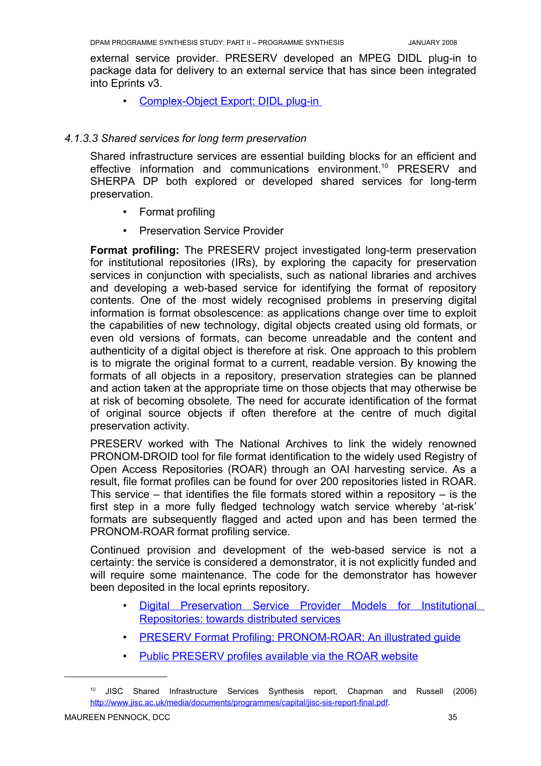external service provider. PRESERV developed an MPEG DIDL plug-in to package data for delivery to an external service that has since been integrated into Eprints v3.

- Complex-Object Export: DIDL plug-in

#### *4.1.3.3 Shared services for long term preservation*

Shared infrastructure services are essential building blocks for an efficient and effective information and communications environment.[10] PRESERV and SHERPA DP both explored or developed shared services for long-term preservation.

- Format profiling
- Preservation Service Provider

**Format profiling:** The PRESERV project investigated long-term preservation for institutional repositories (IRs), by exploring the capacity for preservation services in conjunction with specialists, such as national libraries and archives and developing a web-based service for identifying the format of repository contents. One of the most widely recognised problems in preserving digital information is format obsolescence: as applications change over time to exploit the capabilities of new technology, digital objects created using old formats, or even old versions of formats, can become unreadable and the content and authenticity of a digital object is therefore at risk. One approach to this problem is to migrate the original format to a current, readable version. By knowing the formats of all objects in a repository, preservation strategies can be planned and action taken at the appropriate time on those objects that may otherwise be at risk of becoming obsolete. The need for accurate identification of the format of original source objects if often therefore at the centre of much digital preservation activity.

PRESERV worked with The National Archives to link the widely renowned PRONOM-DROID tool for file format identification to the widely used Registry of Open Access Repositories (ROAR) through an OAI harvesting service. As a result, file format profiles can be found for over 200 repositories listed in ROAR. This service – that identifies the file formats stored within a repository – is the first step in a more fully fledged technology watch service whereby 'at-risk' formats are subsequently flagged and acted upon and has been termed the PRONOM-ROAR format profiling service.

Continued provision and development of the web-based service is not a certainty: the service is considered a demonstrator, it is not explicitly funded and will require some maintenance. The code for the demonstrator has however been deposited in the local eprints repository.

- Digital Preservation Service Provider Models for Institutional Repositories: towards distributed services
- PRESERV Format Profiling: PRONOM-ROAR: An illustrated guide
- Public PRESERV profiles available via the ROAR website

---

[10] JISC Shared Infrastructure Services Synthesis report, Chapman and Russell (2006) http://www.jisc.ac.uk/media/documents/programmes/capital/jisc-sis-report-final.pdf.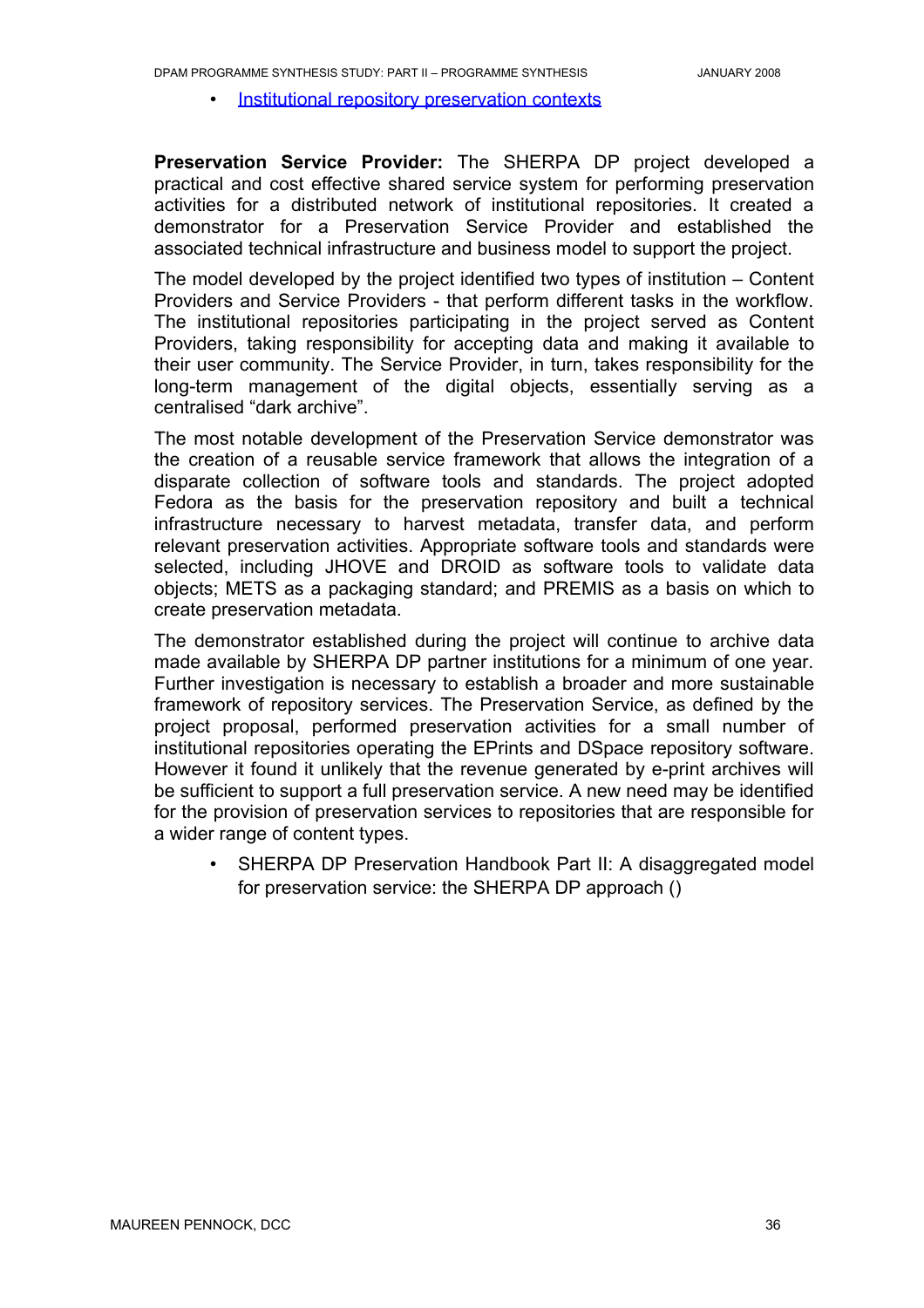- [Institutional repository preservation contexts]()

**Preservation Service Provider:** The SHERPA DP project developed a practical and cost effective shared service system for performing preservation activities for a distributed network of institutional repositories. It created a demonstrator for a Preservation Service Provider and established the associated technical infrastructure and business model to support the project.

The model developed by the project identified two types of institution – Content Providers and Service Providers - that perform different tasks in the workflow. The institutional repositories participating in the project served as Content Providers, taking responsibility for accepting data and making it available to their user community. The Service Provider, in turn, takes responsibility for the long-term management of the digital objects, essentially serving as a centralised "dark archive".

The most notable development of the Preservation Service demonstrator was the creation of a reusable service framework that allows the integration of a disparate collection of software tools and standards. The project adopted Fedora as the basis for the preservation repository and built a technical infrastructure necessary to harvest metadata, transfer data, and perform relevant preservation activities. Appropriate software tools and standards were selected, including JHOVE and DROID as software tools to validate data objects; METS as a packaging standard; and PREMIS as a basis on which to create preservation metadata.

The demonstrator established during the project will continue to archive data made available by SHERPA DP partner institutions for a minimum of one year. Further investigation is necessary to establish a broader and more sustainable framework of repository services. The Preservation Service, as defined by the project proposal, performed preservation activities for a small number of institutional repositories operating the EPrints and DSpace repository software. However it found it unlikely that the revenue generated by e-print archives will be sufficient to support a full preservation service. A new need may be identified for the provision of preservation services to repositories that are responsible for a wider range of content types.

- SHERPA DP Preservation Handbook Part II: A disaggregated model for preservation service: the SHERPA DP approach ()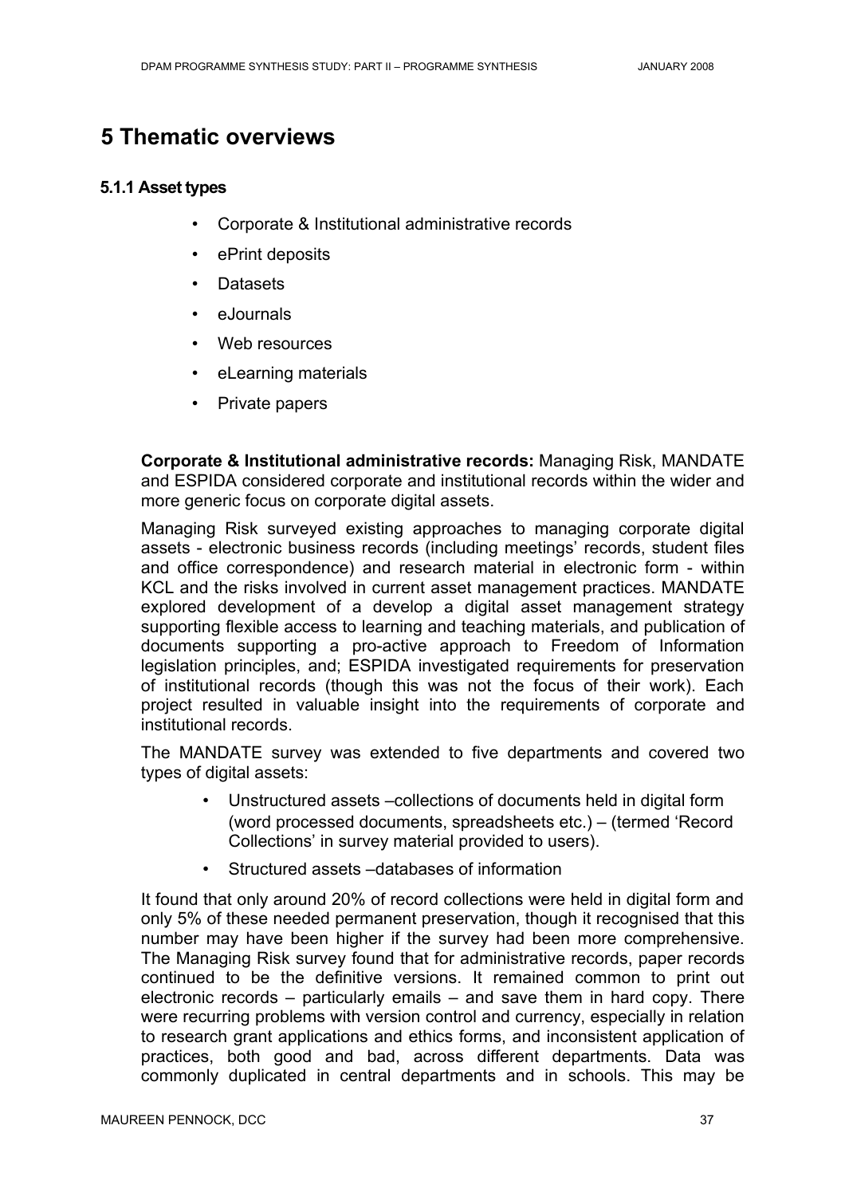# 5 Thematic overviews

### 5.1.1 Asset types

- Corporate & Institutional administrative records
- ePrint deposits
- Datasets
- eJournals
- Web resources
- eLearning materials
- Private papers

**Corporate & Institutional administrative records:** Managing Risk, MANDATE and ESPIDA considered corporate and institutional records within the wider and more generic focus on corporate digital assets.

Managing Risk surveyed existing approaches to managing corporate digital assets - electronic business records (including meetings' records, student files and office correspondence) and research material in electronic form - within KCL and the risks involved in current asset management practices. MANDATE explored development of a develop a digital asset management strategy supporting flexible access to learning and teaching materials, and publication of documents supporting a pro-active approach to Freedom of Information legislation principles, and; ESPIDA investigated requirements for preservation of institutional records (though this was not the focus of their work). Each project resulted in valuable insight into the requirements of corporate and institutional records.

The MANDATE survey was extended to five departments and covered two types of digital assets:

- Unstructured assets –collections of documents held in digital form (word processed documents, spreadsheets etc.) – (termed 'Record Collections' in survey material provided to users).
- Structured assets –databases of information

It found that only around 20% of record collections were held in digital form and only 5% of these needed permanent preservation, though it recognised that this number may have been higher if the survey had been more comprehensive. The Managing Risk survey found that for administrative records, paper records continued to be the definitive versions. It remained common to print out electronic records – particularly emails – and save them in hard copy. There were recurring problems with version control and currency, especially in relation to research grant applications and ethics forms, and inconsistent application of practices, both good and bad, across different departments. Data was commonly duplicated in central departments and in schools. This may be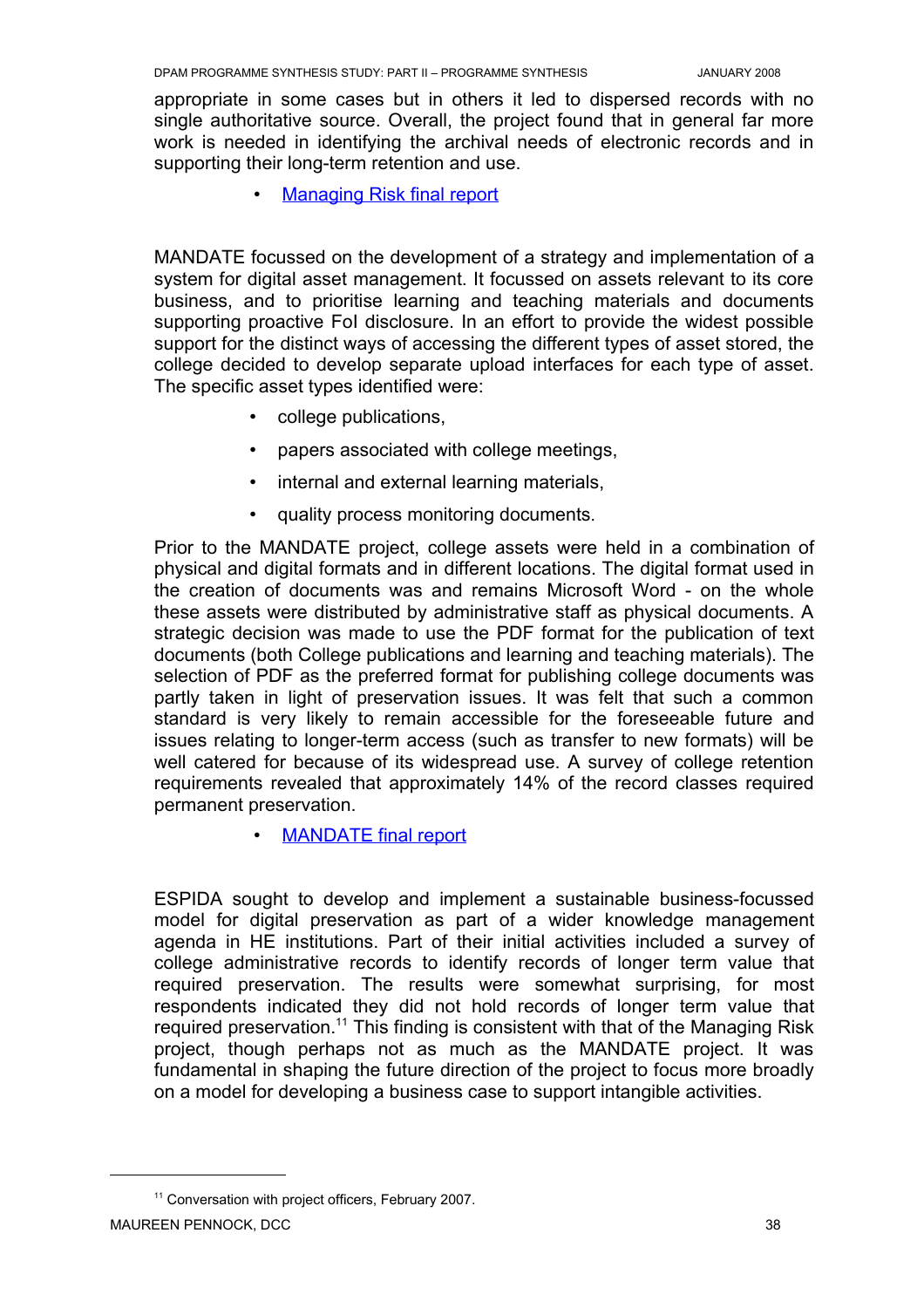appropriate in some cases but in others it led to dispersed records with no single authoritative source. Overall, the project found that in general far more work is needed in identifying the archival needs of electronic records and in supporting their long-term retention and use.

- [Managing Risk final report]

MANDATE focussed on the development of a strategy and implementation of a system for digital asset management. It focussed on assets relevant to its core business, and to prioritise learning and teaching materials and documents supporting proactive FoI disclosure. In an effort to provide the widest possible support for the distinct ways of accessing the different types of asset stored, the college decided to develop separate upload interfaces for each type of asset. The specific asset types identified were:

- college publications,
- papers associated with college meetings,
- internal and external learning materials,
- quality process monitoring documents.

Prior to the MANDATE project, college assets were held in a combination of physical and digital formats and in different locations. The digital format used in the creation of documents was and remains Microsoft Word - on the whole these assets were distributed by administrative staff as physical documents. A strategic decision was made to use the PDF format for the publication of text documents (both College publications and learning and teaching materials). The selection of PDF as the preferred format for publishing college documents was partly taken in light of preservation issues. It was felt that such a common standard is very likely to remain accessible for the foreseeable future and issues relating to longer-term access (such as transfer to new formats) will be well catered for because of its widespread use. A survey of college retention requirements revealed that approximately 14% of the record classes required permanent preservation.

- [MANDATE final report]

ESPIDA sought to develop and implement a sustainable business-focussed model for digital preservation as part of a wider knowledge management agenda in HE institutions. Part of their initial activities included a survey of college administrative records to identify records of longer term value that required preservation. The results were somewhat surprising, for most respondents indicated they did not hold records of longer term value that required preservation.[11] This finding is consistent with that of the Managing Risk project, though perhaps not as much as the MANDATE project. It was fundamental in shaping the future direction of the project to focus more broadly on a model for developing a business case to support intangible activities.

[11] Conversation with project officers, February 2007.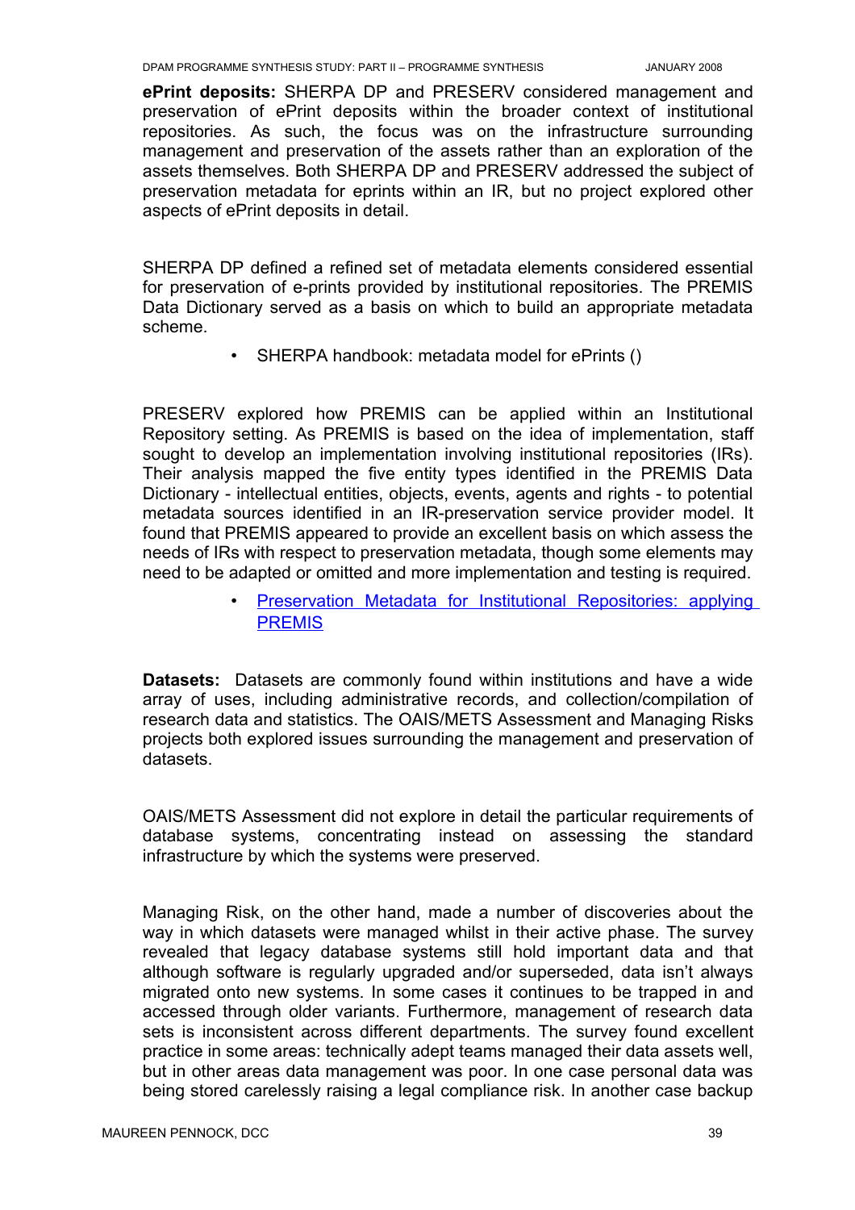**ePrint deposits:** SHERPA DP and PRESERV considered management and preservation of ePrint deposits within the broader context of institutional repositories. As such, the focus was on the infrastructure surrounding management and preservation of the assets rather than an exploration of the assets themselves. Both SHERPA DP and PRESERV addressed the subject of preservation metadata for eprints within an IR, but no project explored other aspects of ePrint deposits in detail.

SHERPA DP defined a refined set of metadata elements considered essential for preservation of e-prints provided by institutional repositories. The PREMIS Data Dictionary served as a basis on which to build an appropriate metadata scheme.

- SHERPA handbook: metadata model for ePrints ()

PRESERV explored how PREMIS can be applied within an Institutional Repository setting. As PREMIS is based on the idea of implementation, staff sought to develop an implementation involving institutional repositories (IRs). Their analysis mapped the five entity types identified in the PREMIS Data Dictionary - intellectual entities, objects, events, agents and rights - to potential metadata sources identified in an IR-preservation service provider model. It found that PREMIS appeared to provide an excellent basis on which assess the needs of IRs with respect to preservation metadata, though some elements may need to be adapted or omitted and more implementation and testing is required.

- Preservation Metadata for Institutional Repositories: applying PREMIS

**Datasets:** Datasets are commonly found within institutions and have a wide array of uses, including administrative records, and collection/compilation of research data and statistics. The OAIS/METS Assessment and Managing Risks projects both explored issues surrounding the management and preservation of datasets.

OAIS/METS Assessment did not explore in detail the particular requirements of database systems, concentrating instead on assessing the standard infrastructure by which the systems were preserved.

Managing Risk, on the other hand, made a number of discoveries about the way in which datasets were managed whilst in their active phase. The survey revealed that legacy database systems still hold important data and that although software is regularly upgraded and/or superseded, data isn't always migrated onto new systems. In some cases it continues to be trapped in and accessed through older variants. Furthermore, management of research data sets is inconsistent across different departments. The survey found excellent practice in some areas: technically adept teams managed their data assets well, but in other areas data management was poor. In one case personal data was being stored carelessly raising a legal compliance risk. In another case backup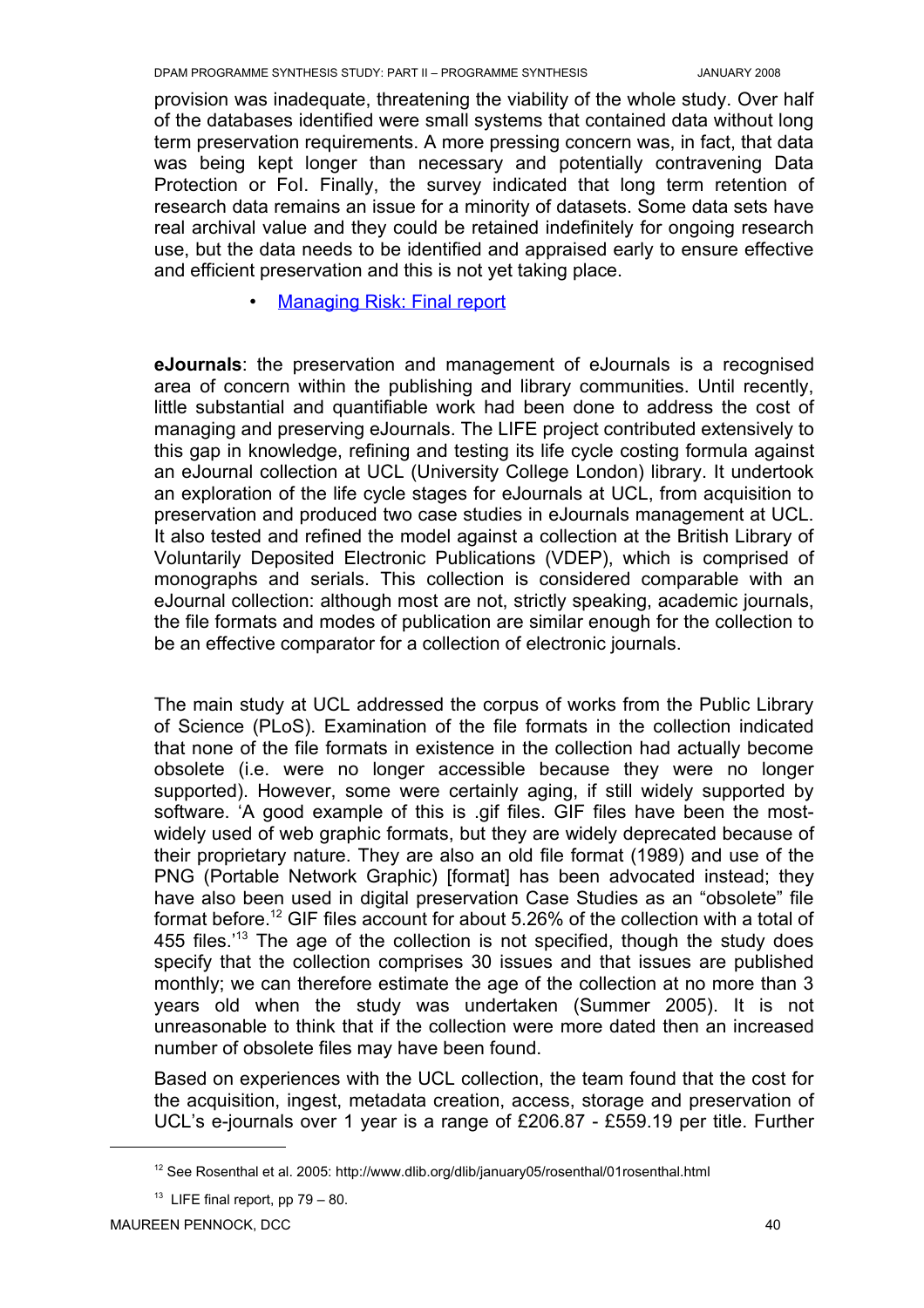provision was inadequate, threatening the viability of the whole study. Over half of the databases identified were small systems that contained data without long term preservation requirements. A more pressing concern was, in fact, that data was being kept longer than necessary and potentially contravening Data Protection or FoI. Finally, the survey indicated that long term retention of research data remains an issue for a minority of datasets. Some data sets have real archival value and they could be retained indefinitely for ongoing research use, but the data needs to be identified and appraised early to ensure effective and efficient preservation and this is not yet taking place.

- Managing Risk: Final report

**eJournals**: the preservation and management of eJournals is a recognised area of concern within the publishing and library communities. Until recently, little substantial and quantifiable work had been done to address the cost of managing and preserving eJournals. The LIFE project contributed extensively to this gap in knowledge, refining and testing its life cycle costing formula against an eJournal collection at UCL (University College London) library. It undertook an exploration of the life cycle stages for eJournals at UCL, from acquisition to preservation and produced two case studies in eJournals management at UCL. It also tested and refined the model against a collection at the British Library of Voluntarily Deposited Electronic Publications (VDEP), which is comprised of monographs and serials. This collection is considered comparable with an eJournal collection: although most are not, strictly speaking, academic journals, the file formats and modes of publication are similar enough for the collection to be an effective comparator for a collection of electronic journals.

The main study at UCL addressed the corpus of works from the Public Library of Science (PLoS). Examination of the file formats in the collection indicated that none of the file formats in existence in the collection had actually become obsolete (i.e. were no longer accessible because they were no longer supported). However, some were certainly aging, if still widely supported by software. 'A good example of this is .gif files. GIF files have been the most-widely used of web graphic formats, but they are widely deprecated because of their proprietary nature. They are also an old file format (1989) and use of the PNG (Portable Network Graphic) [format] has been advocated instead; they have also been used in digital preservation Case Studies as an "obsolete" file format before.[12] GIF files account for about 5.26% of the collection with a total of 455 files.'[13] The age of the collection is not specified, though the study does specify that the collection comprises 30 issues and that issues are published monthly; we can therefore estimate the age of the collection at no more than 3 years old when the study was undertaken (Summer 2005). It is not unreasonable to think that if the collection were more dated then an increased number of obsolete files may have been found.

Based on experiences with the UCL collection, the team found that the cost for the acquisition, ingest, metadata creation, access, storage and preservation of UCL's e-journals over 1 year is a range of £206.87 - £559.19 per title. Further

---

[12] See Rosenthal et al. 2005: http://www.dlib.org/dlib/january05/rosenthal/01rosenthal.html

[13] LIFE final report, pp 79 – 80.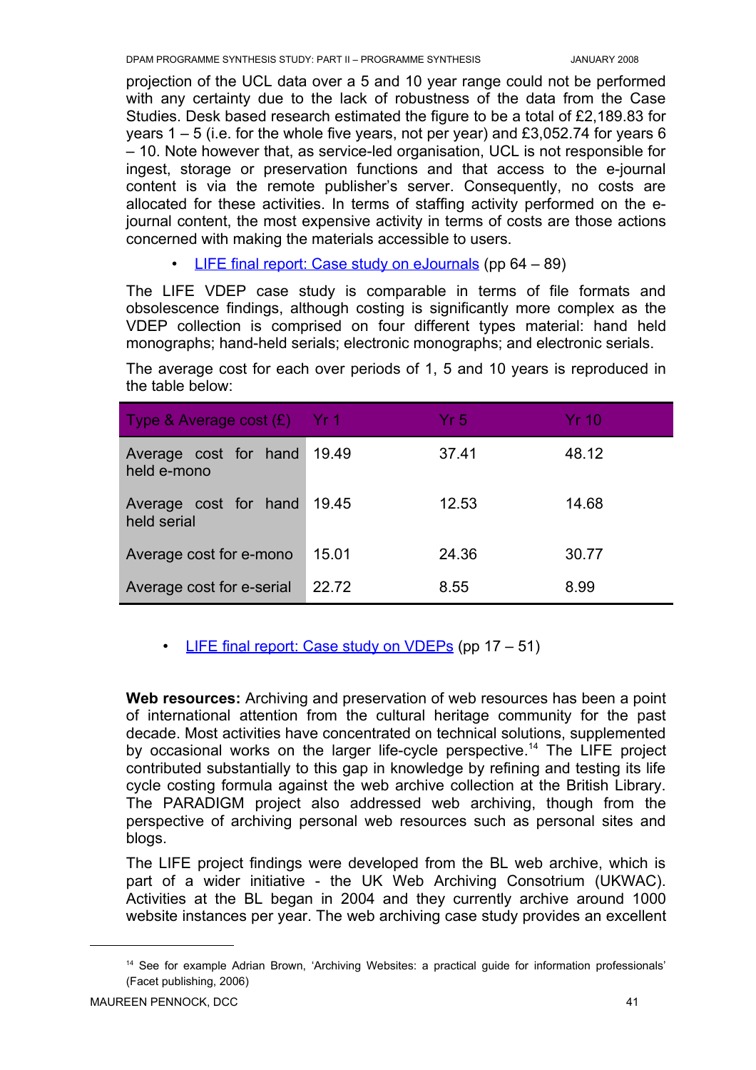projection of the UCL data over a 5 and 10 year range could not be performed with any certainty due to the lack of robustness of the data from the Case Studies. Desk based research estimated the figure to be a total of £2,189.83 for years 1 – 5 (i.e. for the whole five years, not per year) and £3,052.74 for years 6 – 10. Note however that, as service-led organisation, UCL is not responsible for ingest, storage or preservation functions and that access to the e-journal content is via the remote publisher's server. Consequently, no costs are allocated for these activities. In terms of staffing activity performed on the e-journal content, the most expensive activity in terms of costs are those actions concerned with making the materials accessible to users.

- LIFE final report: Case study on eJournals (pp 64 – 89)

The LIFE VDEP case study is comparable in terms of file formats and obsolescence findings, although costing is significantly more complex as the VDEP collection is comprised on four different types material: hand held monographs; hand-held serials; electronic monographs; and electronic serials.

The average cost for each over periods of 1, 5 and 10 years is reproduced in the table below:

| Type & Average cost (£) | Yr 1 | Yr 5 | Yr 10 |
|---|---|---|---|
| Average cost for hand held e-mono | 19.49 | 37.41 | 48.12 |
| Average cost for hand held serial | 19.45 | 12.53 | 14.68 |
| Average cost for e-mono | 15.01 | 24.36 | 30.77 |
| Average cost for e-serial | 22.72 | 8.55 | 8.99 |

- LIFE final report: Case study on VDEPs (pp 17 – 51)

**Web resources:** Archiving and preservation of web resources has been a point of international attention from the cultural heritage community for the past decade. Most activities have concentrated on technical solutions, supplemented by occasional works on the larger life-cycle perspective.[14] The LIFE project contributed substantially to this gap in knowledge by refining and testing its life cycle costing formula against the web archive collection at the British Library. The PARADIGM project also addressed web archiving, though from the perspective of archiving personal web resources such as personal sites and blogs.

The LIFE project findings were developed from the BL web archive, which is part of a wider initiative - the UK Web Archiving Consotrium (UKWAC). Activities at the BL began in 2004 and they currently archive around 1000 website instances per year. The web archiving case study provides an excellent

[14] See for example Adrian Brown, 'Archiving Websites: a practical guide for information professionals' (Facet publishing, 2006)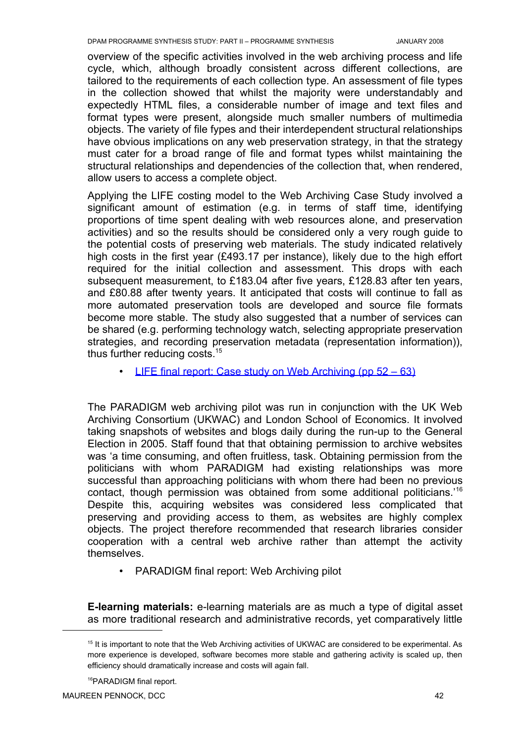overview of the specific activities involved in the web archiving process and life cycle, which, although broadly consistent across different collections, are tailored to the requirements of each collection type. An assessment of file types in the collection showed that whilst the majority were understandably and expectedly HTML files, a considerable number of image and text files and format types were present, alongside much smaller numbers of multimedia objects. The variety of file fypes and their interdependent structural relationships have obvious implications on any web preservation strategy, in that the strategy must cater for a broad range of file and format types whilst maintaining the structural relationships and dependencies of the collection that, when rendered, allow users to access a complete object.

Applying the LIFE costing model to the Web Archiving Case Study involved a significant amount of estimation (e.g. in terms of staff time, identifying proportions of time spent dealing with web resources alone, and preservation activities) and so the results should be considered only a very rough guide to the potential costs of preserving web materials. The study indicated relatively high costs in the first year (£493.17 per instance), likely due to the high effort required for the initial collection and assessment. This drops with each subsequent measurement, to £183.04 after five years, £128.83 after ten years, and £80.88 after twenty years. It anticipated that costs will continue to fall as more automated preservation tools are developed and source file formats become more stable. The study also suggested that a number of services can be shared (e.g. performing technology watch, selecting appropriate preservation strategies, and recording preservation metadata (representation information)), thus further reducing costs.[15]

- LIFE final report: Case study on Web Archiving (pp 52 – 63)

The PARADIGM web archiving pilot was run in conjunction with the UK Web Archiving Consortium (UKWAC) and London School of Economics. It involved taking snapshots of websites and blogs daily during the run-up to the General Election in 2005. Staff found that that obtaining permission to archive websites was 'a time consuming, and often fruitless, task. Obtaining permission from the politicians with whom PARADIGM had existing relationships was more successful than approaching politicians with whom there had been no previous contact, though permission was obtained from some additional politicians.'[16] Despite this, acquiring websites was considered less complicated that preserving and providing access to them, as websites are highly complex objects. The project therefore recommended that research libraries consider cooperation with a central web archive rather than attempt the activity themselves.

- PARADIGM final report: Web Archiving pilot

**E-learning materials:** e-learning materials are as much a type of digital asset as more traditional research and administrative records, yet comparatively little

[15] It is important to note that the Web Archiving activities of UKWAC are considered to be experimental. As more experience is developed, software becomes more stable and gathering activity is scaled up, then efficiency should dramatically increase and costs will again fall.

[16] PARADIGM final report.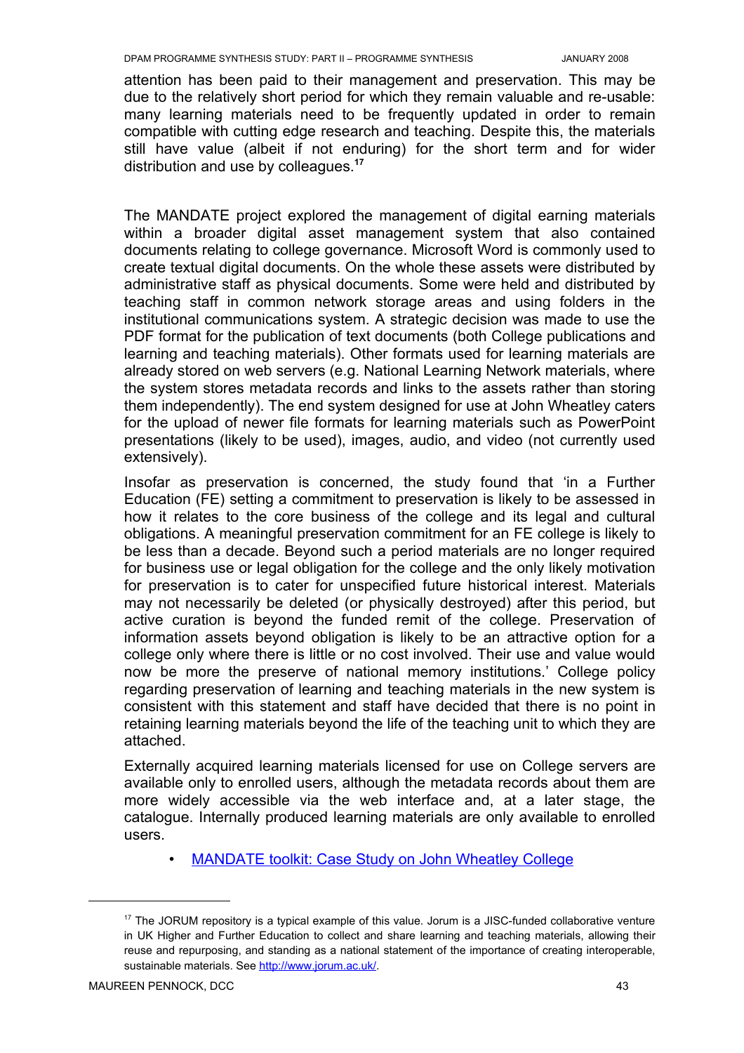attention has been paid to their management and preservation. This may be due to the relatively short period for which they remain valuable and re-usable: many learning materials need to be frequently updated in order to remain compatible with cutting edge research and teaching. Despite this, the materials still have value (albeit if not enduring) for the short term and for wider distribution and use by colleagues.[17]

The MANDATE project explored the management of digital earning materials within a broader digital asset management system that also contained documents relating to college governance. Microsoft Word is commonly used to create textual digital documents. On the whole these assets were distributed by administrative staff as physical documents. Some were held and distributed by teaching staff in common network storage areas and using folders in the institutional communications system. A strategic decision was made to use the PDF format for the publication of text documents (both College publications and learning and teaching materials). Other formats used for learning materials are already stored on web servers (e.g. National Learning Network materials, where the system stores metadata records and links to the assets rather than storing them independently). The end system designed for use at John Wheatley caters for the upload of newer file formats for learning materials such as PowerPoint presentations (likely to be used), images, audio, and video (not currently used extensively).

Insofar as preservation is concerned, the study found that 'in a Further Education (FE) setting a commitment to preservation is likely to be assessed in how it relates to the core business of the college and its legal and cultural obligations. A meaningful preservation commitment for an FE college is likely to be less than a decade. Beyond such a period materials are no longer required for business use or legal obligation for the college and the only likely motivation for preservation is to cater for unspecified future historical interest. Materials may not necessarily be deleted (or physically destroyed) after this period, but active curation is beyond the funded remit of the college. Preservation of information assets beyond obligation is likely to be an attractive option for a college only where there is little or no cost involved. Their use and value would now be more the preserve of national memory institutions.' College policy regarding preservation of learning and teaching materials in the new system is consistent with this statement and staff have decided that there is no point in retaining learning materials beyond the life of the teaching unit to which they are attached.

Externally acquired learning materials licensed for use on College servers are available only to enrolled users, although the metadata records about them are more widely accessible via the web interface and, at a later stage, the catalogue. Internally produced learning materials are only available to enrolled users.

- MANDATE toolkit: Case Study on John Wheatley College

---

[17] The JORUM repository is a typical example of this value. Jorum is a JISC-funded collaborative venture in UK Higher and Further Education to collect and share learning and teaching materials, allowing their reuse and repurposing, and standing as a national statement of the importance of creating interoperable, sustainable materials. See http://www.jorum.ac.uk/.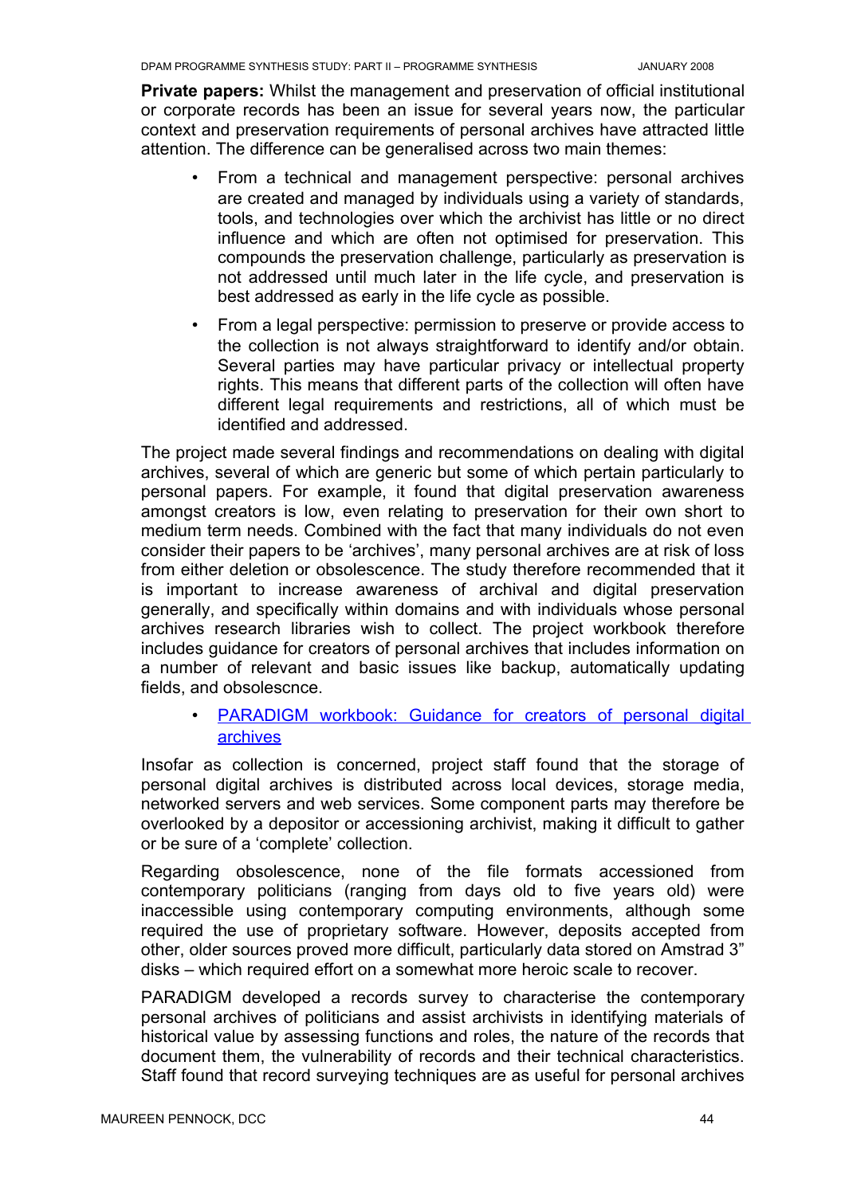**Private papers:** Whilst the management and preservation of official institutional or corporate records has been an issue for several years now, the particular context and preservation requirements of personal archives have attracted little attention. The difference can be generalised across two main themes:

- From a technical and management perspective: personal archives are created and managed by individuals using a variety of standards, tools, and technologies over which the archivist has little or no direct influence and which are often not optimised for preservation. This compounds the preservation challenge, particularly as preservation is not addressed until much later in the life cycle, and preservation is best addressed as early in the life cycle as possible.
- From a legal perspective: permission to preserve or provide access to the collection is not always straightforward to identify and/or obtain. Several parties may have particular privacy or intellectual property rights. This means that different parts of the collection will often have different legal requirements and restrictions, all of which must be identified and addressed.

The project made several findings and recommendations on dealing with digital archives, several of which are generic but some of which pertain particularly to personal papers. For example, it found that digital preservation awareness amongst creators is low, even relating to preservation for their own short to medium term needs. Combined with the fact that many individuals do not even consider their papers to be 'archives', many personal archives are at risk of loss from either deletion or obsolescence. The study therefore recommended that it is important to increase awareness of archival and digital preservation generally, and specifically within domains and with individuals whose personal archives research libraries wish to collect. The project workbook therefore includes guidance for creators of personal archives that includes information on a number of relevant and basic issues like backup, automatically updating fields, and obsolescnce.

- PARADIGM workbook: Guidance for creators of personal digital archives

Insofar as collection is concerned, project staff found that the storage of personal digital archives is distributed across local devices, storage media, networked servers and web services. Some component parts may therefore be overlooked by a depositor or accessioning archivist, making it difficult to gather or be sure of a 'complete' collection.

Regarding obsolescence, none of the file formats accessioned from contemporary politicians (ranging from days old to five years old) were inaccessible using contemporary computing environments, although some required the use of proprietary software. However, deposits accepted from other, older sources proved more difficult, particularly data stored on Amstrad 3" disks – which required effort on a somewhat more heroic scale to recover.

PARADIGM developed a records survey to characterise the contemporary personal archives of politicians and assist archivists in identifying materials of historical value by assessing functions and roles, the nature of the records that document them, the vulnerability of records and their technical characteristics. Staff found that record surveying techniques are as useful for personal archives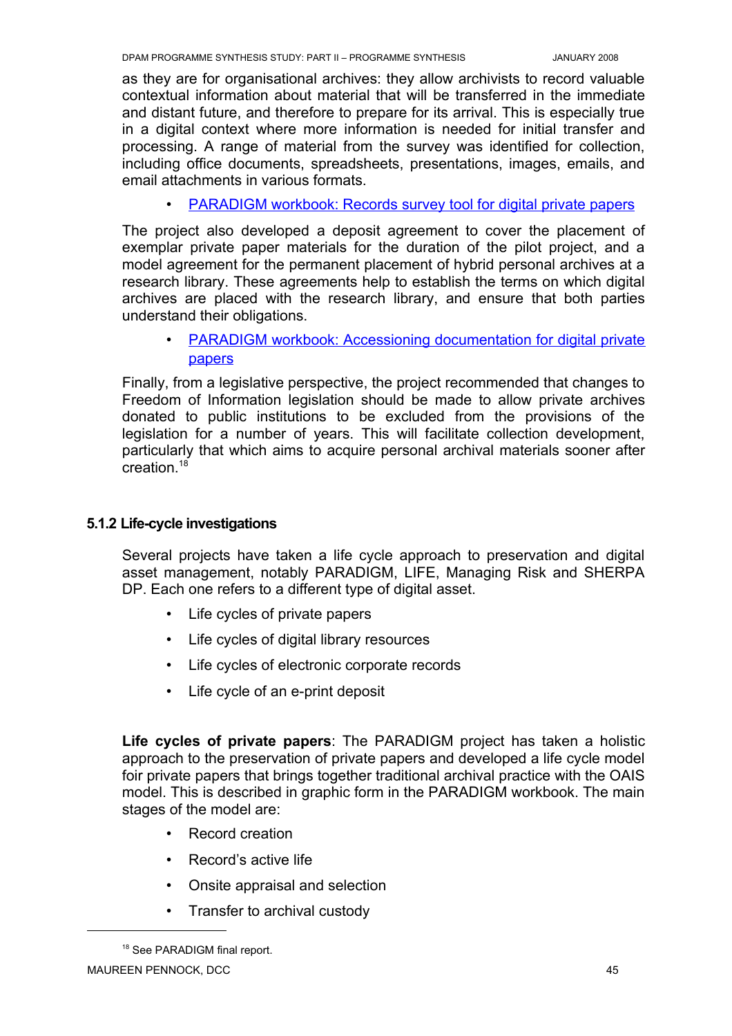as they are for organisational archives: they allow archivists to record valuable contextual information about material that will be transferred in the immediate and distant future, and therefore to prepare for its arrival. This is especially true in a digital context where more information is needed for initial transfer and processing. A range of material from the survey was identified for collection, including office documents, spreadsheets, presentations, images, emails, and email attachments in various formats.

- PARADIGM workbook: Records survey tool for digital private papers

The project also developed a deposit agreement to cover the placement of exemplar private paper materials for the duration of the pilot project, and a model agreement for the permanent placement of hybrid personal archives at a research library. These agreements help to establish the terms on which digital archives are placed with the research library, and ensure that both parties understand their obligations.

- PARADIGM workbook: Accessioning documentation for digital private papers

Finally, from a legislative perspective, the project recommended that changes to Freedom of Information legislation should be made to allow private archives donated to public institutions to be excluded from the provisions of the legislation for a number of years. This will facilitate collection development, particularly that which aims to acquire personal archival materials sooner after creation.[18]

### 5.1.2 Life-cycle investigations

Several projects have taken a life cycle approach to preservation and digital asset management, notably PARADIGM, LIFE, Managing Risk and SHERPA DP. Each one refers to a different type of digital asset.

- Life cycles of private papers
- Life cycles of digital library resources
- Life cycles of electronic corporate records
- Life cycle of an e-print deposit

**Life cycles of private papers**: The PARADIGM project has taken a holistic approach to the preservation of private papers and developed a life cycle model foir private papers that brings together traditional archival practice with the OAIS model. This is described in graphic form in the PARADIGM workbook. The main stages of the model are:

- Record creation
- Record's active life
- Onsite appraisal and selection
- Transfer to archival custody

[18] See PARADIGM final report.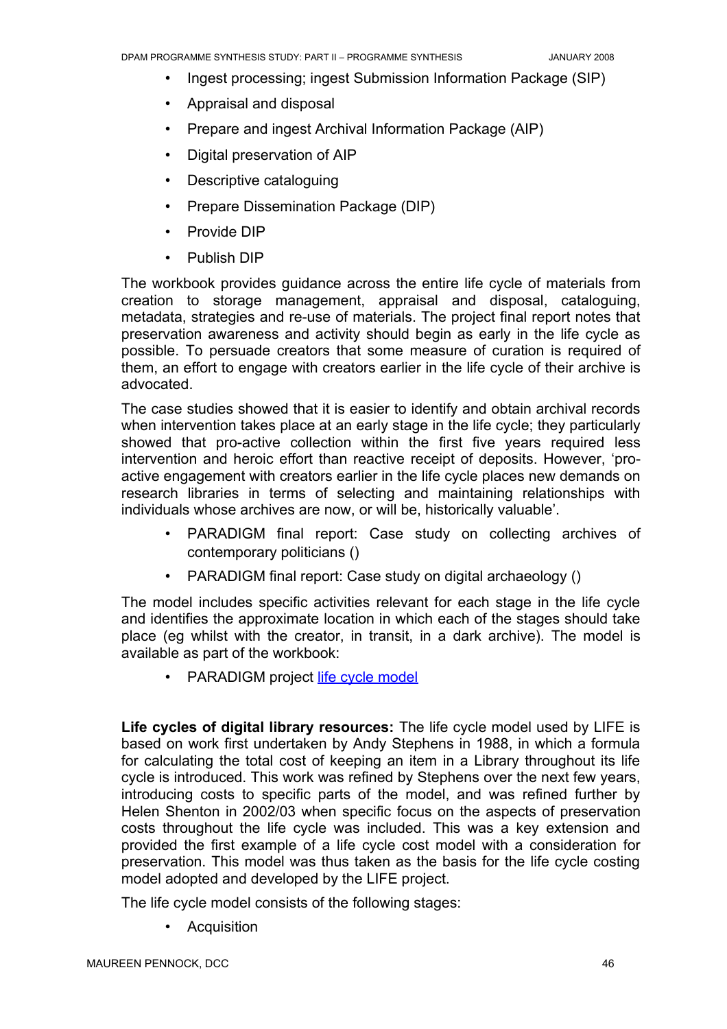- Ingest processing; ingest Submission Information Package (SIP)
- Appraisal and disposal
- Prepare and ingest Archival Information Package (AIP)
- Digital preservation of AIP
- Descriptive cataloguing
- Prepare Dissemination Package (DIP)
- Provide DIP
- Publish DIP

The workbook provides guidance across the entire life cycle of materials from creation to storage management, appraisal and disposal, cataloguing, metadata, strategies and re-use of materials. The project final report notes that preservation awareness and activity should begin as early in the life cycle as possible. To persuade creators that some measure of curation is required of them, an effort to engage with creators earlier in the life cycle of their archive is advocated.

The case studies showed that it is easier to identify and obtain archival records when intervention takes place at an early stage in the life cycle; they particularly showed that pro-active collection within the first five years required less intervention and heroic effort than reactive receipt of deposits. However, 'pro-active engagement with creators earlier in the life cycle places new demands on research libraries in terms of selecting and maintaining relationships with individuals whose archives are now, or will be, historically valuable'.

- PARADIGM final report: Case study on collecting archives of contemporary politicians ()
- PARADIGM final report: Case study on digital archaeology ()

The model includes specific activities relevant for each stage in the life cycle and identifies the approximate location in which each of the stages should take place (eg whilst with the creator, in transit, in a dark archive). The model is available as part of the workbook:

- PARADIGM project life cycle model

**Life cycles of digital library resources:** The life cycle model used by LIFE is based on work first undertaken by Andy Stephens in 1988, in which a formula for calculating the total cost of keeping an item in a Library throughout its life cycle is introduced. This work was refined by Stephens over the next few years, introducing costs to specific parts of the model, and was refined further by Helen Shenton in 2002/03 when specific focus on the aspects of preservation costs throughout the life cycle was included. This was a key extension and provided the first example of a life cycle cost model with a consideration for preservation. This model was thus taken as the basis for the life cycle costing model adopted and developed by the LIFE project.

The life cycle model consists of the following stages:

- Acquisition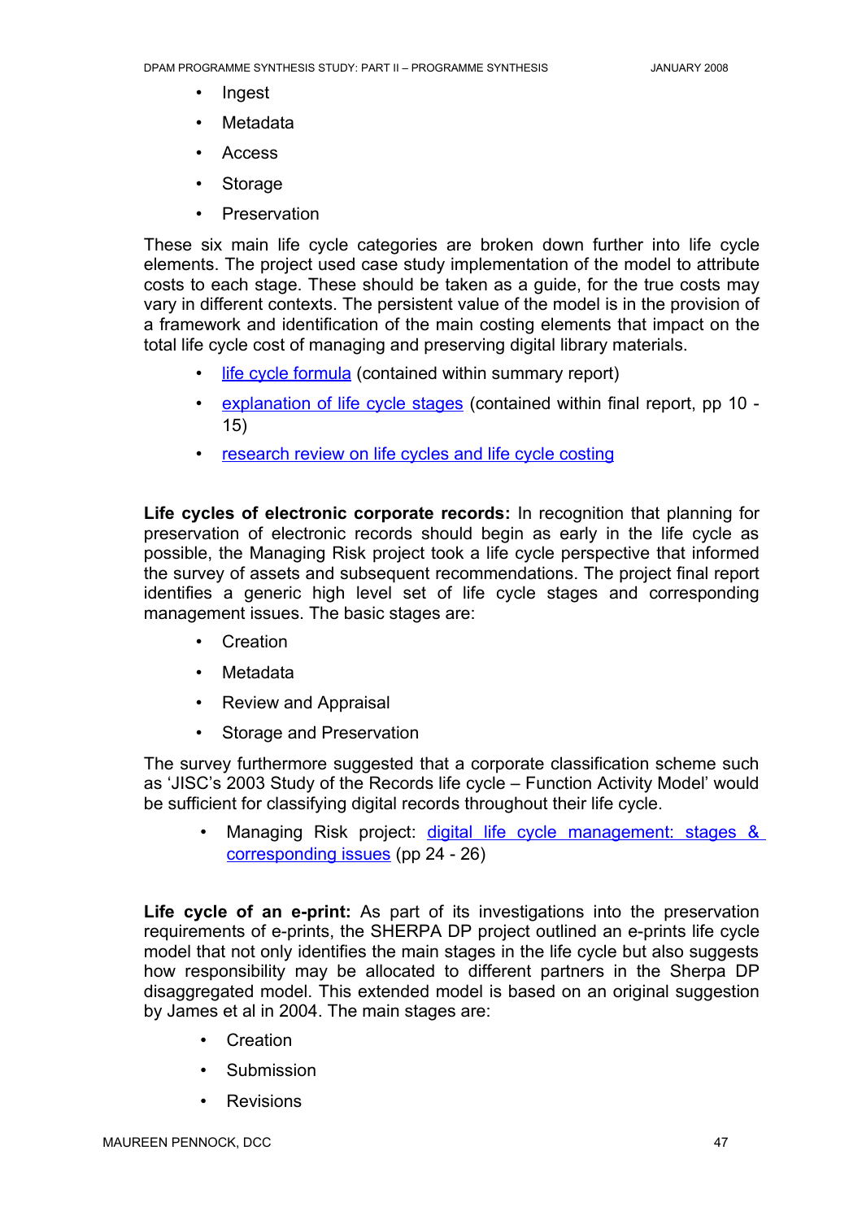- Ingest
- Metadata
- Access
- Storage
- Preservation

These six main life cycle categories are broken down further into life cycle elements. The project used case study implementation of the model to attribute costs to each stage. These should be taken as a guide, for the true costs may vary in different contexts. The persistent value of the model is in the provision of a framework and identification of the main costing elements that impact on the total life cycle cost of managing and preserving digital library materials.

- life cycle formula (contained within summary report)
- explanation of life cycle stages (contained within final report, pp 10 - 15)
- research review on life cycles and life cycle costing

**Life cycles of electronic corporate records:** In recognition that planning for preservation of electronic records should begin as early in the life cycle as possible, the Managing Risk project took a life cycle perspective that informed the survey of assets and subsequent recommendations. The project final report identifies a generic high level set of life cycle stages and corresponding management issues. The basic stages are:

- Creation
- Metadata
- Review and Appraisal
- Storage and Preservation

The survey furthermore suggested that a corporate classification scheme such as 'JISC's 2003 Study of the Records life cycle – Function Activity Model' would be sufficient for classifying digital records throughout their life cycle.

- Managing Risk project: digital life cycle management: stages & corresponding issues (pp 24 - 26)

**Life cycle of an e-print:** As part of its investigations into the preservation requirements of e-prints, the SHERPA DP project outlined an e-prints life cycle model that not only identifies the main stages in the life cycle but also suggests how responsibility may be allocated to different partners in the Sherpa DP disaggregated model. This extended model is based on an original suggestion by James et al in 2004. The main stages are:

- Creation
- Submission
- Revisions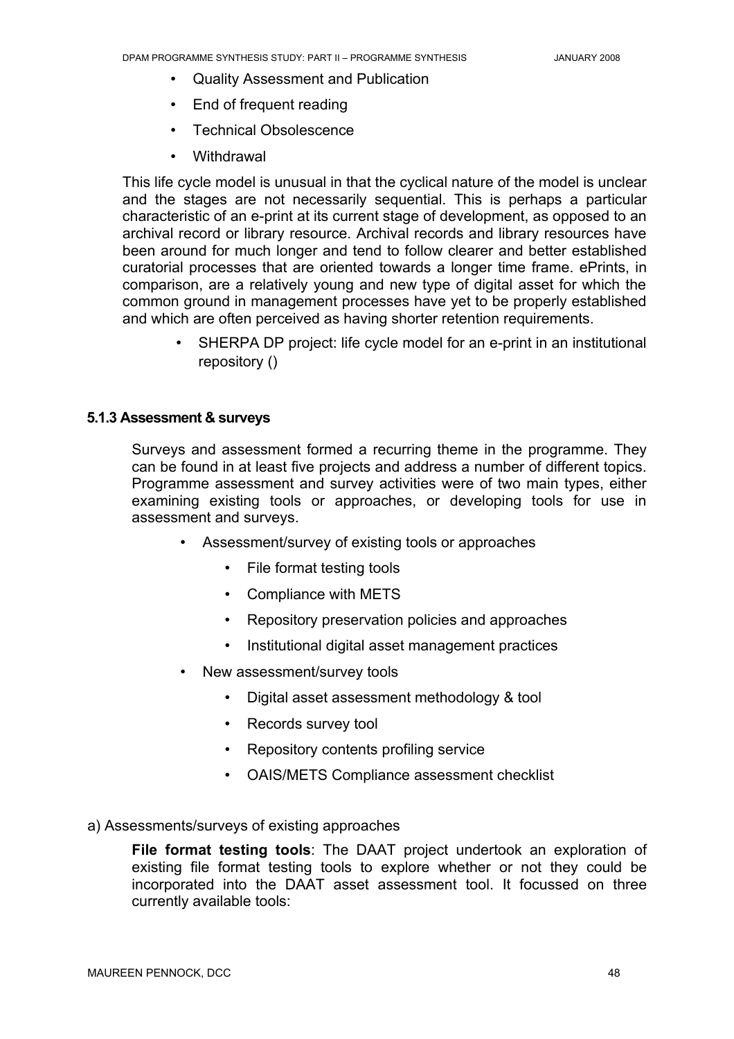- Quality Assessment and Publication
- End of frequent reading
- Technical Obsolescence
- Withdrawal

This life cycle model is unusual in that the cyclical nature of the model is unclear and the stages are not necessarily sequential. This is perhaps a particular characteristic of an e-print at its current stage of development, as opposed to an archival record or library resource. Archival records and library resources have been around for much longer and tend to follow clearer and better established curatorial processes that are oriented towards a longer time frame. ePrints, in comparison, are a relatively young and new type of digital asset for which the common ground in management processes have yet to be properly established and which are often perceived as having shorter retention requirements.

- SHERPA DP project: life cycle model for an e-print in an institutional repository ()

### 5.1.3 Assessment & surveys

Surveys and assessment formed a recurring theme in the programme. They can be found in at least five projects and address a number of different topics. Programme assessment and survey activities were of two main types, either examining existing tools or approaches, or developing tools for use in assessment and surveys.

- Assessment/survey of existing tools or approaches
    - File format testing tools
    - Compliance with METS
    - Repository preservation policies and approaches
    - Institutional digital asset management practices
- New assessment/survey tools
    - Digital asset assessment methodology & tool
    - Records survey tool
    - Repository contents profiling service
    - OAIS/METS Compliance assessment checklist

a) Assessments/surveys of existing approaches

**File format testing tools**: The DAAT project undertook an exploration of existing file format testing tools to explore whether or not they could be incorporated into the DAAT asset assessment tool. It focussed on three currently available tools: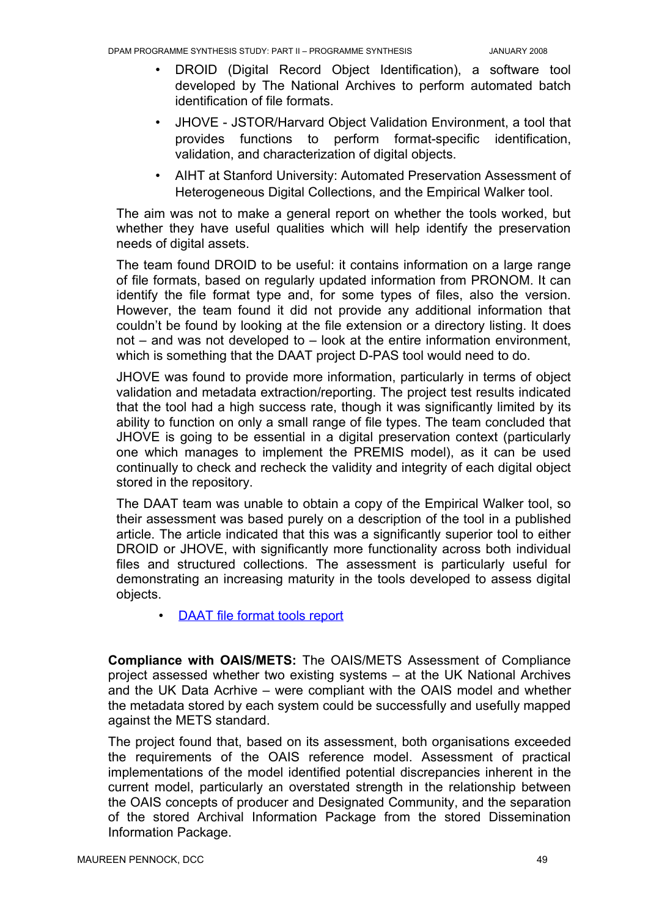- DROID (Digital Record Object Identification), a software tool developed by The National Archives to perform automated batch identification of file formats.
- JHOVE - JSTOR/Harvard Object Validation Environment, a tool that provides functions to perform format-specific identification, validation, and characterization of digital objects.
- AIHT at Stanford University: Automated Preservation Assessment of Heterogeneous Digital Collections, and the Empirical Walker tool.

The aim was not to make a general report on whether the tools worked, but whether they have useful qualities which will help identify the preservation needs of digital assets.

The team found DROID to be useful: it contains information on a large range of file formats, based on regularly updated information from PRONOM. It can identify the file format type and, for some types of files, also the version. However, the team found it did not provide any additional information that couldn't be found by looking at the file extension or a directory listing. It does not – and was not developed to – look at the entire information environment, which is something that the DAAT project D-PAS tool would need to do.

JHOVE was found to provide more information, particularly in terms of object validation and metadata extraction/reporting. The project test results indicated that the tool had a high success rate, though it was significantly limited by its ability to function on only a small range of file types. The team concluded that JHOVE is going to be essential in a digital preservation context (particularly one which manages to implement the PREMIS model), as it can be used continually to check and recheck the validity and integrity of each digital object stored in the repository.

The DAAT team was unable to obtain a copy of the Empirical Walker tool, so their assessment was based purely on a description of the tool in a published article. The article indicated that this was a significantly superior tool to either DROID or JHOVE, with significantly more functionality across both individual files and structured collections. The assessment is particularly useful for demonstrating an increasing maturity in the tools developed to assess digital objects.

- DAAT file format tools report

**Compliance with OAIS/METS:** The OAIS/METS Assessment of Compliance project assessed whether two existing systems – at the UK National Archives and the UK Data Acrhive – were compliant with the OAIS model and whether the metadata stored by each system could be successfully and usefully mapped against the METS standard.

The project found that, based on its assessment, both organisations exceeded the requirements of the OAIS reference model. Assessment of practical implementations of the model identified potential discrepancies inherent in the current model, particularly an overstated strength in the relationship between the OAIS concepts of producer and Designated Community, and the separation of the stored Archival Information Package from the stored Dissemination Information Package.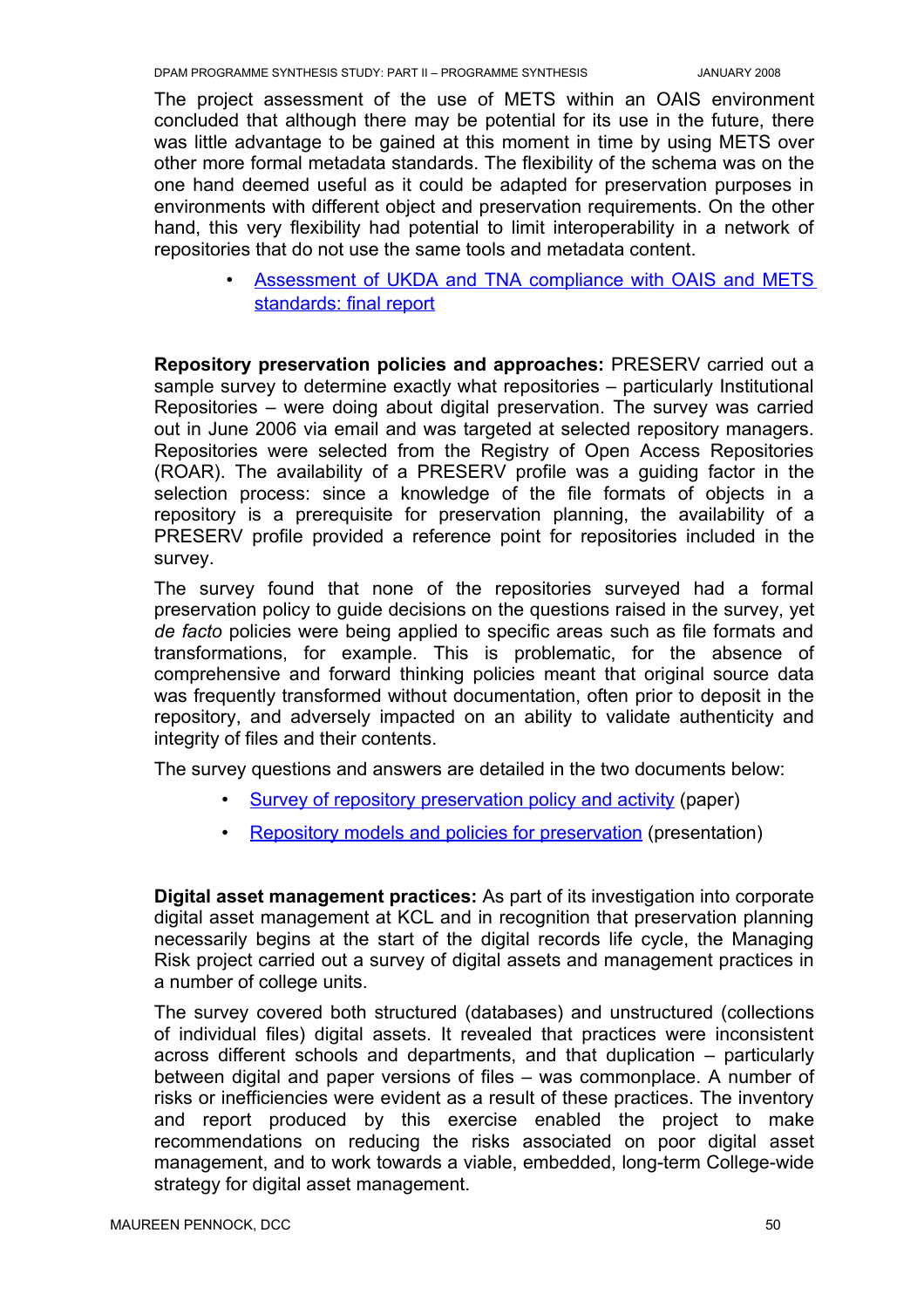The project assessment of the use of METS within an OAIS environment concluded that although there may be potential for its use in the future, there was little advantage to be gained at this moment in time by using METS over other more formal metadata standards. The flexibility of the schema was on the one hand deemed useful as it could be adapted for preservation purposes in environments with different object and preservation requirements. On the other hand, this very flexibility had potential to limit interoperability in a network of repositories that do not use the same tools and metadata content.

- Assessment of UKDA and TNA compliance with OAIS and METS standards: final report

**Repository preservation policies and approaches:** PRESERV carried out a sample survey to determine exactly what repositories – particularly Institutional Repositories – were doing about digital preservation. The survey was carried out in June 2006 via email and was targeted at selected repository managers. Repositories were selected from the Registry of Open Access Repositories (ROAR). The availability of a PRESERV profile was a guiding factor in the selection process: since a knowledge of the file formats of objects in a repository is a prerequisite for preservation planning, the availability of a PRESERV profile provided a reference point for repositories included in the survey.

The survey found that none of the repositories surveyed had a formal preservation policy to guide decisions on the questions raised in the survey, yet *de facto* policies were being applied to specific areas such as file formats and transformations, for example. This is problematic, for the absence of comprehensive and forward thinking policies meant that original source data was frequently transformed without documentation, often prior to deposit in the repository, and adversely impacted on an ability to validate authenticity and integrity of files and their contents.

The survey questions and answers are detailed in the two documents below:

- Survey of repository preservation policy and activity (paper)
- Repository models and policies for preservation (presentation)

**Digital asset management practices:** As part of its investigation into corporate digital asset management at KCL and in recognition that preservation planning necessarily begins at the start of the digital records life cycle, the Managing Risk project carried out a survey of digital assets and management practices in a number of college units.

The survey covered both structured (databases) and unstructured (collections of individual files) digital assets. It revealed that practices were inconsistent across different schools and departments, and that duplication – particularly between digital and paper versions of files – was commonplace. A number of risks or inefficiencies were evident as a result of these practices. The inventory and report produced by this exercise enabled the project to make recommendations on reducing the risks associated on poor digital asset management, and to work towards a viable, embedded, long-term College-wide strategy for digital asset management.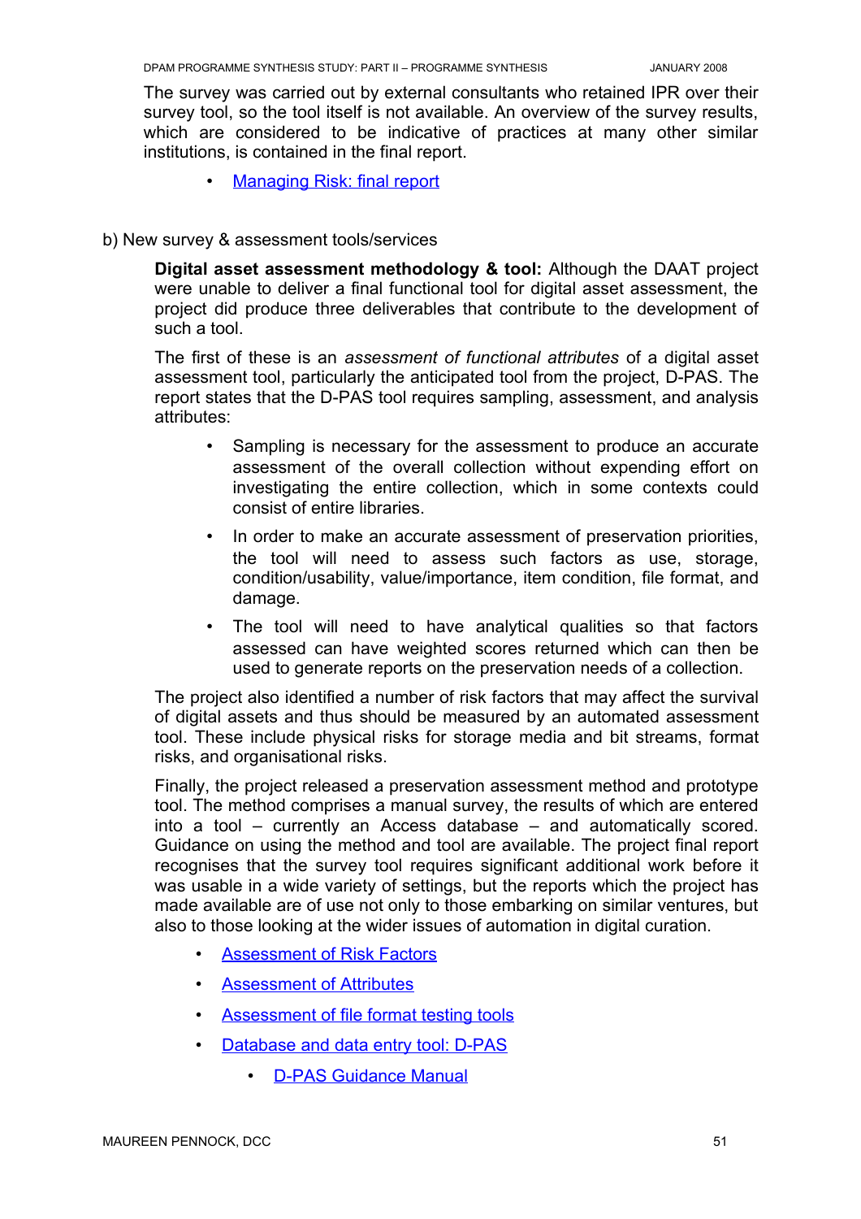The survey was carried out by external consultants who retained IPR over their survey tool, so the tool itself is not available. An overview of the survey results, which are considered to be indicative of practices at many other similar institutions, is contained in the final report.

- Managing Risk: final report

b) New survey & assessment tools/services

**Digital asset assessment methodology & tool:** Although the DAAT project were unable to deliver a final functional tool for digital asset assessment, the project did produce three deliverables that contribute to the development of such a tool.

The first of these is an *assessment of functional attributes* of a digital asset assessment tool, particularly the anticipated tool from the project, D-PAS. The report states that the D-PAS tool requires sampling, assessment, and analysis attributes:

- Sampling is necessary for the assessment to produce an accurate assessment of the overall collection without expending effort on investigating the entire collection, which in some contexts could consist of entire libraries.
- In order to make an accurate assessment of preservation priorities, the tool will need to assess such factors as use, storage, condition/usability, value/importance, item condition, file format, and damage.
- The tool will need to have analytical qualities so that factors assessed can have weighted scores returned which can then be used to generate reports on the preservation needs of a collection.

The project also identified a number of risk factors that may affect the survival of digital assets and thus should be measured by an automated assessment tool. These include physical risks for storage media and bit streams, format risks, and organisational risks.

Finally, the project released a preservation assessment method and prototype tool. The method comprises a manual survey, the results of which are entered into a tool – currently an Access database – and automatically scored. Guidance on using the method and tool are available. The project final report recognises that the survey tool requires significant additional work before it was usable in a wide variety of settings, but the reports which the project has made available are of use not only to those embarking on similar ventures, but also to those looking at the wider issues of automation in digital curation.

- Assessment of Risk Factors
- Assessment of Attributes
- Assessment of file format testing tools
- Database and data entry tool: D-PAS
  - D-PAS Guidance Manual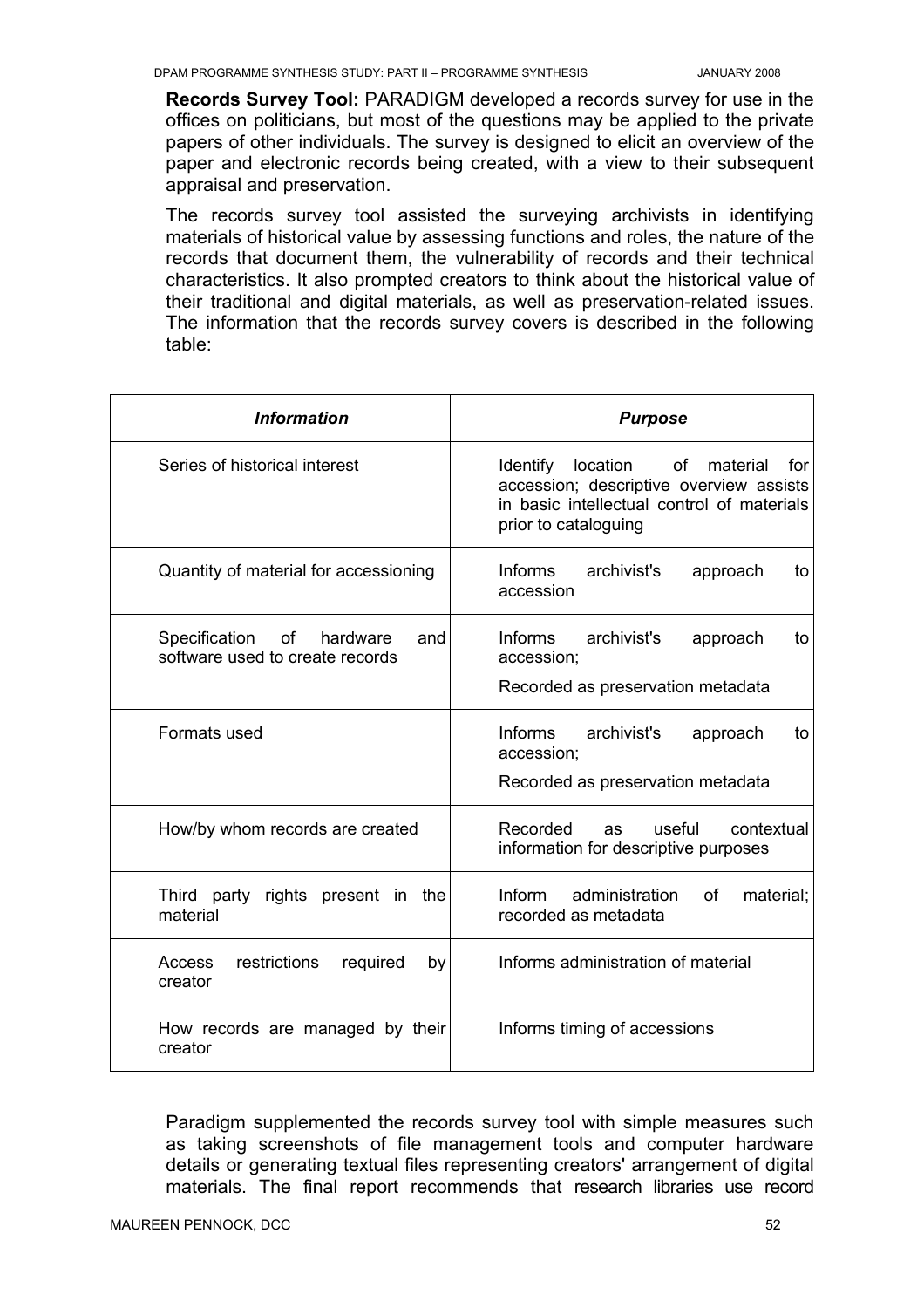**Records Survey Tool:** PARADIGM developed a records survey for use in the offices on politicians, but most of the questions may be applied to the private papers of other individuals. The survey is designed to elicit an overview of the paper and electronic records being created, with a view to their subsequent appraisal and preservation.

The records survey tool assisted the surveying archivists in identifying materials of historical value by assessing functions and roles, the nature of the records that document them, the vulnerability of records and their technical characteristics. It also prompted creators to think about the historical value of their traditional and digital materials, as well as preservation-related issues. The information that the records survey covers is described in the following table:

| ***Information*** | ***Purpose*** |
|---|---|
| Series of historical interest | Identify location of material for accession; descriptive overview assists in basic intellectual control of materials prior to cataloguing |
| Quantity of material for accessioning | Informs archivist's approach to accession |
| Specification of hardware and software used to create records | Informs archivist's approach to accession;<br>Recorded as preservation metadata |
| Formats used | Informs archivist's approach to accession;<br>Recorded as preservation metadata |
| How/by whom records are created | Recorded as useful contextual information for descriptive purposes |
| Third party rights present in the material | Inform administration of material; recorded as metadata |
| Access restrictions required by creator | Informs administration of material |
| How records are managed by their creator | Informs timing of accessions |

Paradigm supplemented the records survey tool with simple measures such as taking screenshots of file management tools and computer hardware details or generating textual files representing creators' arrangement of digital materials. The final report recommends that research libraries use record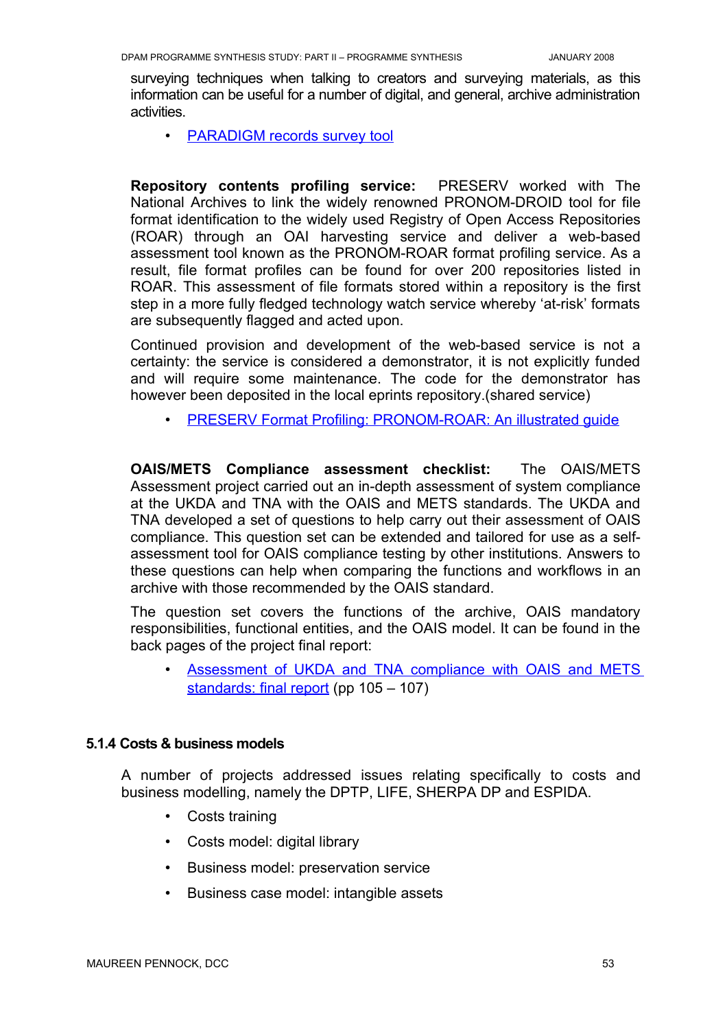surveying techniques when talking to creators and surveying materials, as this information can be useful for a number of digital, and general, archive administration activities.

- PARADIGM records survey tool

**Repository contents profiling service:** PRESERV worked with The National Archives to link the widely renowned PRONOM-DROID tool for file format identification to the widely used Registry of Open Access Repositories (ROAR) through an OAI harvesting service and deliver a web-based assessment tool known as the PRONOM-ROAR format profiling service. As a result, file format profiles can be found for over 200 repositories listed in ROAR. This assessment of file formats stored within a repository is the first step in a more fully fledged technology watch service whereby 'at-risk' formats are subsequently flagged and acted upon.

Continued provision and development of the web-based service is not a certainty: the service is considered a demonstrator, it is not explicitly funded and will require some maintenance. The code for the demonstrator has however been deposited in the local eprints repository.(shared service)

- PRESERV Format Profiling: PRONOM-ROAR: An illustrated guide

**OAIS/METS Compliance assessment checklist:** The OAIS/METS Assessment project carried out an in-depth assessment of system compliance at the UKDA and TNA with the OAIS and METS standards. The UKDA and TNA developed a set of questions to help carry out their assessment of OAIS compliance. This question set can be extended and tailored for use as a self-assessment tool for OAIS compliance testing by other institutions. Answers to these questions can help when comparing the functions and workflows in an archive with those recommended by the OAIS standard.

The question set covers the functions of the archive, OAIS mandatory responsibilities, functional entities, and the OAIS model. It can be found in the back pages of the project final report:

- Assessment of UKDA and TNA compliance with OAIS and METS standards: final report (pp 105 – 107)

### 5.1.4 Costs & business models

A number of projects addressed issues relating specifically to costs and business modelling, namely the DPTP, LIFE, SHERPA DP and ESPIDA.

- Costs training
- Costs model: digital library
- Business model: preservation service
- Business case model: intangible assets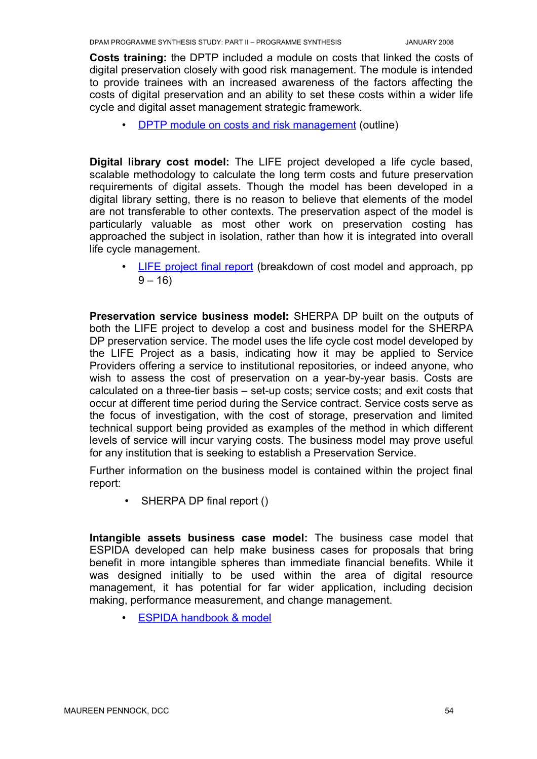**Costs training:** the DPTP included a module on costs that linked the costs of digital preservation closely with good risk management. The module is intended to provide trainees with an increased awareness of the factors affecting the costs of digital preservation and an ability to set these costs within a wider life cycle and digital asset management strategic framework.

- DPTP module on costs and risk management (outline)

**Digital library cost model:** The LIFE project developed a life cycle based, scalable methodology to calculate the long term costs and future preservation requirements of digital assets. Though the model has been developed in a digital library setting, there is no reason to believe that elements of the model are not transferable to other contexts. The preservation aspect of the model is particularly valuable as most other work on preservation costing has approached the subject in isolation, rather than how it is integrated into overall life cycle management.

- LIFE project final report (breakdown of cost model and approach, pp 9 – 16)

**Preservation service business model:** SHERPA DP built on the outputs of both the LIFE project to develop a cost and business model for the SHERPA DP preservation service. The model uses the life cycle cost model developed by the LIFE Project as a basis, indicating how it may be applied to Service Providers offering a service to institutional repositories, or indeed anyone, who wish to assess the cost of preservation on a year-by-year basis. Costs are calculated on a three-tier basis – set-up costs; service costs; and exit costs that occur at different time period during the Service contract. Service costs serve as the focus of investigation, with the cost of storage, preservation and limited technical support being provided as examples of the method in which different levels of service will incur varying costs. The business model may prove useful for any institution that is seeking to establish a Preservation Service.

Further information on the business model is contained within the project final report:

- SHERPA DP final report ()

**Intangible assets business case model:** The business case model that ESPIDA developed can help make business cases for proposals that bring benefit in more intangible spheres than immediate financial benefits. While it was designed initially to be used within the area of digital resource management, it has potential for far wider application, including decision making, performance measurement, and change management.

- ESPIDA handbook & model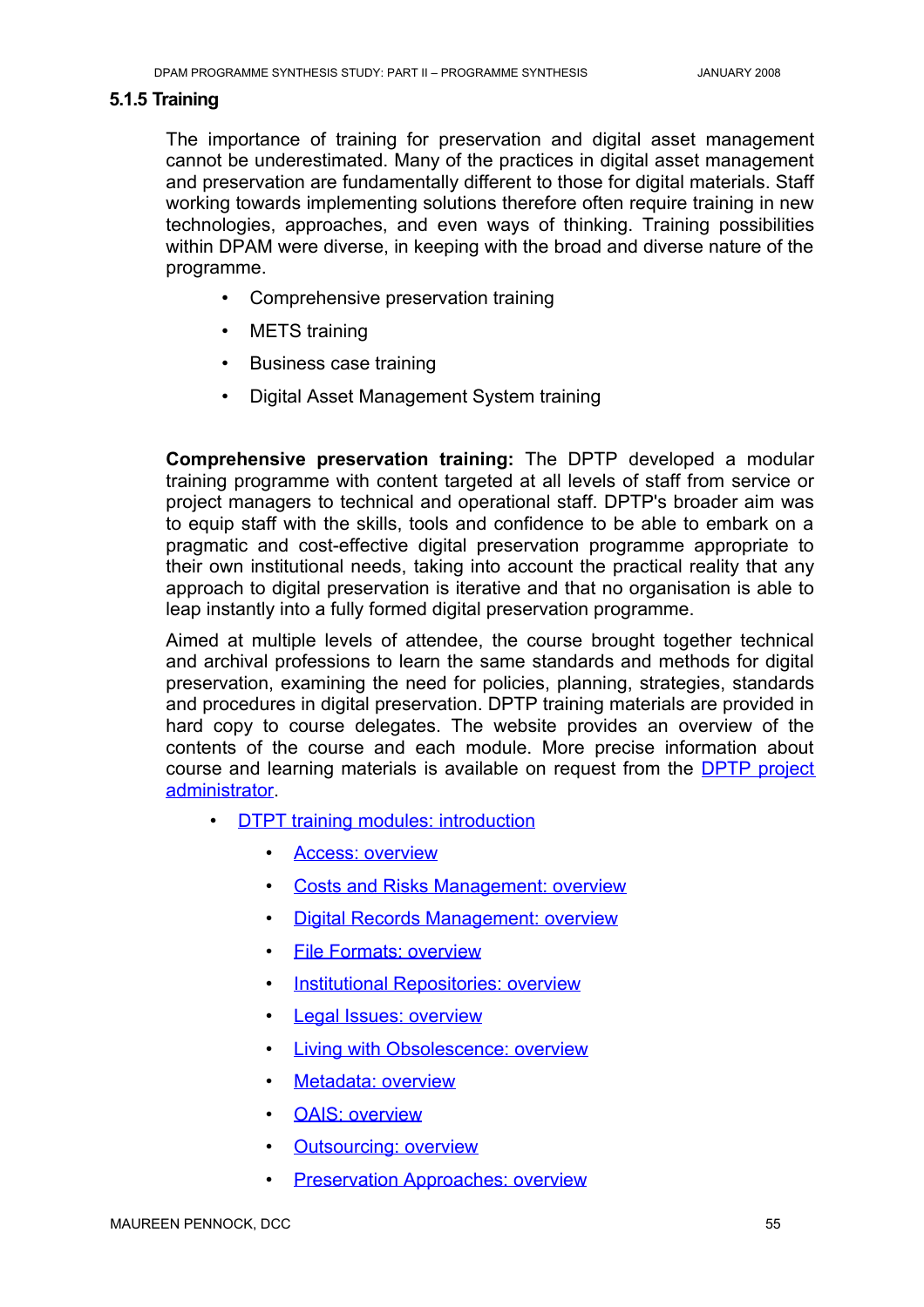### 5.1.5 Training

The importance of training for preservation and digital asset management cannot be underestimated. Many of the practices in digital asset management and preservation are fundamentally different to those for digital materials. Staff working towards implementing solutions therefore often require training in new technologies, approaches, and even ways of thinking. Training possibilities within DPAM were diverse, in keeping with the broad and diverse nature of the programme.

- Comprehensive preservation training
- METS training
- Business case training
- Digital Asset Management System training

**Comprehensive preservation training:** The DPTP developed a modular training programme with content targeted at all levels of staff from service or project managers to technical and operational staff. DPTP's broader aim was to equip staff with the skills, tools and confidence to be able to embark on a pragmatic and cost-effective digital preservation programme appropriate to their own institutional needs, taking into account the practical reality that any approach to digital preservation is iterative and that no organisation is able to leap instantly into a fully formed digital preservation programme.

Aimed at multiple levels of attendee, the course brought together technical and archival professions to learn the same standards and methods for digital preservation, examining the need for policies, planning, strategies, standards and procedures in digital preservation. DPTP training materials are provided in hard copy to course delegates. The website provides an overview of the contents of the course and each module. More precise information about course and learning materials is available on request from the DPTP project administrator.

- DTPT training modules: introduction
  - Access: overview
  - Costs and Risks Management: overview
  - Digital Records Management: overview
  - File Formats: overview
  - Institutional Repositories: overview
  - Legal Issues: overview
  - Living with Obsolescence: overview
  - Metadata: overview
  - OAIS: overview
  - Outsourcing: overview
  - Preservation Approaches: overview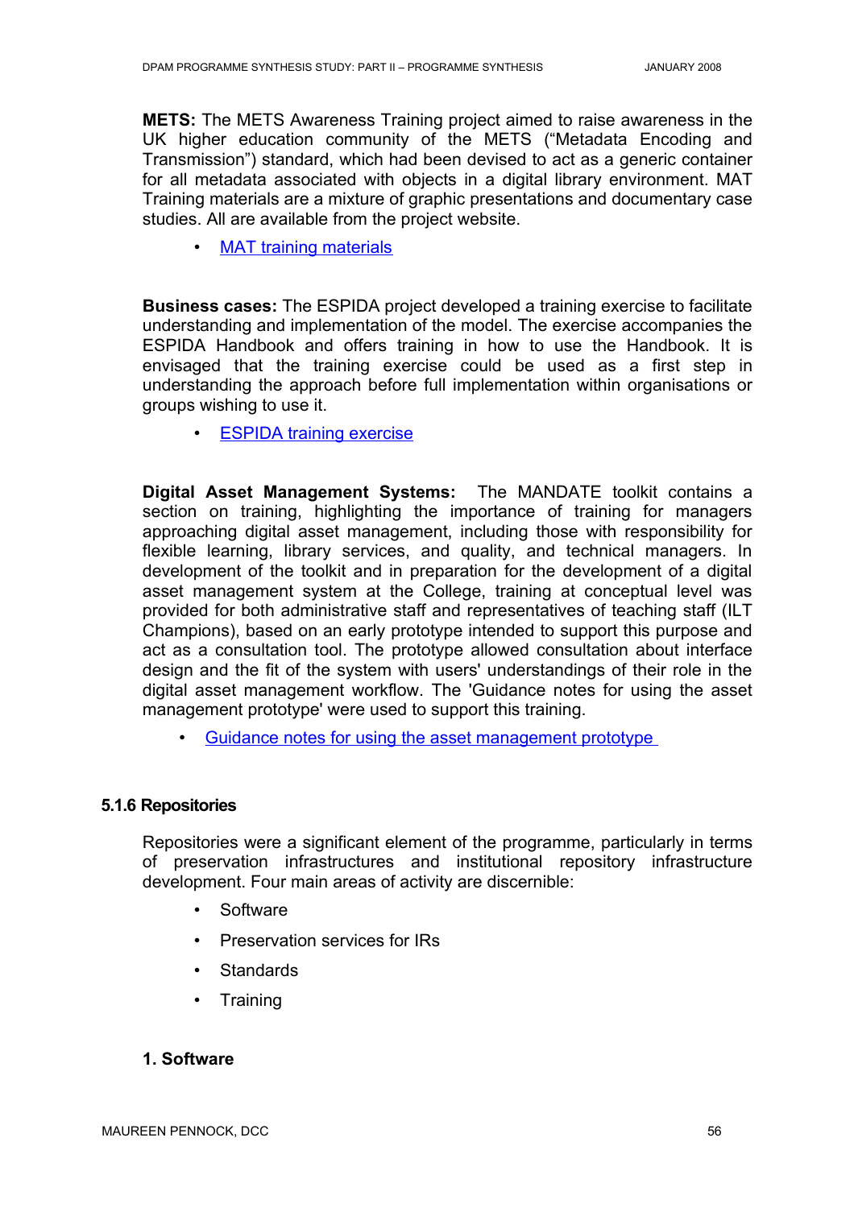**METS:** The METS Awareness Training project aimed to raise awareness in the UK higher education community of the METS ("Metadata Encoding and Transmission") standard, which had been devised to act as a generic container for all metadata associated with objects in a digital library environment. MAT Training materials are a mixture of graphic presentations and documentary case studies. All are available from the project website.

- MAT training materials

**Business cases:** The ESPIDA project developed a training exercise to facilitate understanding and implementation of the model. The exercise accompanies the ESPIDA Handbook and offers training in how to use the Handbook. It is envisaged that the training exercise could be used as a first step in understanding the approach before full implementation within organisations or groups wishing to use it.

- ESPIDA training exercise

**Digital Asset Management Systems:** The MANDATE toolkit contains a section on training, highlighting the importance of training for managers approaching digital asset management, including those with responsibility for flexible learning, library services, and quality, and technical managers. In development of the toolkit and in preparation for the development of a digital asset management system at the College, training at conceptual level was provided for both administrative staff and representatives of teaching staff (ILT Champions), based on an early prototype intended to support this purpose and act as a consultation tool. The prototype allowed consultation about interface design and the fit of the system with users' understandings of their role in the digital asset management workflow. The 'Guidance notes for using the asset management prototype' were used to support this training.

- Guidance notes for using the asset management prototype

### 5.1.6 Repositories

Repositories were a significant element of the programme, particularly in terms of preservation infrastructures and institutional repository infrastructure development. Four main areas of activity are discernible:

- Software
- Preservation services for IRs
- Standards
- Training

**1. Software**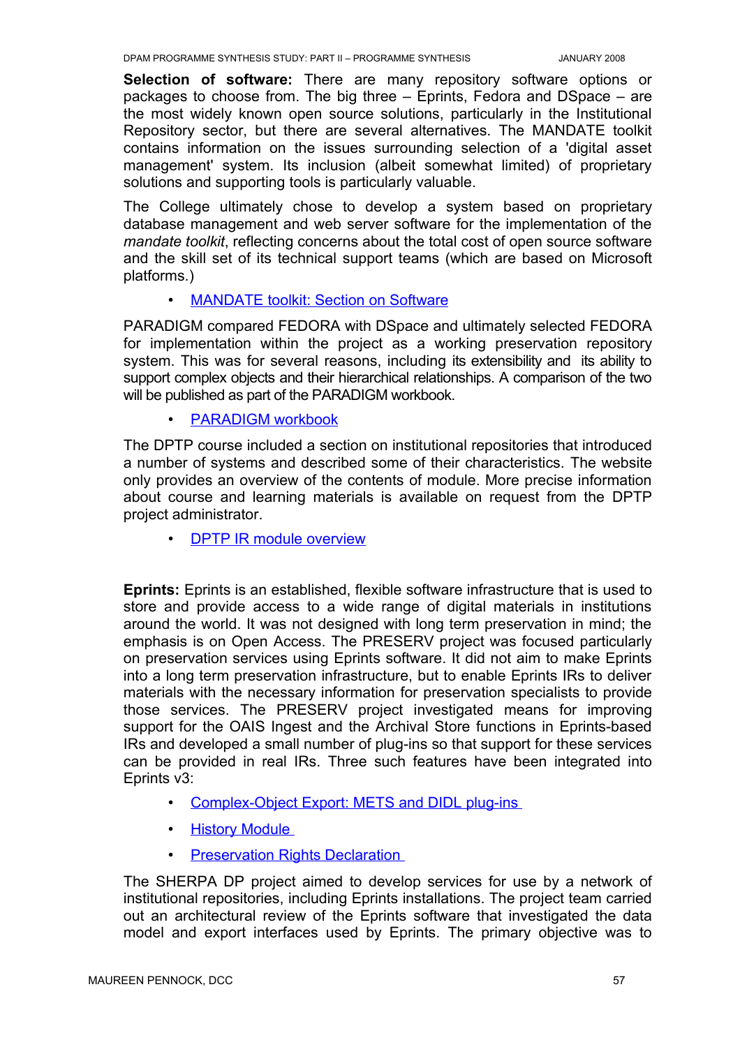**Selection of software:** There are many repository software options or packages to choose from. The big three – Eprints, Fedora and DSpace – are the most widely known open source solutions, particularly in the Institutional Repository sector, but there are several alternatives. The MANDATE toolkit contains information on the issues surrounding selection of a 'digital asset management' system. Its inclusion (albeit somewhat limited) of proprietary solutions and supporting tools is particularly valuable.

The College ultimately chose to develop a system based on proprietary database management and web server software for the implementation of the *mandate toolkit*, reflecting concerns about the total cost of open source software and the skill set of its technical support teams (which are based on Microsoft platforms.)

- MANDATE toolkit: Section on Software

PARADIGM compared FEDORA with DSpace and ultimately selected FEDORA for implementation within the project as a working preservation repository system. This was for several reasons, including its extensibility and its ability to support complex objects and their hierarchical relationships. A comparison of the two will be published as part of the PARADIGM workbook.

- PARADIGM workbook

The DPTP course included a section on institutional repositories that introduced a number of systems and described some of their characteristics. The website only provides an overview of the contents of module. More precise information about course and learning materials is available on request from the DPTP project administrator.

- DPTP IR module overview

**Eprints:** Eprints is an established, flexible software infrastructure that is used to store and provide access to a wide range of digital materials in institutions around the world. It was not designed with long term preservation in mind; the emphasis is on Open Access. The PRESERV project was focused particularly on preservation services using Eprints software. It did not aim to make Eprints into a long term preservation infrastructure, but to enable Eprints IRs to deliver materials with the necessary information for preservation specialists to provide those services. The PRESERV project investigated means for improving support for the OAIS Ingest and the Archival Store functions in Eprints-based IRs and developed a small number of plug-ins so that support for these services can be provided in real IRs. Three such features have been integrated into Eprints v3:

- Complex-Object Export: METS and DIDL plug-ins
- History Module
- Preservation Rights Declaration

The SHERPA DP project aimed to develop services for use by a network of institutional repositories, including Eprints installations. The project team carried out an architectural review of the Eprints software that investigated the data model and export interfaces used by Eprints. The primary objective was to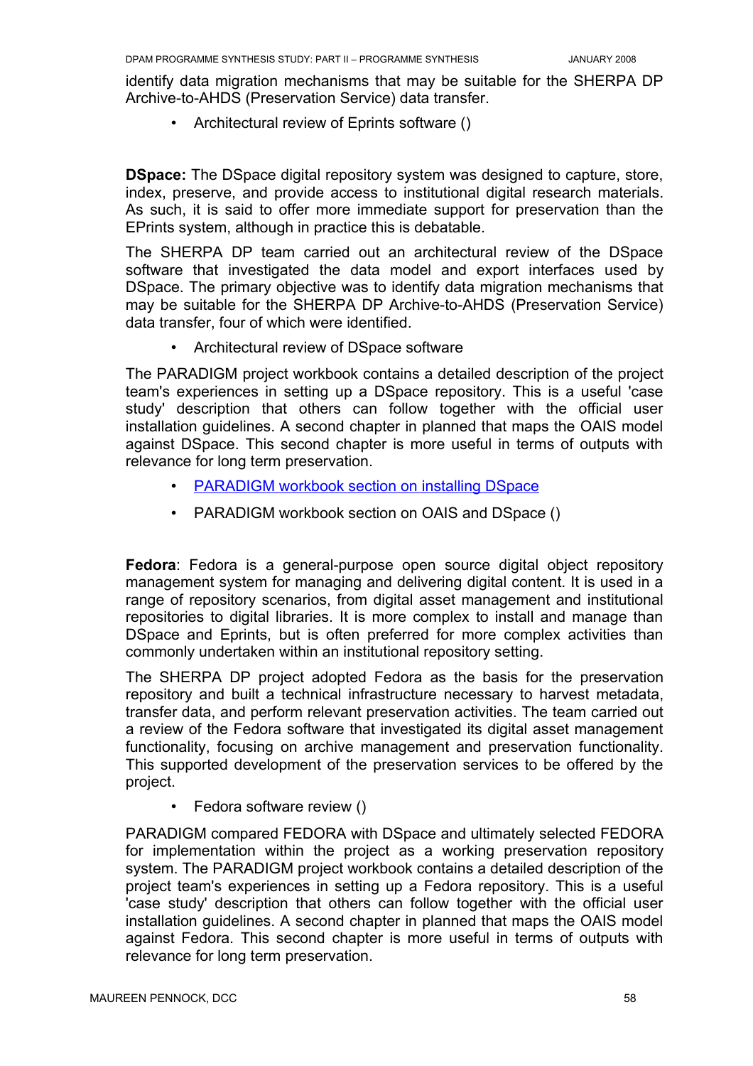identify data migration mechanisms that may be suitable for the SHERPA DP Archive-to-AHDS (Preservation Service) data transfer.

- Architectural review of Eprints software ()

**DSpace:** The DSpace digital repository system was designed to capture, store, index, preserve, and provide access to institutional digital research materials. As such, it is said to offer more immediate support for preservation than the EPrints system, although in practice this is debatable.

The SHERPA DP team carried out an architectural review of the DSpace software that investigated the data model and export interfaces used by DSpace. The primary objective was to identify data migration mechanisms that may be suitable for the SHERPA DP Archive-to-AHDS (Preservation Service) data transfer, four of which were identified.

- Architectural review of DSpace software

The PARADIGM project workbook contains a detailed description of the project team's experiences in setting up a DSpace repository. This is a useful 'case study' description that others can follow together with the official user installation guidelines. A second chapter in planned that maps the OAIS model against DSpace. This second chapter is more useful in terms of outputs with relevance for long term preservation.

- PARADIGM workbook section on installing DSpace
- PARADIGM workbook section on OAIS and DSpace ()

**Fedora**: Fedora is a general-purpose open source digital object repository management system for managing and delivering digital content. It is used in a range of repository scenarios, from digital asset management and institutional repositories to digital libraries. It is more complex to install and manage than DSpace and Eprints, but is often preferred for more complex activities than commonly undertaken within an institutional repository setting.

The SHERPA DP project adopted Fedora as the basis for the preservation repository and built a technical infrastructure necessary to harvest metadata, transfer data, and perform relevant preservation activities. The team carried out a review of the Fedora software that investigated its digital asset management functionality, focusing on archive management and preservation functionality. This supported development of the preservation services to be offered by the project.

- Fedora software review ()

PARADIGM compared FEDORA with DSpace and ultimately selected FEDORA for implementation within the project as a working preservation repository system. The PARADIGM project workbook contains a detailed description of the project team's experiences in setting up a Fedora repository. This is a useful 'case study' description that others can follow together with the official user installation guidelines. A second chapter in planned that maps the OAIS model against Fedora. This second chapter is more useful in terms of outputs with relevance for long term preservation.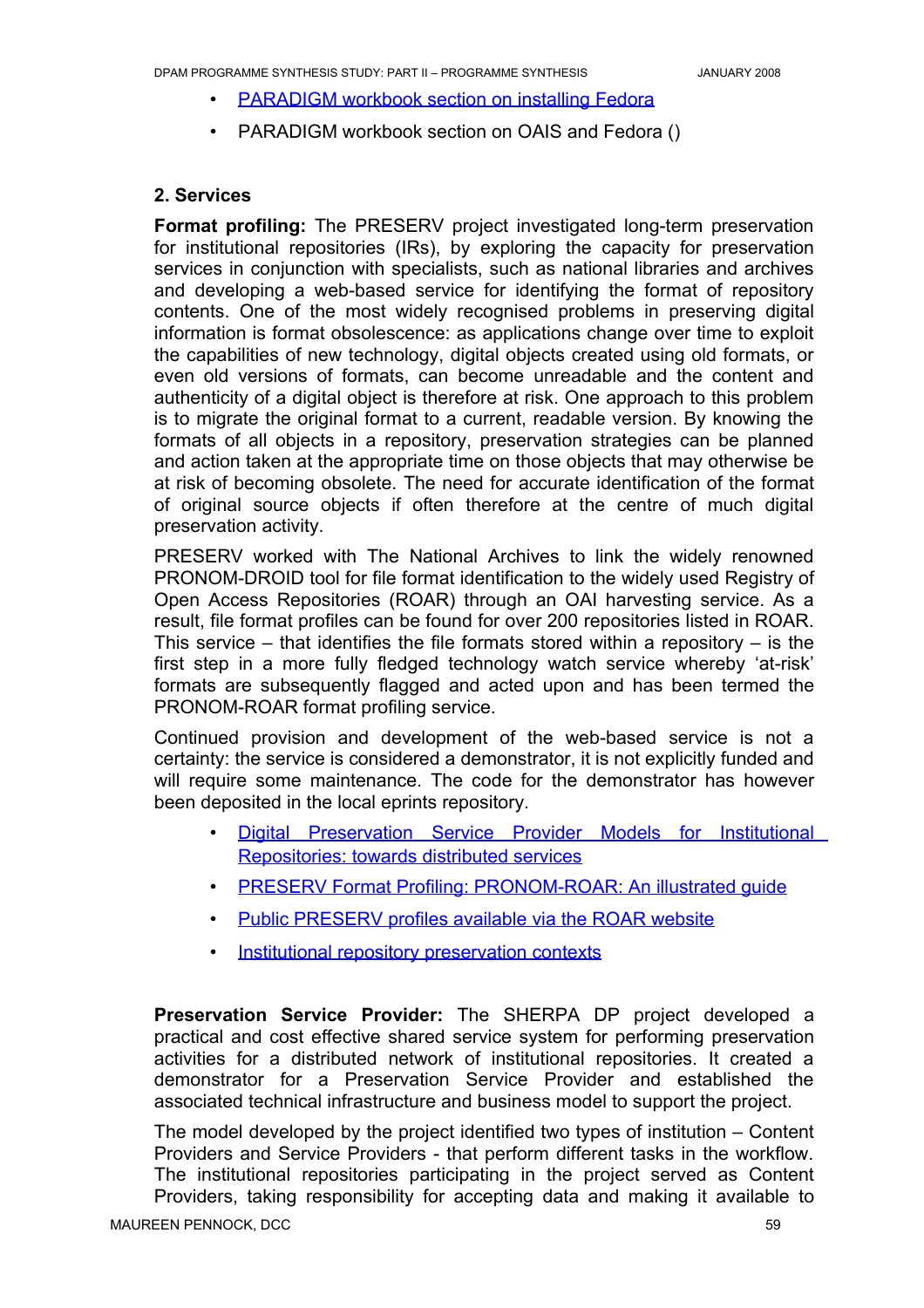- PARADIGM workbook section on installing Fedora
- PARADIGM workbook section on OAIS and Fedora ()

**2. Services**

**Format profiling:** The PRESERV project investigated long-term preservation for institutional repositories (IRs), by exploring the capacity for preservation services in conjunction with specialists, such as national libraries and archives and developing a web-based service for identifying the format of repository contents. One of the most widely recognised problems in preserving digital information is format obsolescence: as applications change over time to exploit the capabilities of new technology, digital objects created using old formats, or even old versions of formats, can become unreadable and the content and authenticity of a digital object is therefore at risk. One approach to this problem is to migrate the original format to a current, readable version. By knowing the formats of all objects in a repository, preservation strategies can be planned and action taken at the appropriate time on those objects that may otherwise be at risk of becoming obsolete. The need for accurate identification of the format of original source objects if often therefore at the centre of much digital preservation activity.

PRESERV worked with The National Archives to link the widely renowned PRONOM-DROID tool for file format identification to the widely used Registry of Open Access Repositories (ROAR) through an OAI harvesting service. As a result, file format profiles can be found for over 200 repositories listed in ROAR. This service – that identifies the file formats stored within a repository – is the first step in a more fully fledged technology watch service whereby 'at-risk' formats are subsequently flagged and acted upon and has been termed the PRONOM-ROAR format profiling service.

Continued provision and development of the web-based service is not a certainty: the service is considered a demonstrator, it is not explicitly funded and will require some maintenance. The code for the demonstrator has however been deposited in the local eprints repository.

- Digital Preservation Service Provider Models for Institutional Repositories: towards distributed services
- PRESERV Format Profiling: PRONOM-ROAR: An illustrated guide
- Public PRESERV profiles available via the ROAR website
- Institutional repository preservation contexts

**Preservation Service Provider:** The SHERPA DP project developed a practical and cost effective shared service system for performing preservation activities for a distributed network of institutional repositories. It created a demonstrator for a Preservation Service Provider and established the associated technical infrastructure and business model to support the project.

The model developed by the project identified two types of institution – Content Providers and Service Providers - that perform different tasks in the workflow. The institutional repositories participating in the project served as Content Providers, taking responsibility for accepting data and making it available to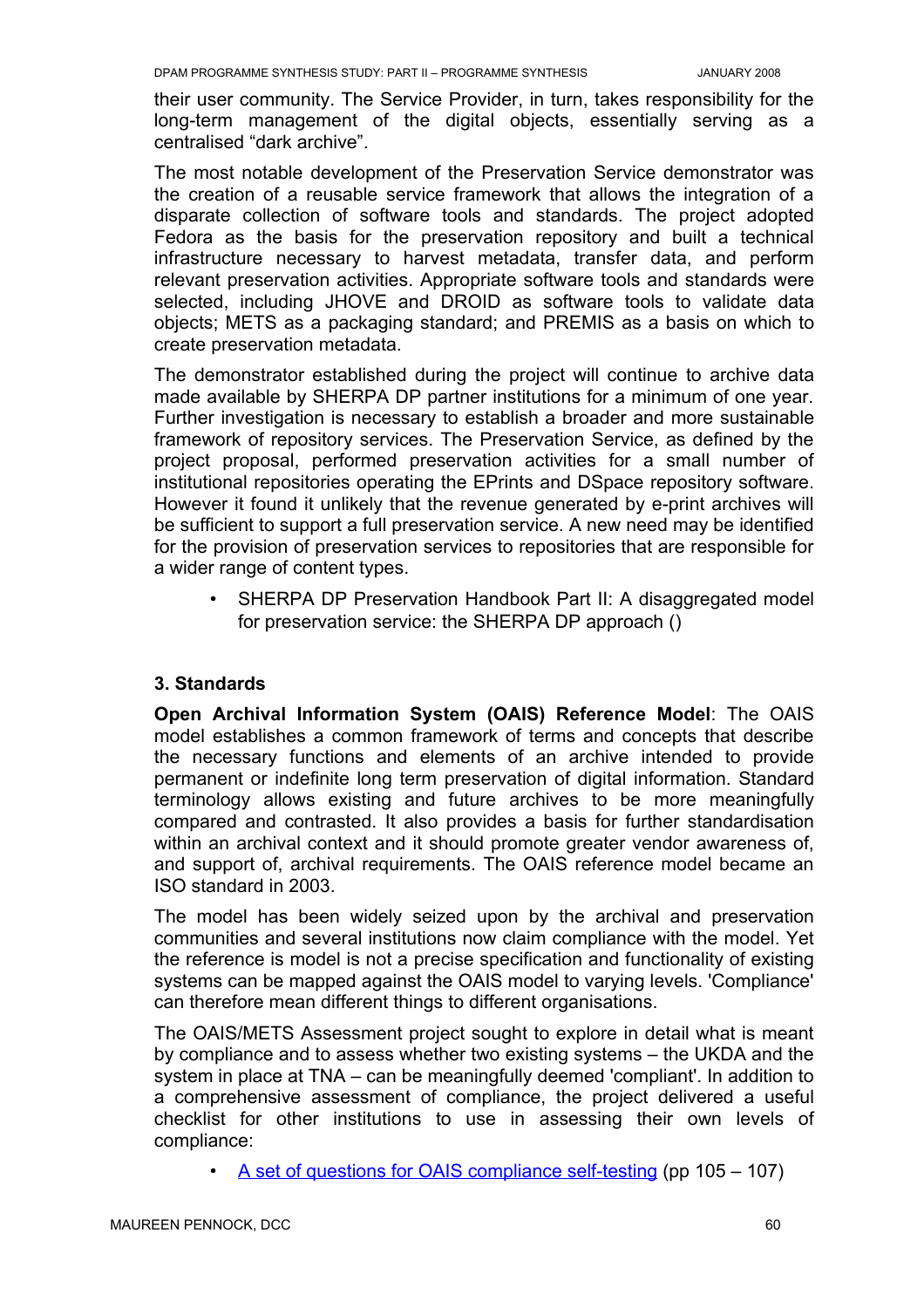their user community. The Service Provider, in turn, takes responsibility for the long-term management of the digital objects, essentially serving as a centralised “dark archive”.

The most notable development of the Preservation Service demonstrator was the creation of a reusable service framework that allows the integration of a disparate collection of software tools and standards. The project adopted Fedora as the basis for the preservation repository and built a technical infrastructure necessary to harvest metadata, transfer data, and perform relevant preservation activities. Appropriate software tools and standards were selected, including JHOVE and DROID as software tools to validate data objects; METS as a packaging standard; and PREMIS as a basis on which to create preservation metadata.

The demonstrator established during the project will continue to archive data made available by SHERPA DP partner institutions for a minimum of one year. Further investigation is necessary to establish a broader and more sustainable framework of repository services. The Preservation Service, as defined by the project proposal, performed preservation activities for a small number of institutional repositories operating the EPrints and DSpace repository software. However it found it unlikely that the revenue generated by e-print archives will be sufficient to support a full preservation service. A new need may be identified for the provision of preservation services to repositories that are responsible for a wider range of content types.

- SHERPA DP Preservation Handbook Part II: A disaggregated model for preservation service: the SHERPA DP approach ()

### 3. Standards

**Open Archival Information System (OAIS) Reference Model**: The OAIS model establishes a common framework of terms and concepts that describe the necessary functions and elements of an archive intended to provide permanent or indefinite long term preservation of digital information. Standard terminology allows existing and future archives to be more meaningfully compared and contrasted. It also provides a basis for further standardisation within an archival context and it should promote greater vendor awareness of, and support of, archival requirements. The OAIS reference model became an ISO standard in 2003.

The model has been widely seized upon by the archival and preservation communities and several institutions now claim compliance with the model. Yet the reference is model is not a precise specification and functionality of existing systems can be mapped against the OAIS model to varying levels. 'Compliance' can therefore mean different things to different organisations.

The OAIS/METS Assessment project sought to explore in detail what is meant by compliance and to assess whether two existing systems – the UKDA and the system in place at TNA – can be meaningfully deemed 'compliant'. In addition to a comprehensive assessment of compliance, the project delivered a useful checklist for other institutions to use in assessing their own levels of compliance:

- A set of questions for OAIS compliance self-testing (pp 105 – 107)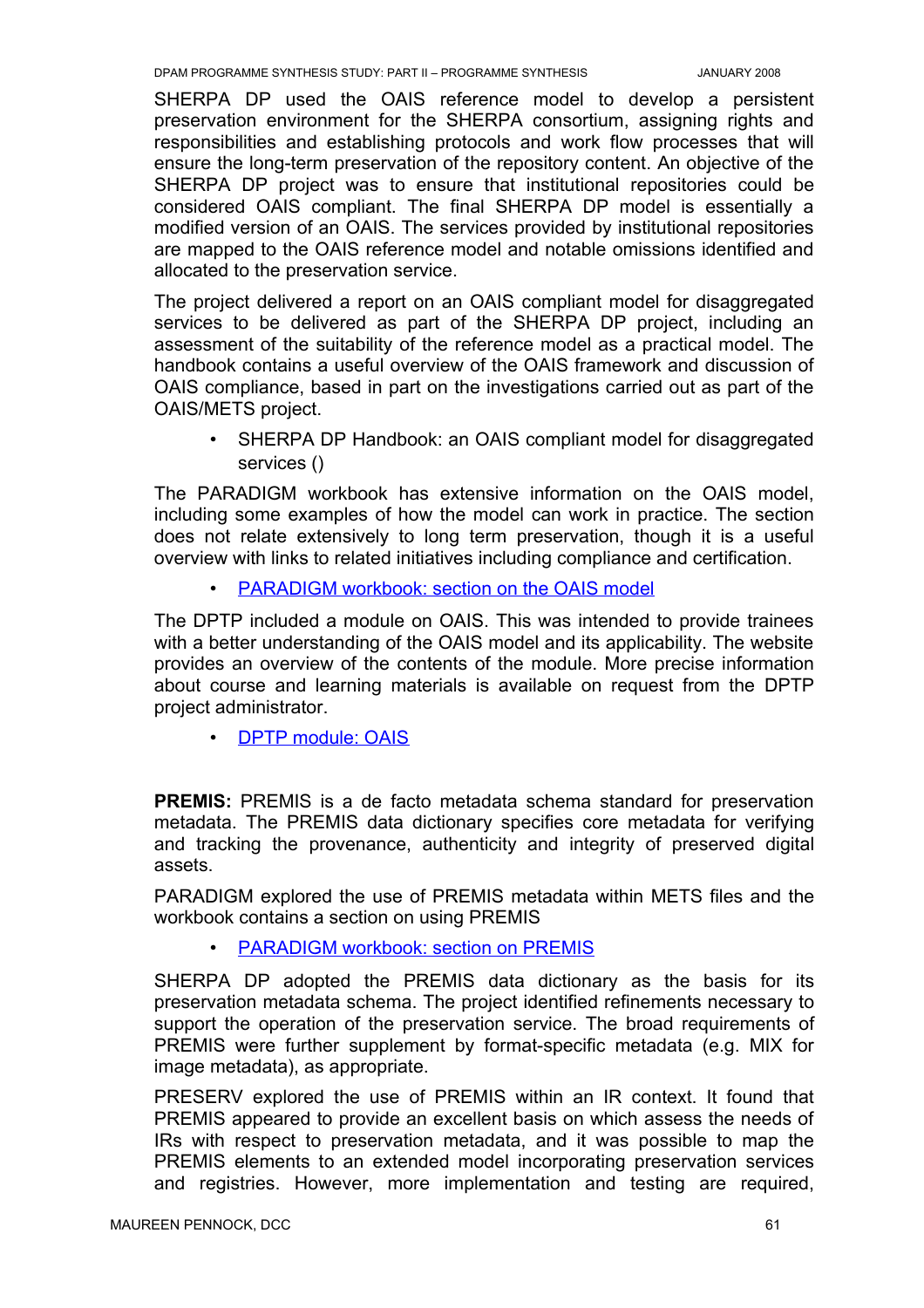SHERPA DP used the OAIS reference model to develop a persistent preservation environment for the SHERPA consortium, assigning rights and responsibilities and establishing protocols and work flow processes that will ensure the long-term preservation of the repository content. An objective of the SHERPA DP project was to ensure that institutional repositories could be considered OAIS compliant. The final SHERPA DP model is essentially a modified version of an OAIS. The services provided by institutional repositories are mapped to the OAIS reference model and notable omissions identified and allocated to the preservation service.

The project delivered a report on an OAIS compliant model for disaggregated services to be delivered as part of the SHERPA DP project, including an assessment of the suitability of the reference model as a practical model. The handbook contains a useful overview of the OAIS framework and discussion of OAIS compliance, based in part on the investigations carried out as part of the OAIS/METS project.

- SHERPA DP Handbook: an OAIS compliant model for disaggregated services ()

The PARADIGM workbook has extensive information on the OAIS model, including some examples of how the model can work in practice. The section does not relate extensively to long term preservation, though it is a useful overview with links to related initiatives including compliance and certification.

- PARADIGM workbook: section on the OAIS model

The DPTP included a module on OAIS. This was intended to provide trainees with a better understanding of the OAIS model and its applicability. The website provides an overview of the contents of the module. More precise information about course and learning materials is available on request from the DPTP project administrator.

- DPTP module: OAIS

**PREMIS:** PREMIS is a de facto metadata schema standard for preservation metadata. The PREMIS data dictionary specifies core metadata for verifying and tracking the provenance, authenticity and integrity of preserved digital assets.

PARADIGM explored the use of PREMIS metadata within METS files and the workbook contains a section on using PREMIS

- PARADIGM workbook: section on PREMIS

SHERPA DP adopted the PREMIS data dictionary as the basis for its preservation metadata schema. The project identified refinements necessary to support the operation of the preservation service. The broad requirements of PREMIS were further supplement by format-specific metadata (e.g. MIX for image metadata), as appropriate.

PRESERV explored the use of PREMIS within an IR context. It found that PREMIS appeared to provide an excellent basis on which assess the needs of IRs with respect to preservation metadata, and it was possible to map the PREMIS elements to an extended model incorporating preservation services and registries. However, more implementation and testing are required,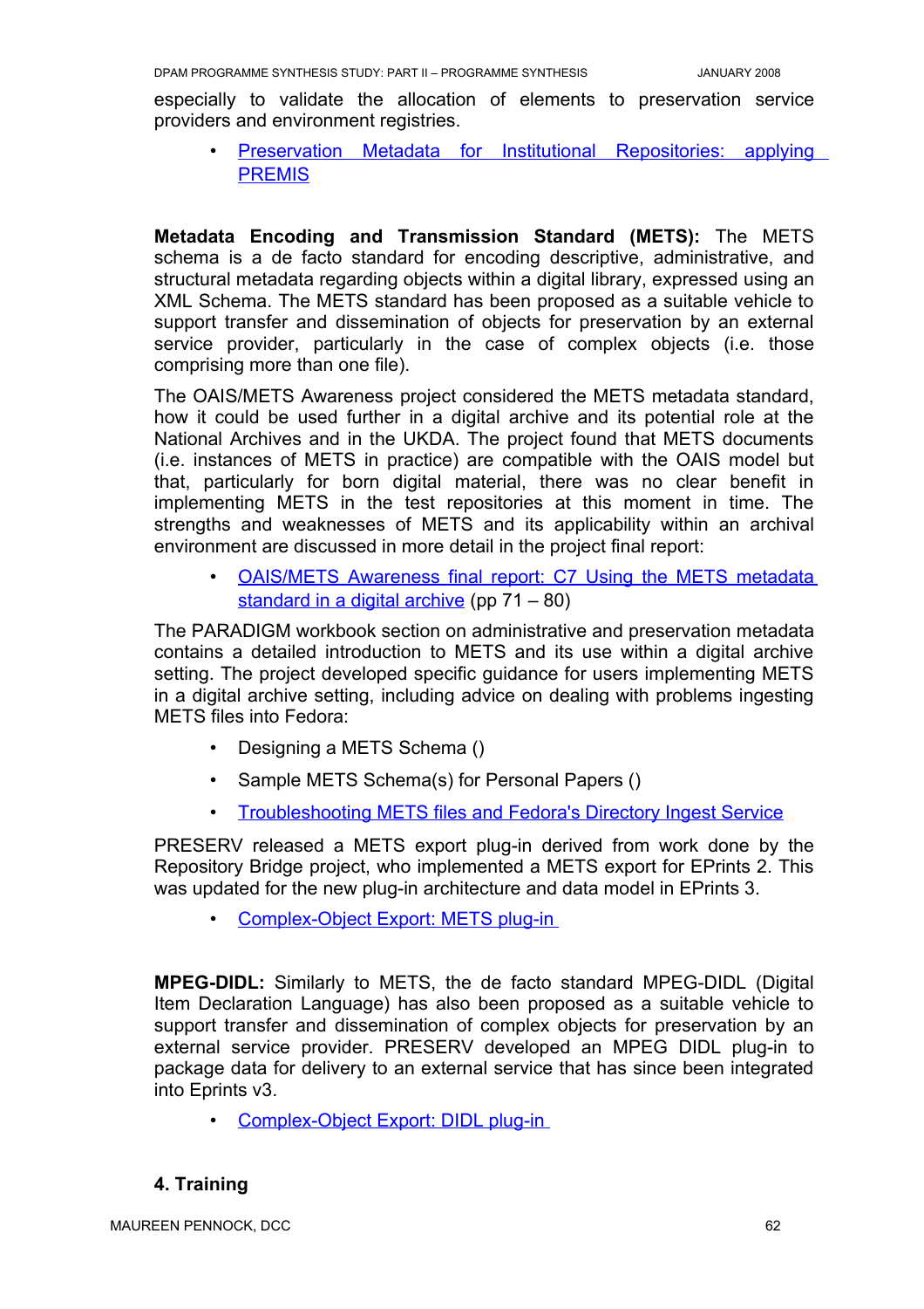especially to validate the allocation of elements to preservation service providers and environment registries.

- Preservation Metadata for Institutional Repositories: applying PREMIS

**Metadata Encoding and Transmission Standard (METS):** The METS schema is a de facto standard for encoding descriptive, administrative, and structural metadata regarding objects within a digital library, expressed using an XML Schema. The METS standard has been proposed as a suitable vehicle to support transfer and dissemination of objects for preservation by an external service provider, particularly in the case of complex objects (i.e. those comprising more than one file).

The OAIS/METS Awareness project considered the METS metadata standard, how it could be used further in a digital archive and its potential role at the National Archives and in the UKDA. The project found that METS documents (i.e. instances of METS in practice) are compatible with the OAIS model but that, particularly for born digital material, there was no clear benefit in implementing METS in the test repositories at this moment in time. The strengths and weaknesses of METS and its applicability within an archival environment are discussed in more detail in the project final report:

- OAIS/METS Awareness final report: C7 Using the METS metadata standard in a digital archive (pp 71 – 80)

The PARADIGM workbook section on administrative and preservation metadata contains a detailed introduction to METS and its use within a digital archive setting. The project developed specific guidance for users implementing METS in a digital archive setting, including advice on dealing with problems ingesting METS files into Fedora:

- Designing a METS Schema ()
- Sample METS Schema(s) for Personal Papers ()
- Troubleshooting METS files and Fedora's Directory Ingest Service

PRESERV released a METS export plug-in derived from work done by the Repository Bridge project, who implemented a METS export for EPrints 2. This was updated for the new plug-in architecture and data model in EPrints 3.

- Complex-Object Export: METS plug-in

**MPEG-DIDL:** Similarly to METS, the de facto standard MPEG-DIDL (Digital Item Declaration Language) has also been proposed as a suitable vehicle to support transfer and dissemination of complex objects for preservation by an external service provider. PRESERV developed an MPEG DIDL plug-in to package data for delivery to an external service that has since been integrated into Eprints v3.

- Complex-Object Export: DIDL plug-in

## 4. Training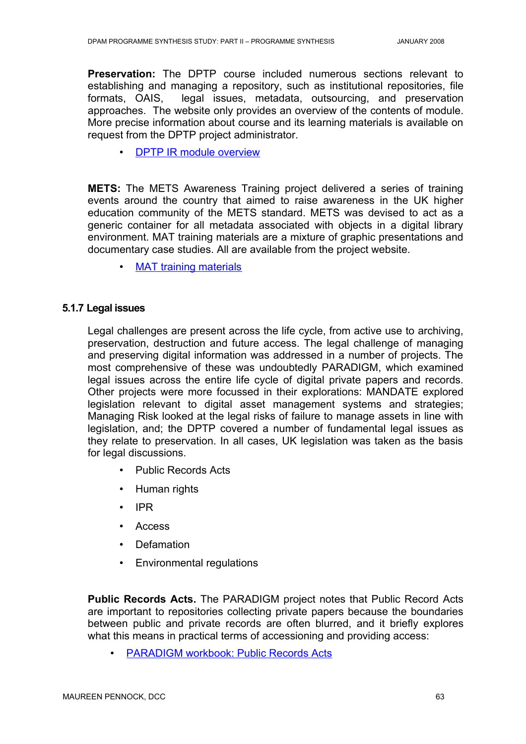**Preservation:** The DPTP course included numerous sections relevant to establishing and managing a repository, such as institutional repositories, file formats, OAIS, legal issues, metadata, outsourcing, and preservation approaches. The website only provides an overview of the contents of module. More precise information about course and its learning materials is available on request from the DPTP project administrator.

- DPTP IR module overview

**METS:** The METS Awareness Training project delivered a series of training events around the country that aimed to raise awareness in the UK higher education community of the METS standard. METS was devised to act as a generic container for all metadata associated with objects in a digital library environment. MAT training materials are a mixture of graphic presentations and documentary case studies. All are available from the project website.

- MAT training materials

### 5.1.7 Legal issues

Legal challenges are present across the life cycle, from active use to archiving, preservation, destruction and future access. The legal challenge of managing and preserving digital information was addressed in a number of projects. The most comprehensive of these was undoubtedly PARADIGM, which examined legal issues across the entire life cycle of digital private papers and records. Other projects were more focussed in their explorations: MANDATE explored legislation relevant to digital asset management systems and strategies; Managing Risk looked at the legal risks of failure to manage assets in line with legislation, and; the DPTP covered a number of fundamental legal issues as they relate to preservation. In all cases, UK legislation was taken as the basis for legal discussions.

- Public Records Acts
- Human rights
- IPR
- Access
- Defamation
- Environmental regulations

**Public Records Acts.** The PARADIGM project notes that Public Record Acts are important to repositories collecting private papers because the boundaries between public and private records are often blurred, and it briefly explores what this means in practical terms of accessioning and providing access:

- PARADIGM workbook: Public Records Acts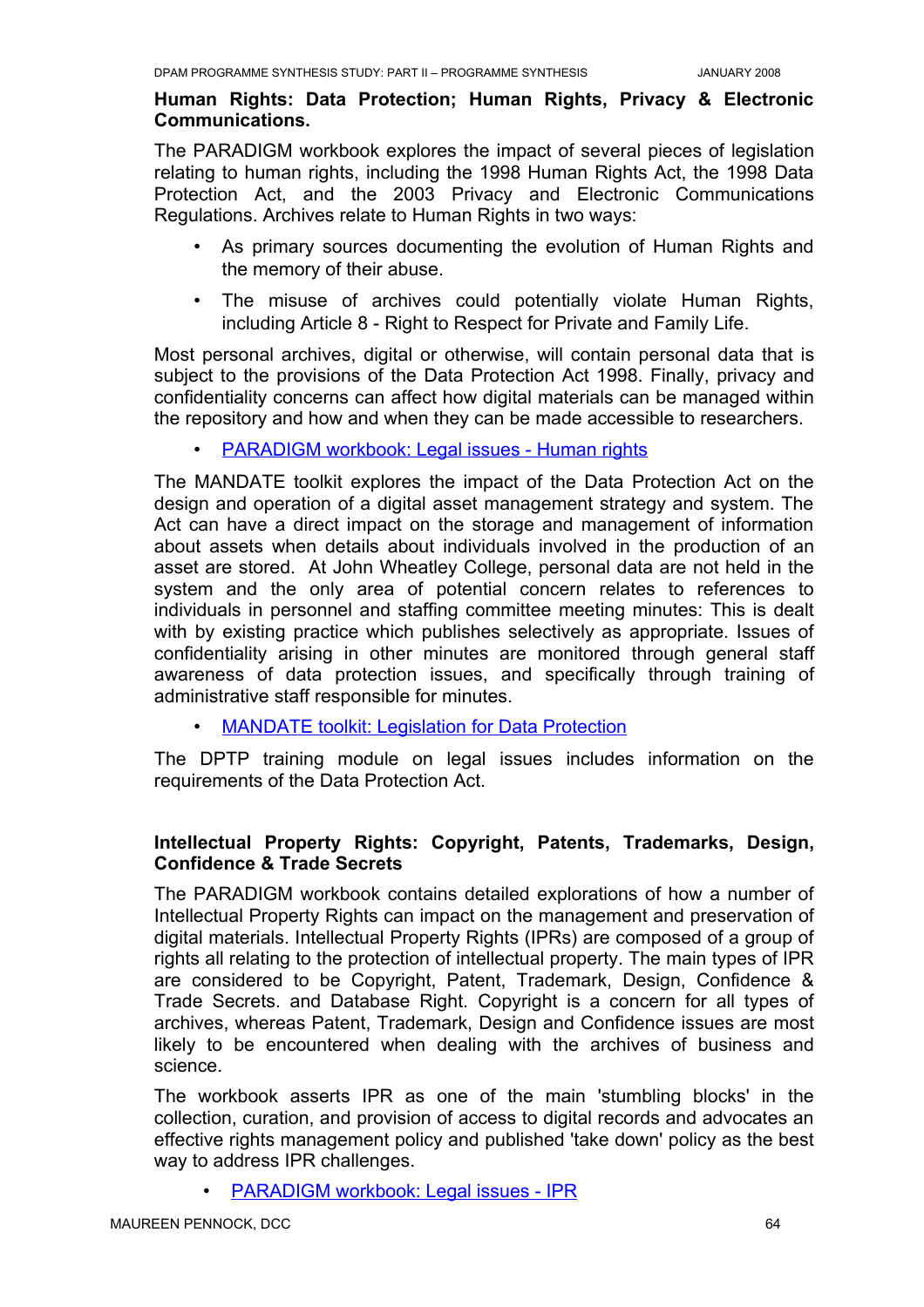**Human Rights: Data Protection; Human Rights, Privacy & Electronic Communications.**

The PARADIGM workbook explores the impact of several pieces of legislation relating to human rights, including the 1998 Human Rights Act, the 1998 Data Protection Act, and the 2003 Privacy and Electronic Communications Regulations. Archives relate to Human Rights in two ways:

- As primary sources documenting the evolution of Human Rights and the memory of their abuse.
- The misuse of archives could potentially violate Human Rights, including Article 8 - Right to Respect for Private and Family Life.

Most personal archives, digital or otherwise, will contain personal data that is subject to the provisions of the Data Protection Act 1998. Finally, privacy and confidentiality concerns can affect how digital materials can be managed within the repository and how and when they can be made accessible to researchers.

- PARADIGM workbook: Legal issues - Human rights

The MANDATE toolkit explores the impact of the Data Protection Act on the design and operation of a digital asset management strategy and system. The Act can have a direct impact on the storage and management of information about assets when details about individuals involved in the production of an asset are stored. At John Wheatley College, personal data are not held in the system and the only area of potential concern relates to references to individuals in personnel and staffing committee meeting minutes: This is dealt with by existing practice which publishes selectively as appropriate. Issues of confidentiality arising in other minutes are monitored through general staff awareness of data protection issues, and specifically through training of administrative staff responsible for minutes.

- MANDATE toolkit: Legislation for Data Protection

The DPTP training module on legal issues includes information on the requirements of the Data Protection Act.

**Intellectual Property Rights: Copyright, Patents, Trademarks, Design, Confidence & Trade Secrets**

The PARADIGM workbook contains detailed explorations of how a number of Intellectual Property Rights can impact on the management and preservation of digital materials. Intellectual Property Rights (IPRs) are composed of a group of rights all relating to the protection of intellectual property. The main types of IPR are considered to be Copyright, Patent, Trademark, Design, Confidence & Trade Secrets. and Database Right. Copyright is a concern for all types of archives, whereas Patent, Trademark, Design and Confidence issues are most likely to be encountered when dealing with the archives of business and science.

The workbook asserts IPR as one of the main 'stumbling blocks' in the collection, curation, and provision of access to digital records and advocates an effective rights management policy and published 'take down' policy as the best way to address IPR challenges.

- PARADIGM workbook: Legal issues - IPR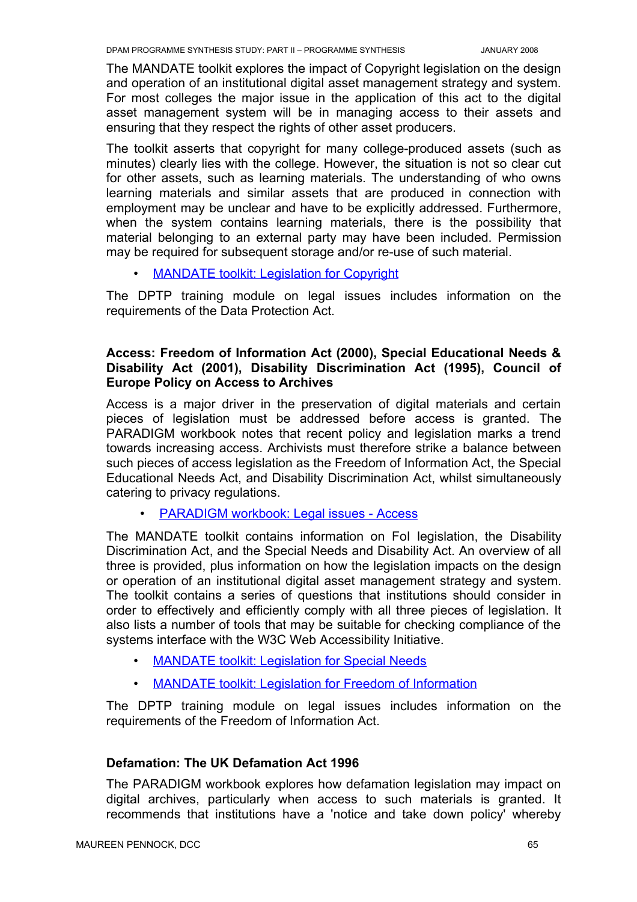The MANDATE toolkit explores the impact of Copyright legislation on the design and operation of an institutional digital asset management strategy and system. For most colleges the major issue in the application of this act to the digital asset management system will be in managing access to their assets and ensuring that they respect the rights of other asset producers.

The toolkit asserts that copyright for many college-produced assets (such as minutes) clearly lies with the college. However, the situation is not so clear cut for other assets, such as learning materials. The understanding of who owns learning materials and similar assets that are produced in connection with employment may be unclear and have to be explicitly addressed. Furthermore, when the system contains learning materials, there is the possibility that material belonging to an external party may have been included. Permission may be required for subsequent storage and/or re-use of such material.

- MANDATE toolkit: Legislation for Copyright

The DPTP training module on legal issues includes information on the requirements of the Data Protection Act.

**Access: Freedom of Information Act (2000), Special Educational Needs & Disability Act (2001), Disability Discrimination Act (1995), Council of Europe Policy on Access to Archives**

Access is a major driver in the preservation of digital materials and certain pieces of legislation must be addressed before access is granted. The PARADIGM workbook notes that recent policy and legislation marks a trend towards increasing access. Archivists must therefore strike a balance between such pieces of access legislation as the Freedom of Information Act, the Special Educational Needs Act, and Disability Discrimination Act, whilst simultaneously catering to privacy regulations.

- PARADIGM workbook: Legal issues - Access

The MANDATE toolkit contains information on FoI legislation, the Disability Discrimination Act, and the Special Needs and Disability Act. An overview of all three is provided, plus information on how the legislation impacts on the design or operation of an institutional digital asset management strategy and system. The toolkit contains a series of questions that institutions should consider in order to effectively and efficiently comply with all three pieces of legislation. It also lists a number of tools that may be suitable for checking compliance of the systems interface with the W3C Web Accessibility Initiative.

- MANDATE toolkit: Legislation for Special Needs
- MANDATE toolkit: Legislation for Freedom of Information

The DPTP training module on legal issues includes information on the requirements of the Freedom of Information Act.

**Defamation: The UK Defamation Act 1996**

The PARADIGM workbook explores how defamation legislation may impact on digital archives, particularly when access to such materials is granted. It recommends that institutions have a 'notice and take down policy' whereby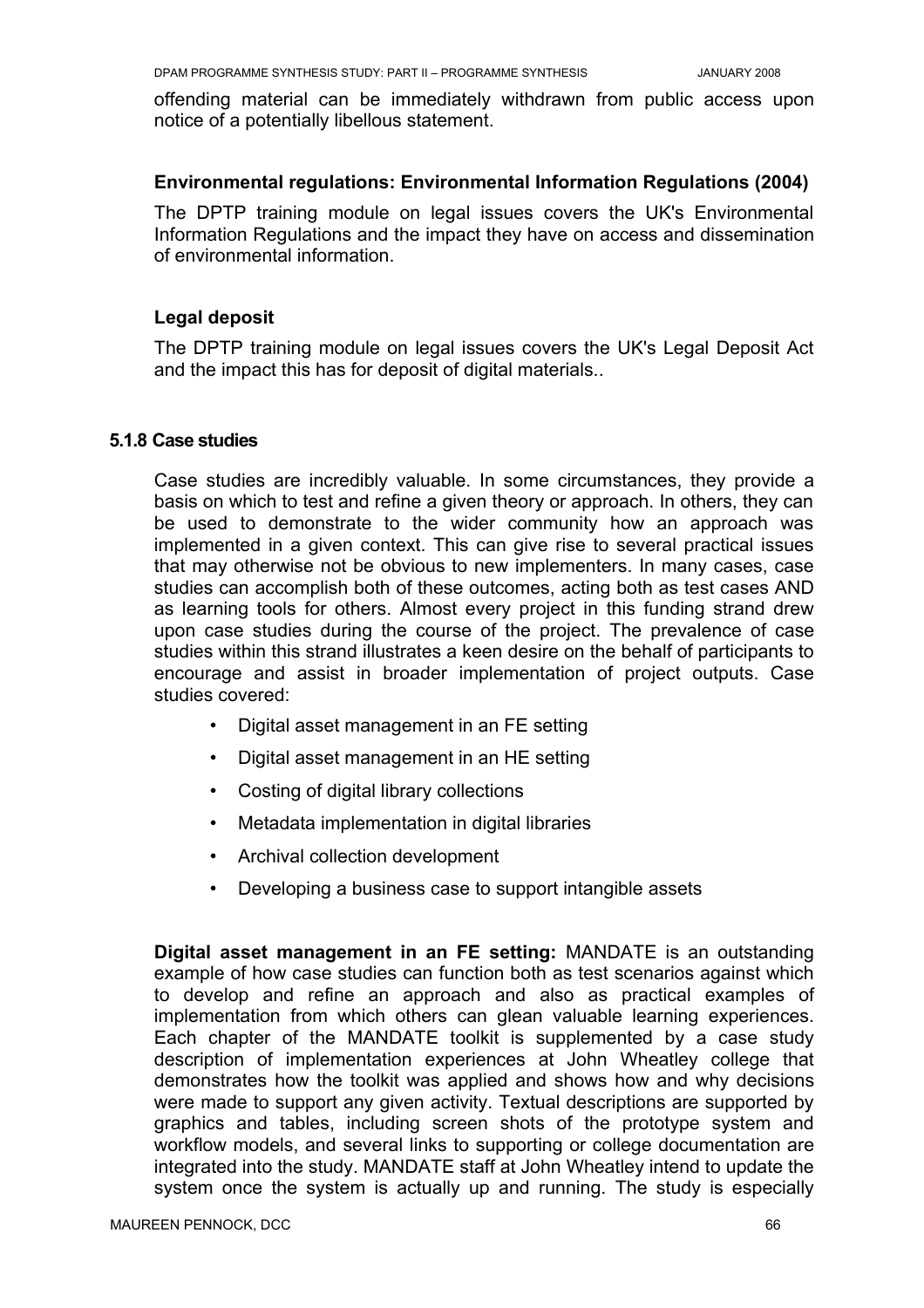offending material can be immediately withdrawn from public access upon notice of a potentially libellous statement.

**Environmental regulations: Environmental Information Regulations (2004)**

The DPTP training module on legal issues covers the UK's Environmental Information Regulations and the impact they have on access and dissemination of environmental information.

**Legal deposit**

The DPTP training module on legal issues covers the UK's Legal Deposit Act and the impact this has for deposit of digital materials..

#### 5.1.8 Case studies

Case studies are incredibly valuable. In some circumstances, they provide a basis on which to test and refine a given theory or approach. In others, they can be used to demonstrate to the wider community how an approach was implemented in a given context. This can give rise to several practical issues that may otherwise not be obvious to new implementers. In many cases, case studies can accomplish both of these outcomes, acting both as test cases AND as learning tools for others. Almost every project in this funding strand drew upon case studies during the course of the project. The prevalence of case studies within this strand illustrates a keen desire on the behalf of participants to encourage and assist in broader implementation of project outputs. Case studies covered:

- Digital asset management in an FE setting
- Digital asset management in an HE setting
- Costing of digital library collections
- Metadata implementation in digital libraries
- Archival collection development
- Developing a business case to support intangible assets

**Digital asset management in an FE setting:** MANDATE is an outstanding example of how case studies can function both as test scenarios against which to develop and refine an approach and also as practical examples of implementation from which others can glean valuable learning experiences. Each chapter of the MANDATE toolkit is supplemented by a case study description of implementation experiences at John Wheatley college that demonstrates how the toolkit was applied and shows how and why decisions were made to support any given activity. Textual descriptions are supported by graphics and tables, including screen shots of the prototype system and workflow models, and several links to supporting or college documentation are integrated into the study. MANDATE staff at John Wheatley intend to update the system once the system is actually up and running. The study is especially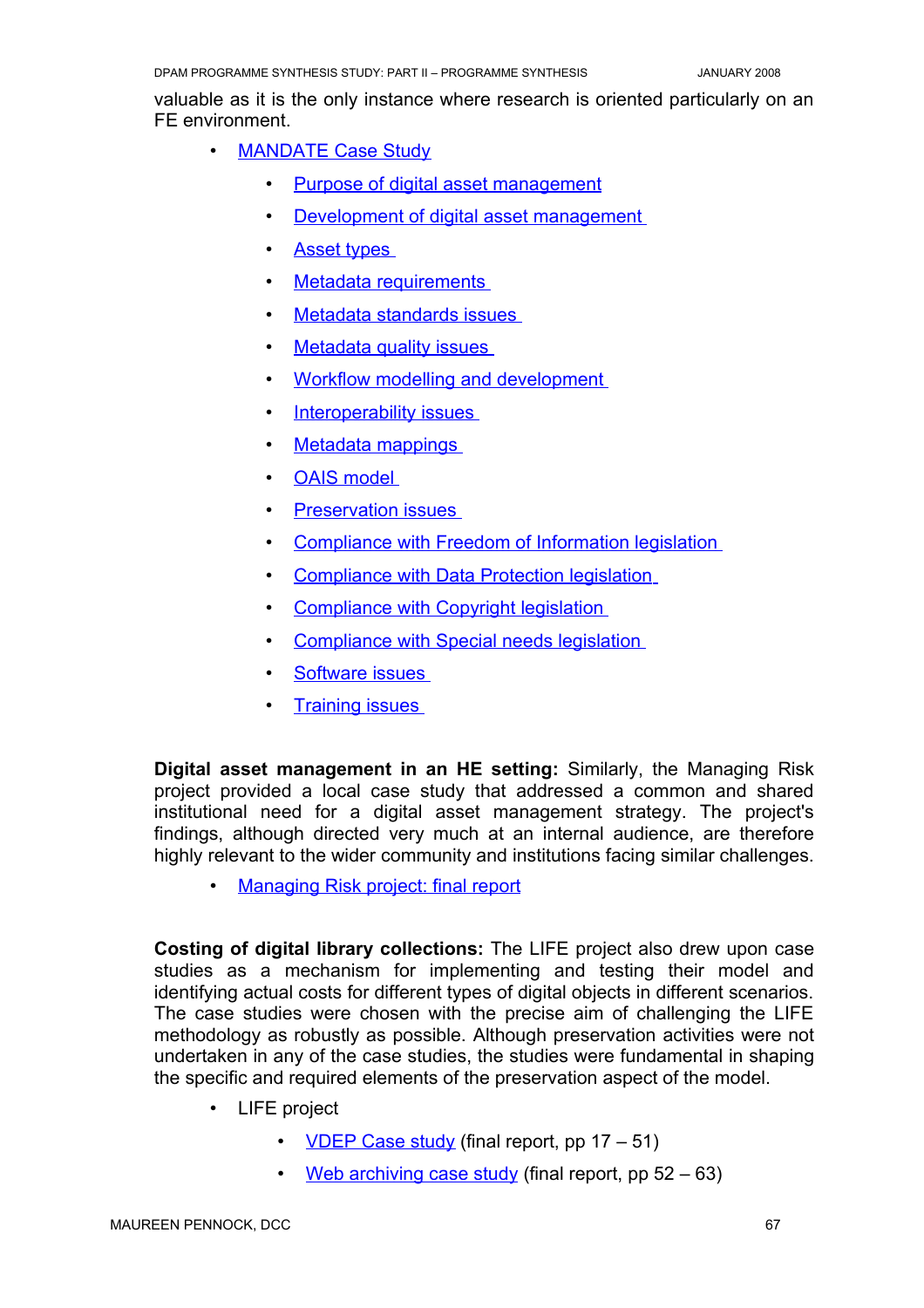valuable as it is the only instance where research is oriented particularly on an FE environment.

- MANDATE Case Study
    - Purpose of digital asset management
    - Development of digital asset management
    - Asset types
    - Metadata requirements
    - Metadata standards issues
    - Metadata quality issues
    - Workflow modelling and development
    - Interoperability issues
    - Metadata mappings
    - OAIS model
    - Preservation issues
    - Compliance with Freedom of Information legislation
    - Compliance with Data Protection legislation
    - Compliance with Copyright legislation
    - Compliance with Special needs legislation
    - Software issues
    - Training issues

**Digital asset management in an HE setting:** Similarly, the Managing Risk project provided a local case study that addressed a common and shared institutional need for a digital asset management strategy. The project's findings, although directed very much at an internal audience, are therefore highly relevant to the wider community and institutions facing similar challenges.

- Managing Risk project: final report

**Costing of digital library collections:** The LIFE project also drew upon case studies as a mechanism for implementing and testing their model and identifying actual costs for different types of digital objects in different scenarios. The case studies were chosen with the precise aim of challenging the LIFE methodology as robustly as possible. Although preservation activities were not undertaken in any of the case studies, the studies were fundamental in shaping the specific and required elements of the preservation aspect of the model.

- LIFE project
    - VDEP Case study (final report, pp 17 – 51)
    - Web archiving case study (final report, pp 52 – 63)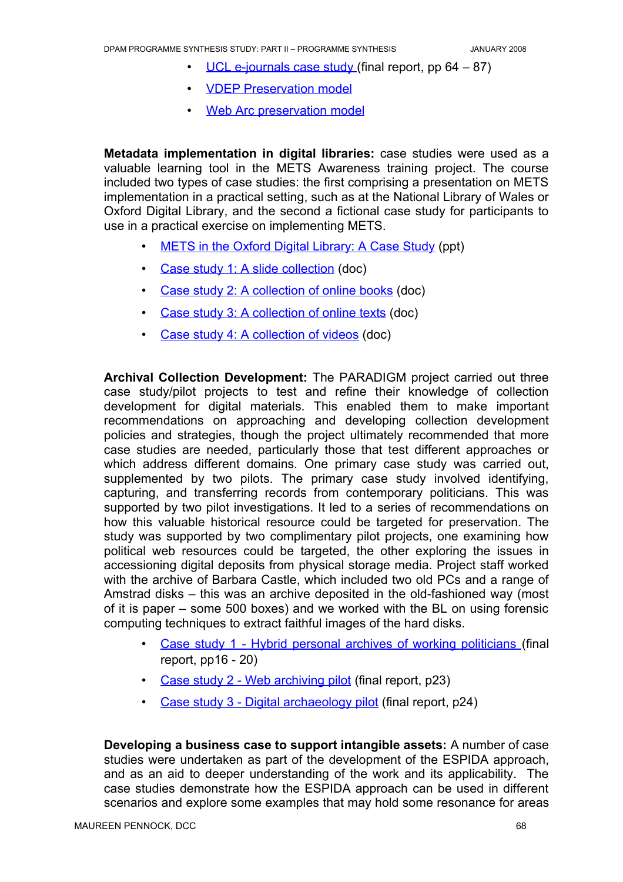- UCL e-journals case study (final report, pp 64 – 87)
- VDEP Preservation model
- Web Arc preservation model

**Metadata implementation in digital libraries:** case studies were used as a valuable learning tool in the METS Awareness training project. The course included two types of case studies: the first comprising a presentation on METS implementation in a practical setting, such as at the National Library of Wales or Oxford Digital Library, and the second a fictional case study for participants to use in a practical exercise on implementing METS.

- METS in the Oxford Digital Library: A Case Study (ppt)
- Case study 1: A slide collection (doc)
- Case study 2: A collection of online books (doc)
- Case study 3: A collection of online texts (doc)
- Case study 4: A collection of videos (doc)

**Archival Collection Development:** The PARADIGM project carried out three case study/pilot projects to test and refine their knowledge of collection development for digital materials. This enabled them to make important recommendations on approaching and developing collection development policies and strategies, though the project ultimately recommended that more case studies are needed, particularly those that test different approaches or which address different domains. One primary case study was carried out, supplemented by two pilots. The primary case study involved identifying, capturing, and transferring records from contemporary politicians. This was supported by two pilot investigations. It led to a series of recommendations on how this valuable historical resource could be targeted for preservation. The study was supported by two complimentary pilot projects, one examining how political web resources could be targeted, the other exploring the issues in accessioning digital deposits from physical storage media. Project staff worked with the archive of Barbara Castle, which included two old PCs and a range of Amstrad disks – this was an archive deposited in the old-fashioned way (most of it is paper – some 500 boxes) and we worked with the BL on using forensic computing techniques to extract faithful images of the hard disks.

- Case study 1 - Hybrid personal archives of working politicians (final report, pp16 - 20)
- Case study 2 - Web archiving pilot (final report, p23)
- Case study 3 - Digital archaeology pilot (final report, p24)

**Developing a business case to support intangible assets:** A number of case studies were undertaken as part of the development of the ESPIDA approach, and as an aid to deeper understanding of the work and its applicability. The case studies demonstrate how the ESPIDA approach can be used in different scenarios and explore some examples that may hold some resonance for areas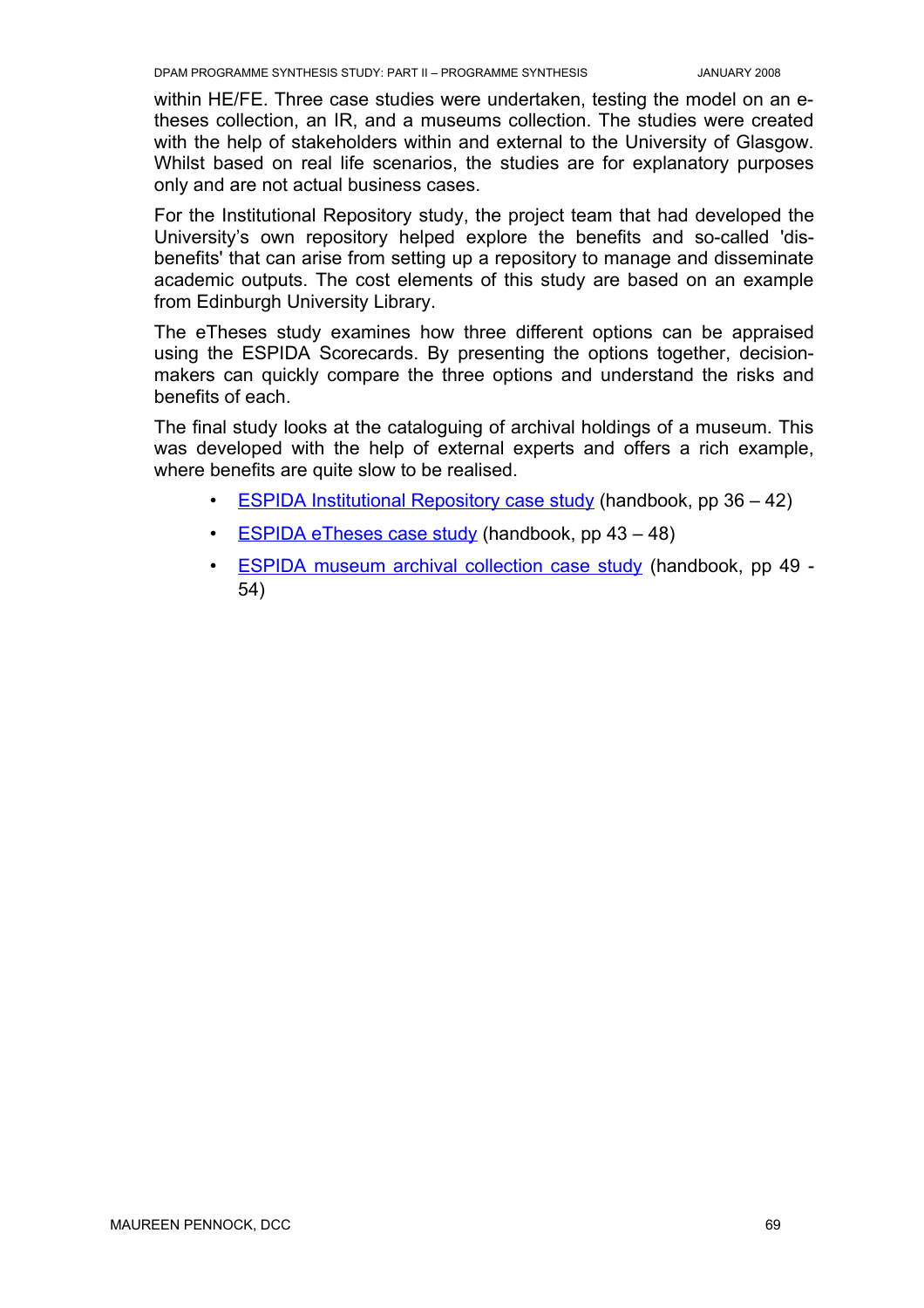within HE/FE. Three case studies were undertaken, testing the model on an e-theses collection, an IR, and a museums collection. The studies were created with the help of stakeholders within and external to the University of Glasgow. Whilst based on real life scenarios, the studies are for explanatory purposes only and are not actual business cases.

For the Institutional Repository study, the project team that had developed the University's own repository helped explore the benefits and so-called 'dis-benefits' that can arise from setting up a repository to manage and disseminate academic outputs. The cost elements of this study are based on an example from Edinburgh University Library.

The eTheses study examines how three different options can be appraised using the ESPIDA Scorecards. By presenting the options together, decision-makers can quickly compare the three options and understand the risks and benefits of each.

The final study looks at the cataloguing of archival holdings of a museum. This was developed with the help of external experts and offers a rich example, where benefits are quite slow to be realised.

- ESPIDA Institutional Repository case study (handbook, pp 36 – 42)
- ESPIDA eTheses case study (handbook, pp 43 – 48)
- ESPIDA museum archival collection case study (handbook, pp 49 - 54)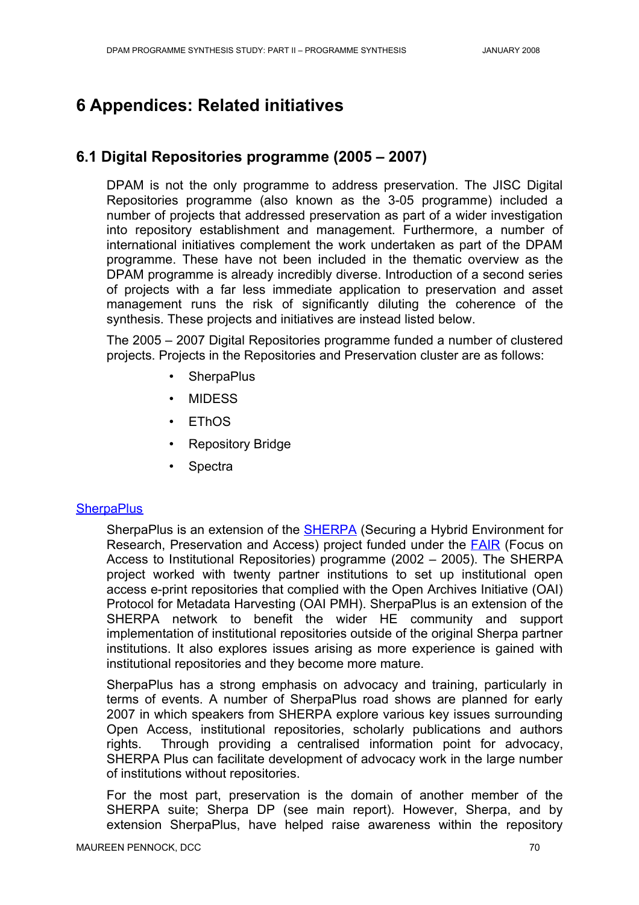# 6 Appendices: Related initiatives

## 6.1 Digital Repositories programme (2005 – 2007)

DPAM is not the only programme to address preservation. The JISC Digital Repositories programme (also known as the 3-05 programme) included a number of projects that addressed preservation as part of a wider investigation into repository establishment and management. Furthermore, a number of international initiatives complement the work undertaken as part of the DPAM programme. These have not been included in the thematic overview as the DPAM programme is already incredibly diverse. Introduction of a second series of projects with a far less immediate application to preservation and asset management runs the risk of significantly diluting the coherence of the synthesis. These projects and initiatives are instead listed below.

The 2005 – 2007 Digital Repositories programme funded a number of clustered projects. Projects in the Repositories and Preservation cluster are as follows:

- SherpaPlus
- MIDESS
- EThOS
- Repository Bridge
- Spectra

### SherpaPlus

SherpaPlus is an extension of the SHERPA (Securing a Hybrid Environment for Research, Preservation and Access) project funded under the FAIR (Focus on Access to Institutional Repositories) programme (2002 – 2005). The SHERPA project worked with twenty partner institutions to set up institutional open access e-print repositories that complied with the Open Archives Initiative (OAI) Protocol for Metadata Harvesting (OAI PMH). SherpaPlus is an extension of the SHERPA network to benefit the wider HE community and support implementation of institutional repositories outside of the original Sherpa partner institutions. It also explores issues arising as more experience is gained with institutional repositories and they become more mature.

SherpaPlus has a strong emphasis on advocacy and training, particularly in terms of events. A number of SherpaPlus road shows are planned for early 2007 in which speakers from SHERPA explore various key issues surrounding Open Access, institutional repositories, scholarly publications and authors rights. Through providing a centralised information point for advocacy, SHERPA Plus can facilitate development of advocacy work in the large number of institutions without repositories.

For the most part, preservation is the domain of another member of the SHERPA suite; Sherpa DP (see main report). However, Sherpa, and by extension SherpaPlus, have helped raise awareness within the repository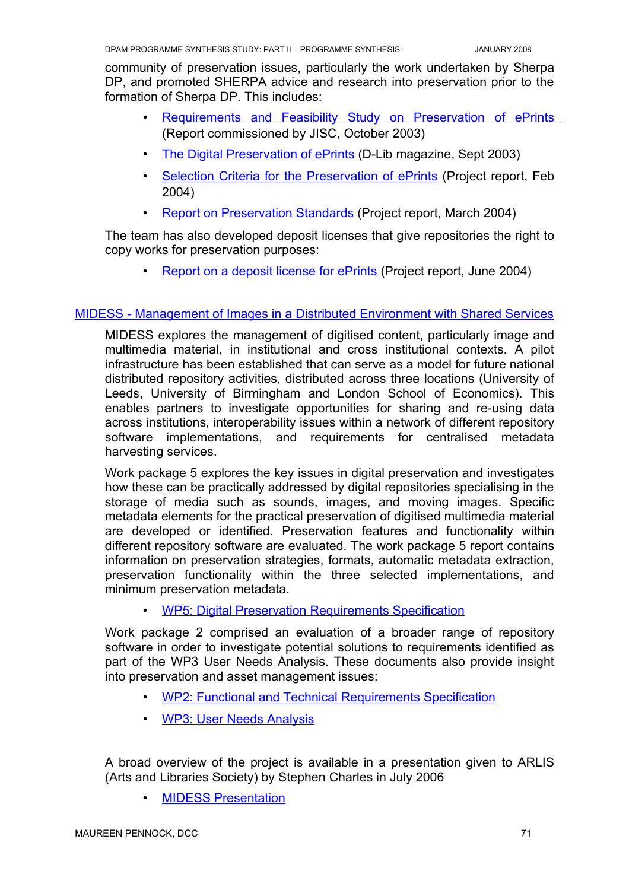community of preservation issues, particularly the work undertaken by Sherpa DP, and promoted SHERPA advice and research into preservation prior to the formation of Sherpa DP. This includes:

- Requirements and Feasibility Study on Preservation of ePrints (Report commissioned by JISC, October 2003)
- The Digital Preservation of ePrints (D-Lib magazine, Sept 2003)
- Selection Criteria for the Preservation of ePrints (Project report, Feb 2004)
- Report on Preservation Standards (Project report, March 2004)

The team has also developed deposit licenses that give repositories the right to copy works for preservation purposes:

- Report on a deposit license for ePrints (Project report, June 2004)

## MIDESS - Management of Images in a Distributed Environment with Shared Services

MIDESS explores the management of digitised content, particularly image and multimedia material, in institutional and cross institutional contexts. A pilot infrastructure has been established that can serve as a model for future national distributed repository activities, distributed across three locations (University of Leeds, University of Birmingham and London School of Economics). This enables partners to investigate opportunities for sharing and re-using data across institutions, interoperability issues within a network of different repository software implementations, and requirements for centralised metadata harvesting services.

Work package 5 explores the key issues in digital preservation and investigates how these can be practically addressed by digital repositories specialising in the storage of media such as sounds, images, and moving images. Specific metadata elements for the practical preservation of digitised multimedia material are developed or identified. Preservation features and functionality within different repository software are evaluated. The work package 5 report contains information on preservation strategies, formats, automatic metadata extraction, preservation functionality within the three selected implementations, and minimum preservation metadata.

- WP5: Digital Preservation Requirements Specification

Work package 2 comprised an evaluation of a broader range of repository software in order to investigate potential solutions to requirements identified as part of the WP3 User Needs Analysis. These documents also provide insight into preservation and asset management issues:

- WP2: Functional and Technical Requirements Specification
- WP3: User Needs Analysis

A broad overview of the project is available in a presentation given to ARLIS (Arts and Libraries Society) by Stephen Charles in July 2006

- MIDESS Presentation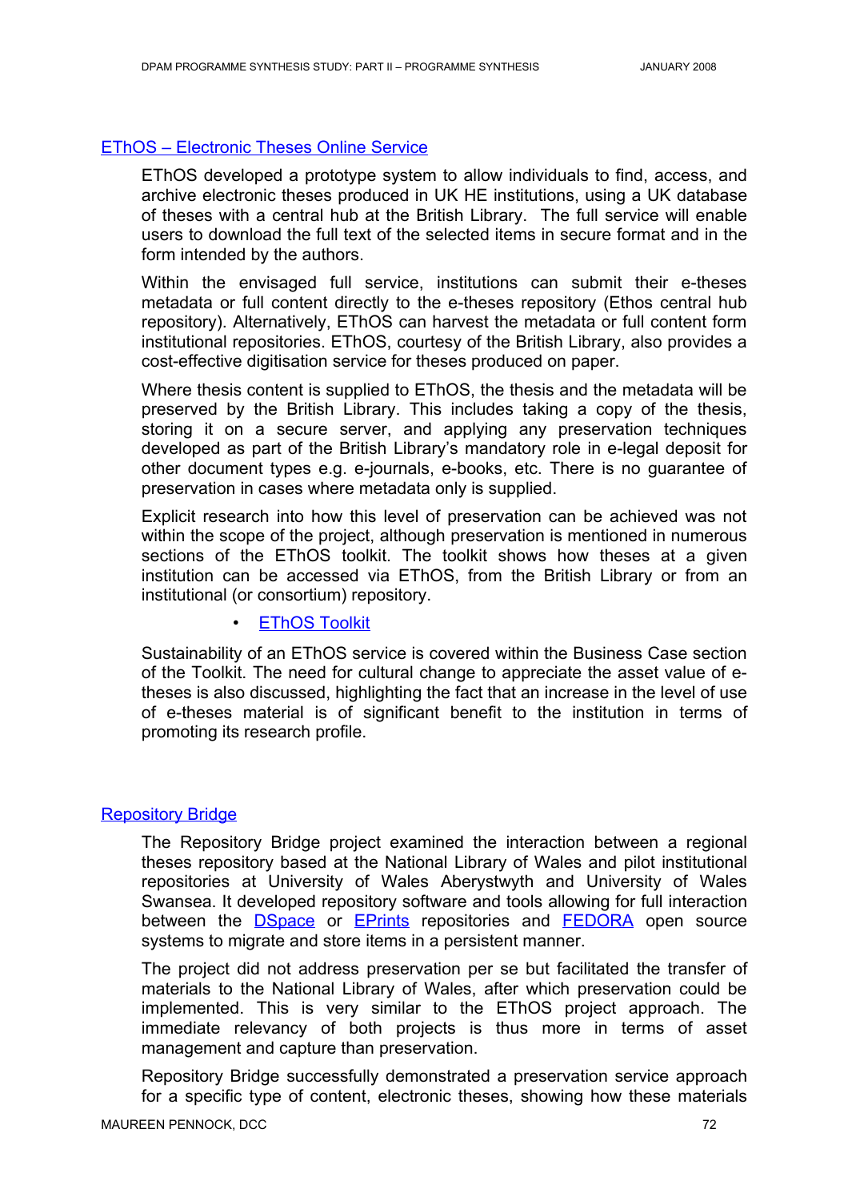### EThOS – Electronic Theses Online Service

EThOS developed a prototype system to allow individuals to find, access, and archive electronic theses produced in UK HE institutions, using a UK database of theses with a central hub at the British Library. The full service will enable users to download the full text of the selected items in secure format and in the form intended by the authors.

Within the envisaged full service, institutions can submit their e-theses metadata or full content directly to the e-theses repository (Ethos central hub repository). Alternatively, EThOS can harvest the metadata or full content form institutional repositories. EThOS, courtesy of the British Library, also provides a cost-effective digitisation service for theses produced on paper.

Where thesis content is supplied to EThOS, the thesis and the metadata will be preserved by the British Library. This includes taking a copy of the thesis, storing it on a secure server, and applying any preservation techniques developed as part of the British Library's mandatory role in e-legal deposit for other document types e.g. e-journals, e-books, etc. There is no guarantee of preservation in cases where metadata only is supplied.

Explicit research into how this level of preservation can be achieved was not within the scope of the project, although preservation is mentioned in numerous sections of the EThOS toolkit. The toolkit shows how theses at a given institution can be accessed via EThOS, from the British Library or from an institutional (or consortium) repository.

- EThOS Toolkit

Sustainability of an EThOS service is covered within the Business Case section of the Toolkit. The need for cultural change to appreciate the asset value of e-theses is also discussed, highlighting the fact that an increase in the level of use of e-theses material is of significant benefit to the institution in terms of promoting its research profile.

### Repository Bridge

The Repository Bridge project examined the interaction between a regional theses repository based at the National Library of Wales and pilot institutional repositories at University of Wales Aberystwyth and University of Wales Swansea. It developed repository software and tools allowing for full interaction between the DSpace or EPrints repositories and FEDORA open source systems to migrate and store items in a persistent manner.

The project did not address preservation per se but facilitated the transfer of materials to the National Library of Wales, after which preservation could be implemented. This is very similar to the EThOS project approach. The immediate relevancy of both projects is thus more in terms of asset management and capture than preservation.

Repository Bridge successfully demonstrated a preservation service approach for a specific type of content, electronic theses, showing how these materials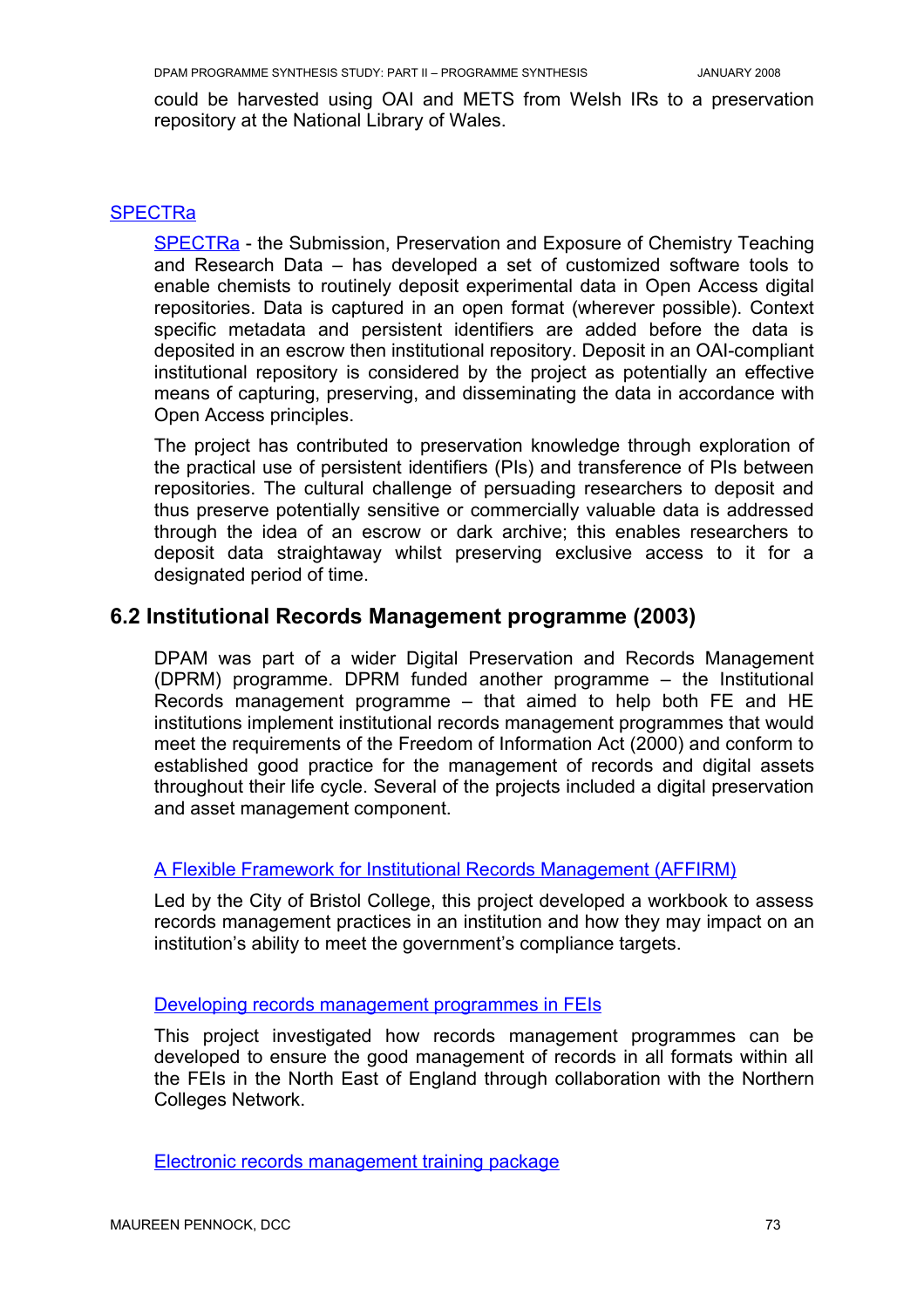could be harvested using OAI and METS from Welsh IRs to a preservation repository at the National Library of Wales.

### SPECTRa

SPECTRa - the Submission, Preservation and Exposure of Chemistry Teaching and Research Data – has developed a set of customized software tools to enable chemists to routinely deposit experimental data in Open Access digital repositories. Data is captured in an open format (wherever possible). Context specific metadata and persistent identifiers are added before the data is deposited in an escrow then institutional repository. Deposit in an OAI-compliant institutional repository is considered by the project as potentially an effective means of capturing, preserving, and disseminating the data in accordance with Open Access principles.

The project has contributed to preservation knowledge through exploration of the practical use of persistent identifiers (PIs) and transference of PIs between repositories. The cultural challenge of persuading researchers to deposit and thus preserve potentially sensitive or commercially valuable data is addressed through the idea of an escrow or dark archive; this enables researchers to deposit data straightaway whilst preserving exclusive access to it for a designated period of time.

## 6.2 Institutional Records Management programme (2003)

DPAM was part of a wider Digital Preservation and Records Management (DPRM) programme. DPRM funded another programme – the Institutional Records management programme – that aimed to help both FE and HE institutions implement institutional records management programmes that would meet the requirements of the Freedom of Information Act (2000) and conform to established good practice for the management of records and digital assets throughout their life cycle. Several of the projects included a digital preservation and asset management component.

#### A Flexible Framework for Institutional Records Management (AFFIRM)

Led by the City of Bristol College, this project developed a workbook to assess records management practices in an institution and how they may impact on an institution's ability to meet the government's compliance targets.

#### Developing records management programmes in FEIs

This project investigated how records management programmes can be developed to ensure the good management of records in all formats within all the FEIs in the North East of England through collaboration with the Northern Colleges Network.

#### Electronic records management training package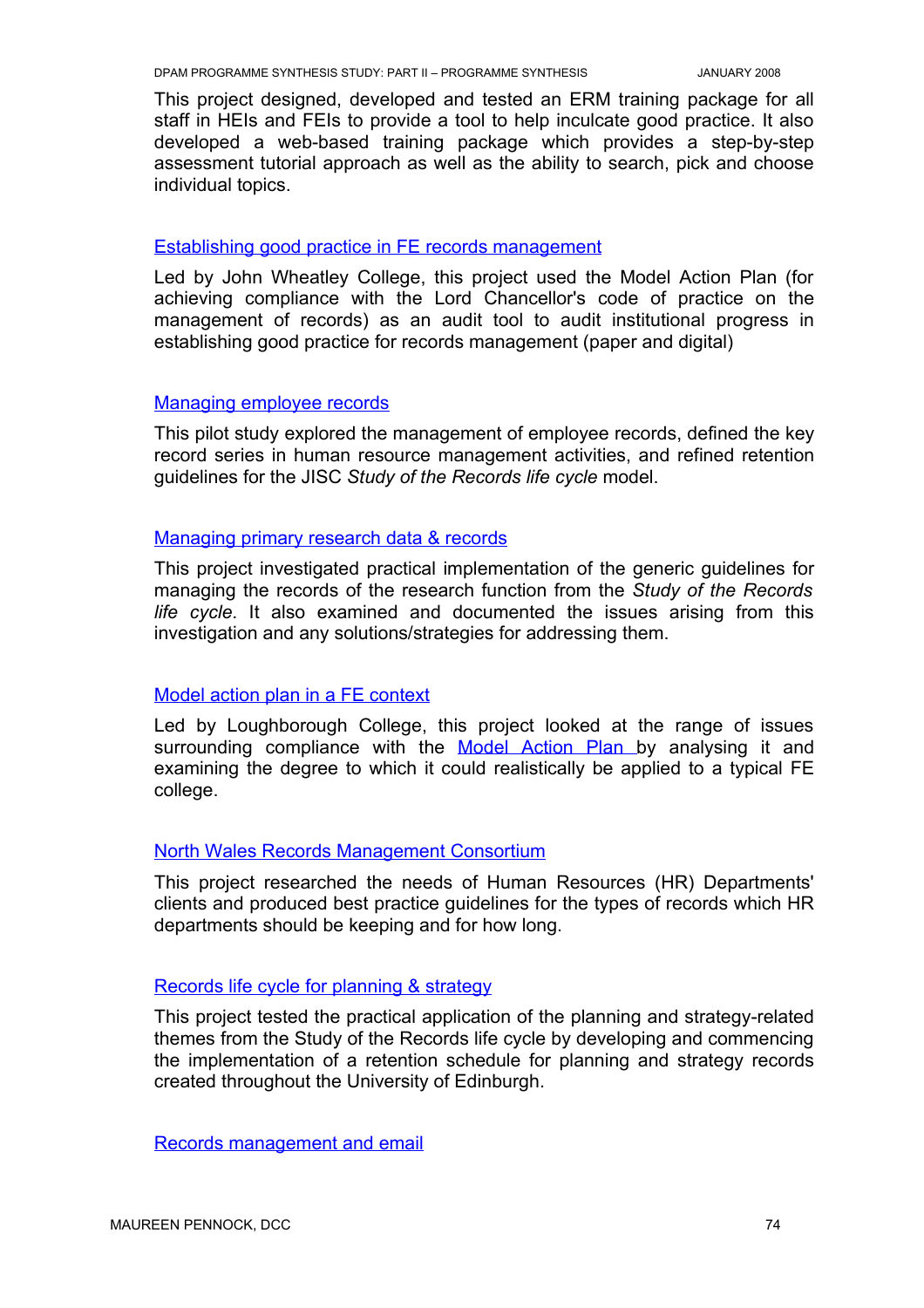This project designed, developed and tested an ERM training package for all staff in HEIs and FEIs to provide a tool to help inculcate good practice. It also developed a web-based training package which provides a step-by-step assessment tutorial approach as well as the ability to search, pick and choose individual topics.

[Establishing good practice in FE records management]

Led by John Wheatley College, this project used the Model Action Plan (for achieving compliance with the Lord Chancellor's code of practice on the management of records) as an audit tool to audit institutional progress in establishing good practice for records management (paper and digital)

[Managing employee records]

This pilot study explored the management of employee records, defined the key record series in human resource management activities, and refined retention guidelines for the JISC *Study of the Records life cycle* model.

[Managing primary research data & records]

This project investigated practical implementation of the generic guidelines for managing the records of the research function from the *Study of the Records life cycle*. It also examined and documented the issues arising from this investigation and any solutions/strategies for addressing them.

[Model action plan in a FE context]

Led by Loughborough College, this project looked at the range of issues surrounding compliance with the [Model Action Plan] by analysing it and examining the degree to which it could realistically be applied to a typical FE college.

[North Wales Records Management Consortium]

This project researched the needs of Human Resources (HR) Departments' clients and produced best practice guidelines for the types of records which HR departments should be keeping and for how long.

[Records life cycle for planning & strategy]

This project tested the practical application of the planning and strategy-related themes from the Study of the Records life cycle by developing and commencing the implementation of a retention schedule for planning and strategy records created throughout the University of Edinburgh.

[Records management and email]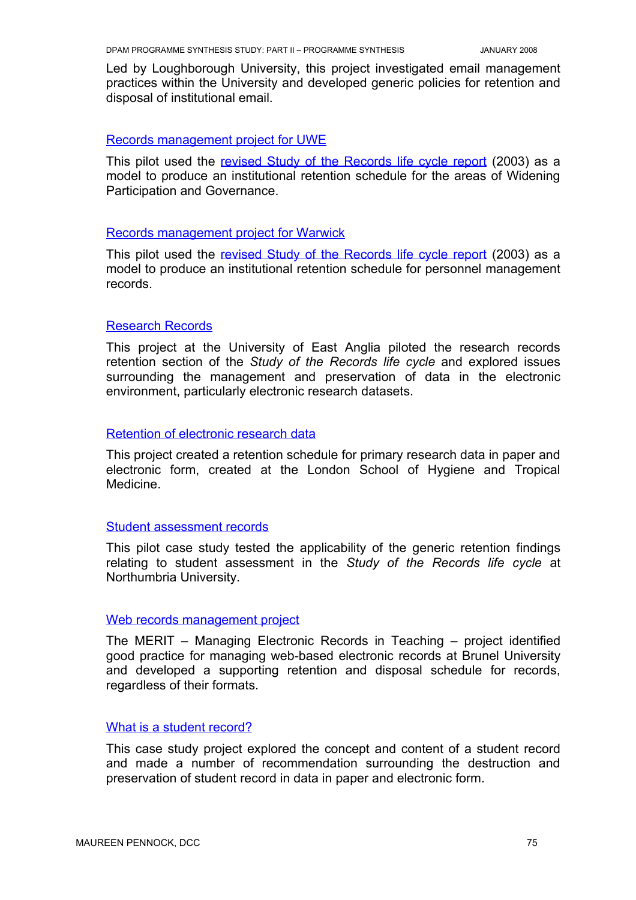Led by Loughborough University, this project investigated email management practices within the University and developed generic policies for retention and disposal of institutional email.

[Records management project for UWE]

This pilot used the [revised Study of the Records life cycle report] (2003) as a model to produce an institutional retention schedule for the areas of Widening Participation and Governance.

[Records management project for Warwick]

This pilot used the [revised Study of the Records life cycle report] (2003) as a model to produce an institutional retention schedule for personnel management records.

[Research Records]

This project at the University of East Anglia piloted the research records retention section of the *Study of the Records life cycle* and explored issues surrounding the management and preservation of data in the electronic environment, particularly electronic research datasets.

[Retention of electronic research data]

This project created a retention schedule for primary research data in paper and electronic form, created at the London School of Hygiene and Tropical Medicine.

[Student assessment records]

This pilot case study tested the applicability of the generic retention findings relating to student assessment in the *Study of the Records life cycle* at Northumbria University.

[Web records management project]

The MERIT – Managing Electronic Records in Teaching – project identified good practice for managing web-based electronic records at Brunel University and developed a supporting retention and disposal schedule for records, regardless of their formats.

[What is a student record?]

This case study project explored the concept and content of a student record and made a number of recommendation surrounding the destruction and preservation of student record in data in paper and electronic form.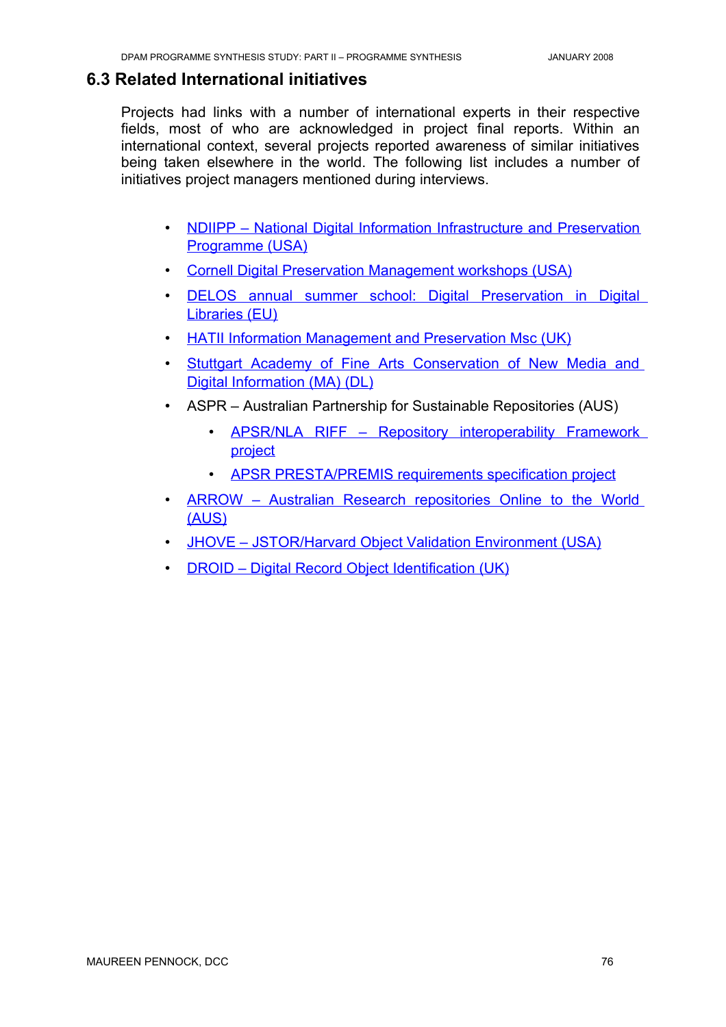## 6.3 Related International initiatives

Projects had links with a number of international experts in their respective fields, most of who are acknowledged in project final reports. Within an international context, several projects reported awareness of similar initiatives being taken elsewhere in the world. The following list includes a number of initiatives project managers mentioned during interviews.

- NDIIPP – National Digital Information Infrastructure and Preservation Programme (USA)
- Cornell Digital Preservation Management workshops (USA)
- DELOS annual summer school: Digital Preservation in Digital Libraries (EU)
- HATII Information Management and Preservation Msc (UK)
- Stuttgart Academy of Fine Arts Conservation of New Media and Digital Information (MA) (DL)
- ASPR – Australian Partnership for Sustainable Repositories (AUS)
    - APSR/NLA RIFF – Repository interoperability Framework project
    - APSR PRESTA/PREMIS requirements specification project
- ARROW – Australian Research repositories Online to the World (AUS)
- JHOVE – JSTOR/Harvard Object Validation Environment (USA)
- DROID – Digital Record Object Identification (UK)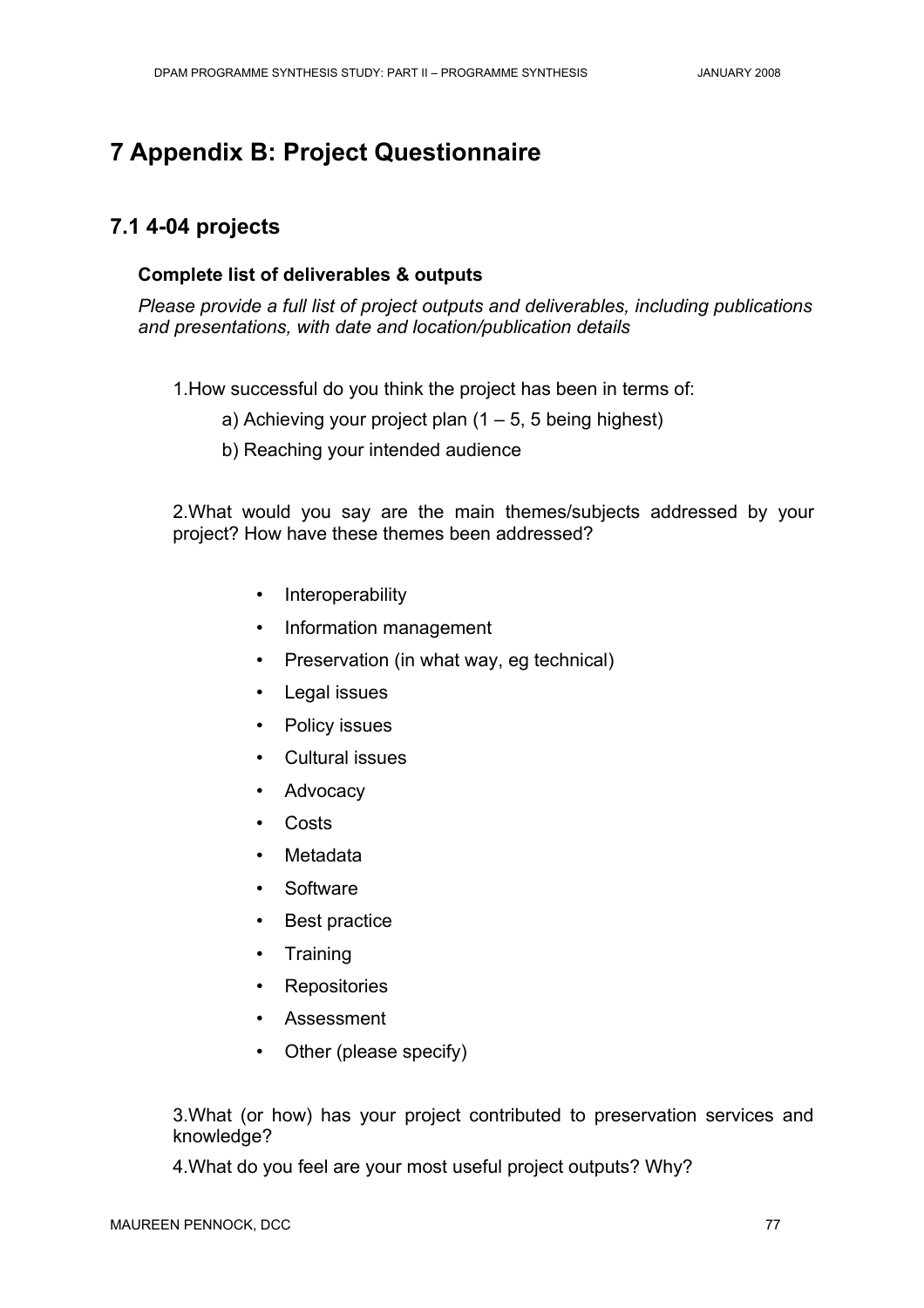# 7 Appendix B: Project Questionnaire

## 7.1 4-04 projects

**Complete list of deliverables & outputs**

*Please provide a full list of project outputs and deliverables, including publications and presentations, with date and location/publication details*

1.How successful do you think the project has been in terms of:

a) Achieving your project plan (1 – 5, 5 being highest)

b) Reaching your intended audience

2.What would you say are the main themes/subjects addressed by your project? How have these themes been addressed?

- Interoperability
- Information management
- Preservation (in what way, eg technical)
- Legal issues
- Policy issues
- Cultural issues
- Advocacy
- Costs
- Metadata
- Software
- Best practice
- Training
- Repositories
- Assessment
- Other (please specify)

3.What (or how) has your project contributed to preservation services and knowledge?

4.What do you feel are your most useful project outputs? Why?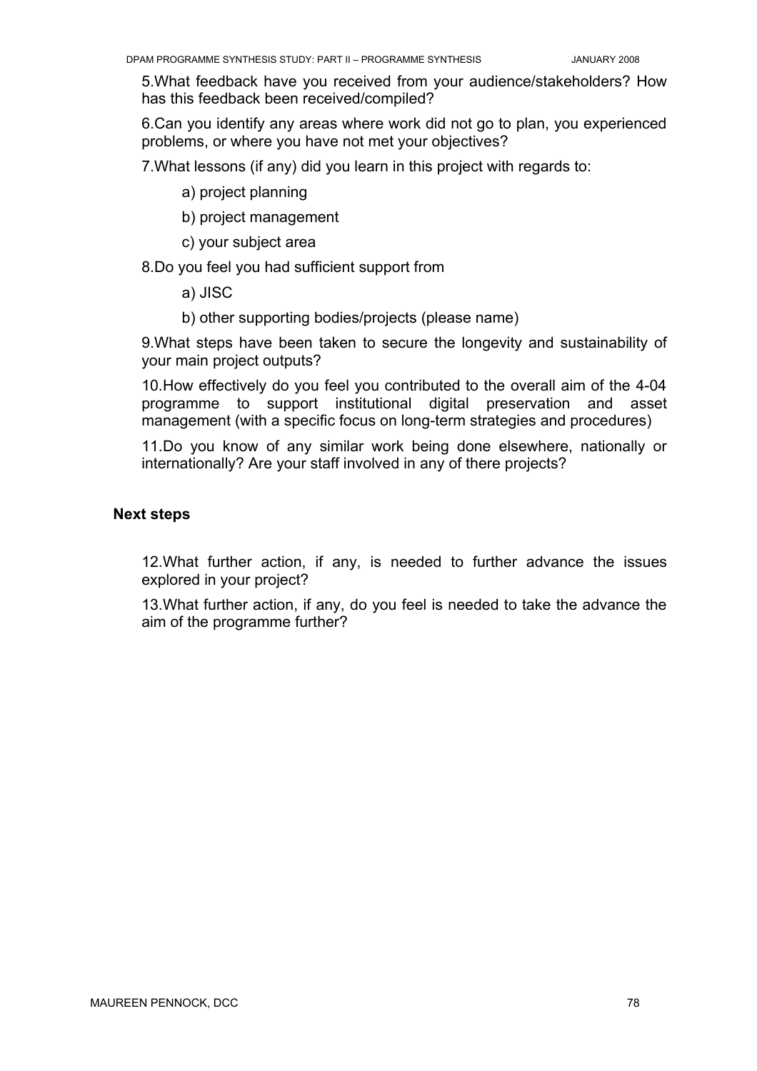5. What feedback have you received from your audience/stakeholders? How has this feedback been received/compiled?

6. Can you identify any areas where work did not go to plan, you experienced problems, or where you have not met your objectives?

7. What lessons (if any) did you learn in this project with regards to:

   a) project planning

   b) project management

   c) your subject area

8. Do you feel you had sufficient support from

   a) JISC

   b) other supporting bodies/projects (please name)

9. What steps have been taken to secure the longevity and sustainability of your main project outputs?

10. How effectively do you feel you contributed to the overall aim of the 4-04 programme to support institutional digital preservation and asset management (with a specific focus on long-term strategies and procedures)

11. Do you know of any similar work being done elsewhere, nationally or internationally? Are your staff involved in any of there projects?

**Next steps**

12. What further action, if any, is needed to further advance the issues explored in your project?

13. What further action, if any, do you feel is needed to take the advance the aim of the programme further?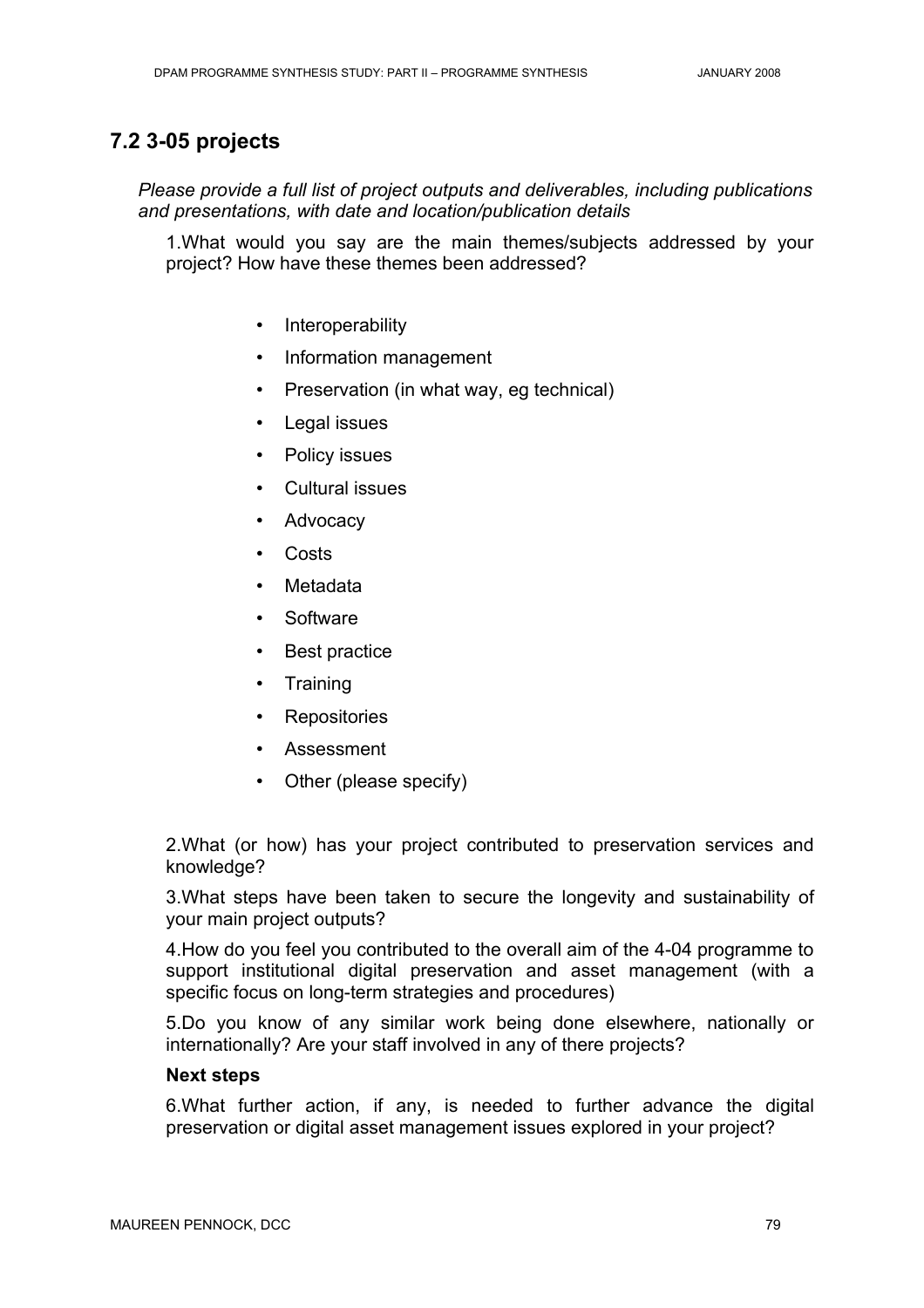## 7.2 3-05 projects

*Please provide a full list of project outputs and deliverables, including publications and presentations, with date and location/publication details*

1.What would you say are the main themes/subjects addressed by your project? How have these themes been addressed?

- Interoperability
- Information management
- Preservation (in what way, eg technical)
- Legal issues
- Policy issues
- Cultural issues
- Advocacy
- Costs
- Metadata
- Software
- Best practice
- Training
- Repositories
- Assessment
- Other (please specify)

2.What (or how) has your project contributed to preservation services and knowledge?

3.What steps have been taken to secure the longevity and sustainability of your main project outputs?

4.How do you feel you contributed to the overall aim of the 4-04 programme to support institutional digital preservation and asset management (with a specific focus on long-term strategies and procedures)

5.Do you know of any similar work being done elsewhere, nationally or internationally? Are your staff involved in any of there projects?

**Next steps**

6.What further action, if any, is needed to further advance the digital preservation or digital asset management issues explored in your project?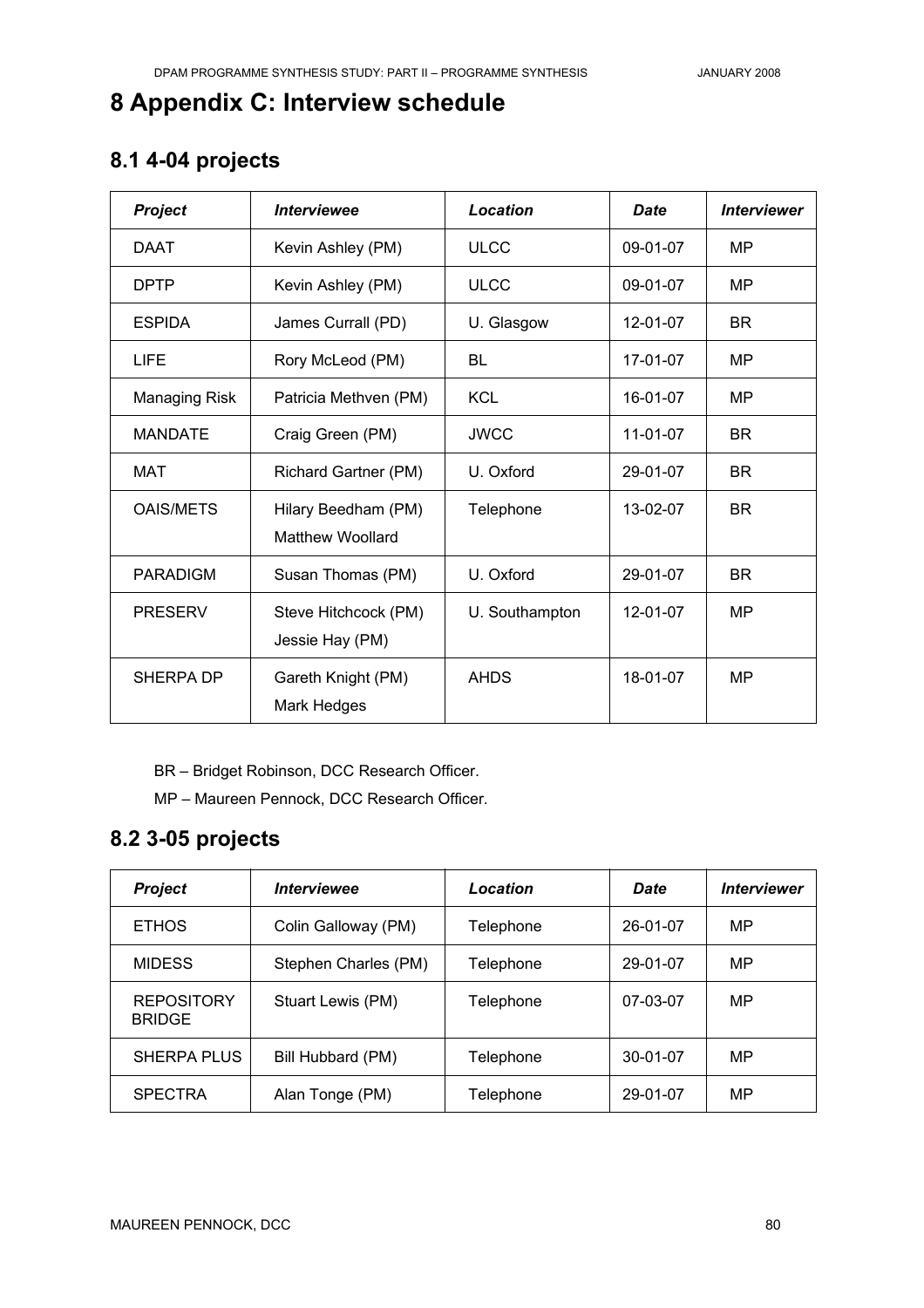# 8 Appendix C: Interview schedule

## 8.1 4-04 projects

| *Project* | *Interviewee* | *Location* | *Date* | *Interviewer* |
|---|---|---|---|---|
| DAAT | Kevin Ashley (PM) | ULCC | 09-01-07 | MP |
| DPTP | Kevin Ashley (PM) | ULCC | 09-01-07 | MP |
| ESPIDA | James Currall (PD) | U. Glasgow | 12-01-07 | BR |
| LIFE | Rory McLeod (PM) | BL | 17-01-07 | MP |
| Managing Risk | Patricia Methven (PM) | KCL | 16-01-07 | MP |
| MANDATE | Craig Green (PM) | JWCC | 11-01-07 | BR |
| MAT | Richard Gartner (PM) | U. Oxford | 29-01-07 | BR |
| OAIS/METS | Hilary Beedham (PM) Matthew Woollard | Telephone | 13-02-07 | BR |
| PARADIGM | Susan Thomas (PM) | U. Oxford | 29-01-07 | BR |
| PRESERV | Steve Hitchcock (PM) Jessie Hay (PM) | U. Southampton | 12-01-07 | MP |
| SHERPA DP | Gareth Knight (PM) Mark Hedges | AHDS | 18-01-07 | MP |

BR – Bridget Robinson, DCC Research Officer.

MP – Maureen Pennock, DCC Research Officer.

## 8.2 3-05 projects

| *Project* | *Interviewee* | *Location* | *Date* | *Interviewer* |
|---|---|---|---|---|
| ETHOS | Colin Galloway (PM) | Telephone | 26-01-07 | MP |
| MIDESS | Stephen Charles (PM) | Telephone | 29-01-07 | MP |
| REPOSITORY BRIDGE | Stuart Lewis (PM) | Telephone | 07-03-07 | MP |
| SHERPA PLUS | Bill Hubbard (PM) | Telephone | 30-01-07 | MP |
| SPECTRA | Alan Tonge (PM) | Telephone | 29-01-07 | MP |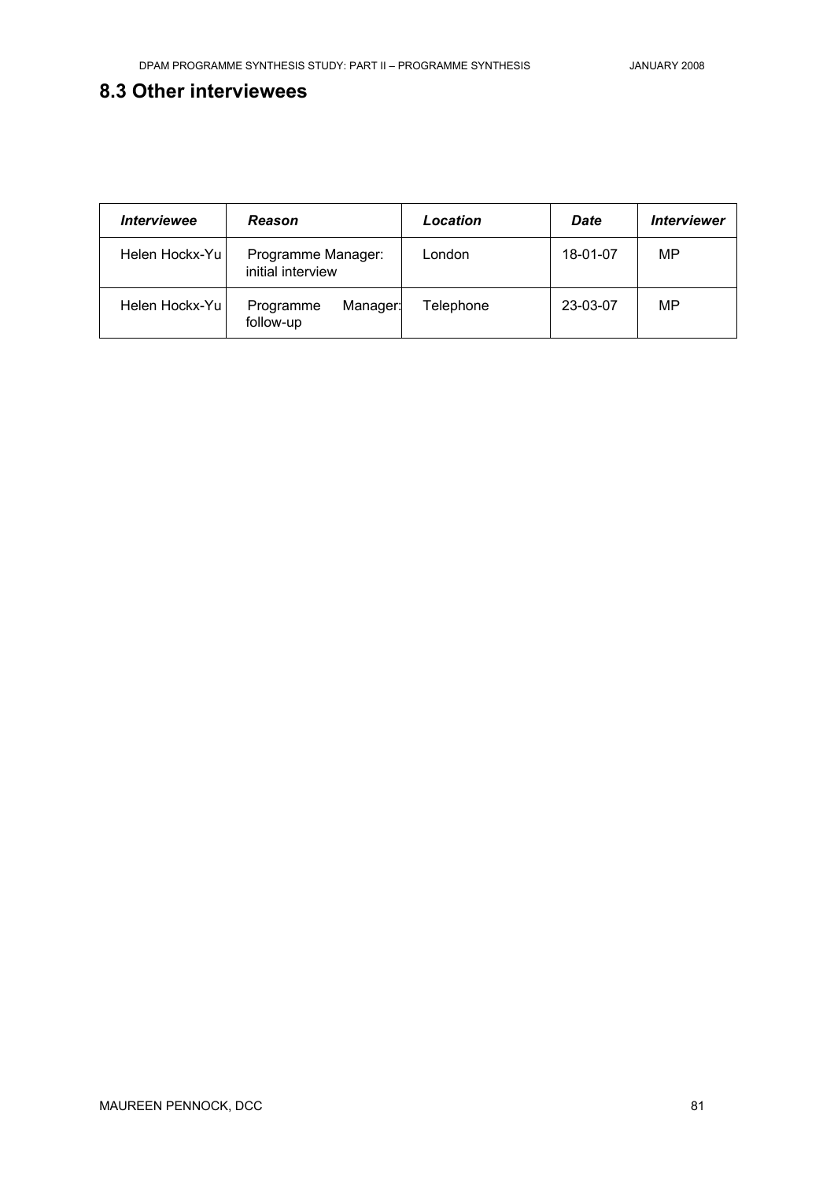## 8.3 Other interviewees

| *Interviewee* | *Reason* | *Location* | *Date* | *Interviewer* |
|---|---|---|---|---|
| Helen Hockx-Yu | Programme Manager: initial interview | London | 18-01-07 | MP |
| Helen Hockx-Yu | Programme Manager: follow-up | Telephone | 23-03-07 | MP |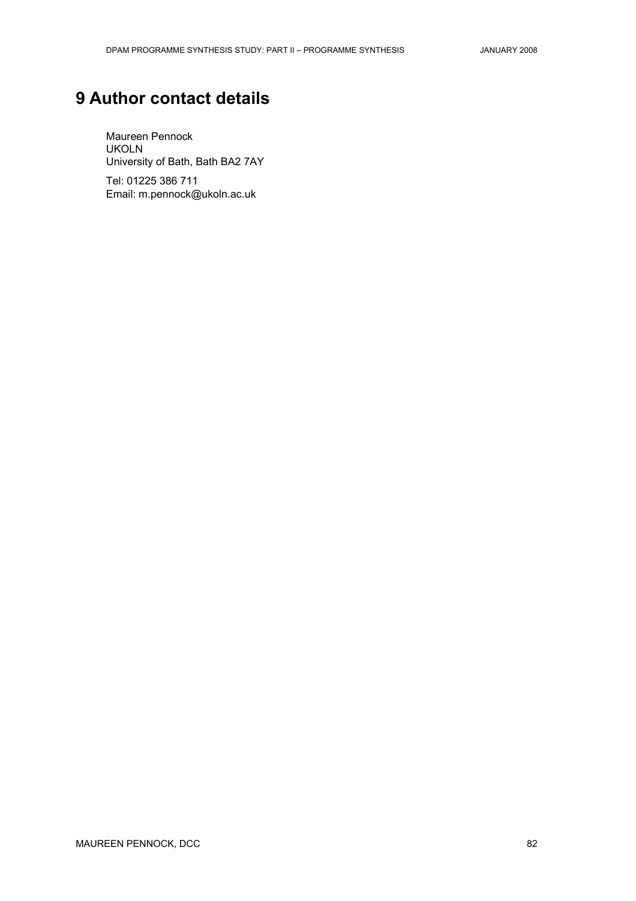# 9 Author contact details

Maureen Pennock
UKOLN
University of Bath, Bath BA2 7AY

Tel: 01225 386 711
Email: m.pennock@ukoln.ac.uk